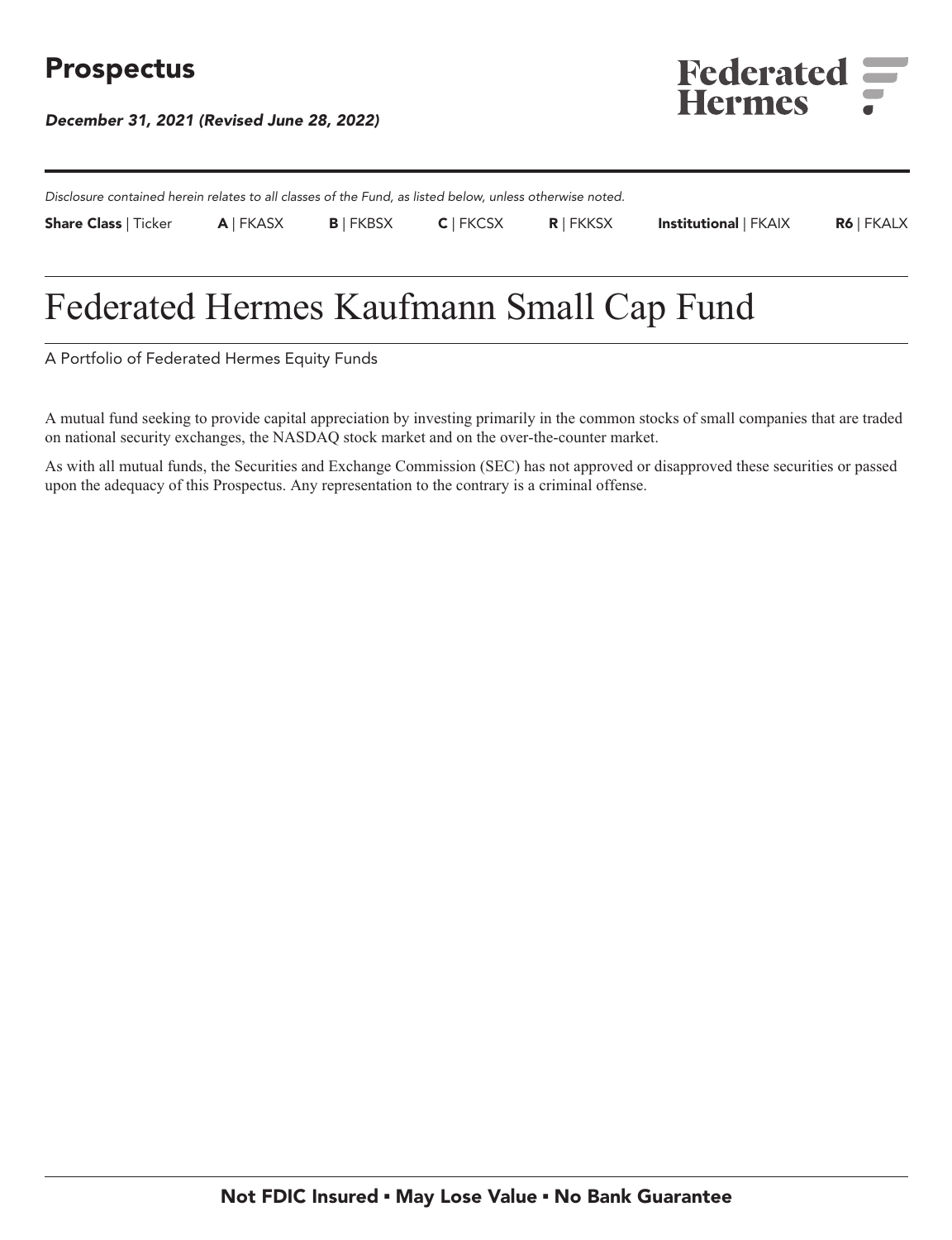# Prospectus

*December 31, 2021 (Revised June 28, 2022)*

Federated Hermes

*Disclosure contained herein relates to all classes of the Fund, as listed below, unless otherwise noted.*

| Share Class \| Ticker | A \| FKASX | B \| FKBSX | C \| FKCSX | R \| FKKSX | Institutional \| FKAIX | R6 \| FKALX |
|---|---|---|---|---|---|---|

# Federated Hermes Kaufmann Small Cap Fund

A Portfolio of Federated Hermes Equity Funds

A mutual fund seeking to provide capital appreciation by investing primarily in the common stocks of small companies that are traded on national security exchanges, the NASDAQ stock market and on the over-the-counter market.

As with all mutual funds, the Securities and Exchange Commission (SEC) has not approved or disapproved these securities or passed upon the adequacy of this Prospectus. Any representation to the contrary is a criminal offense.

**Not FDIC Insured ▪ May Lose Value ▪ No Bank Guarantee**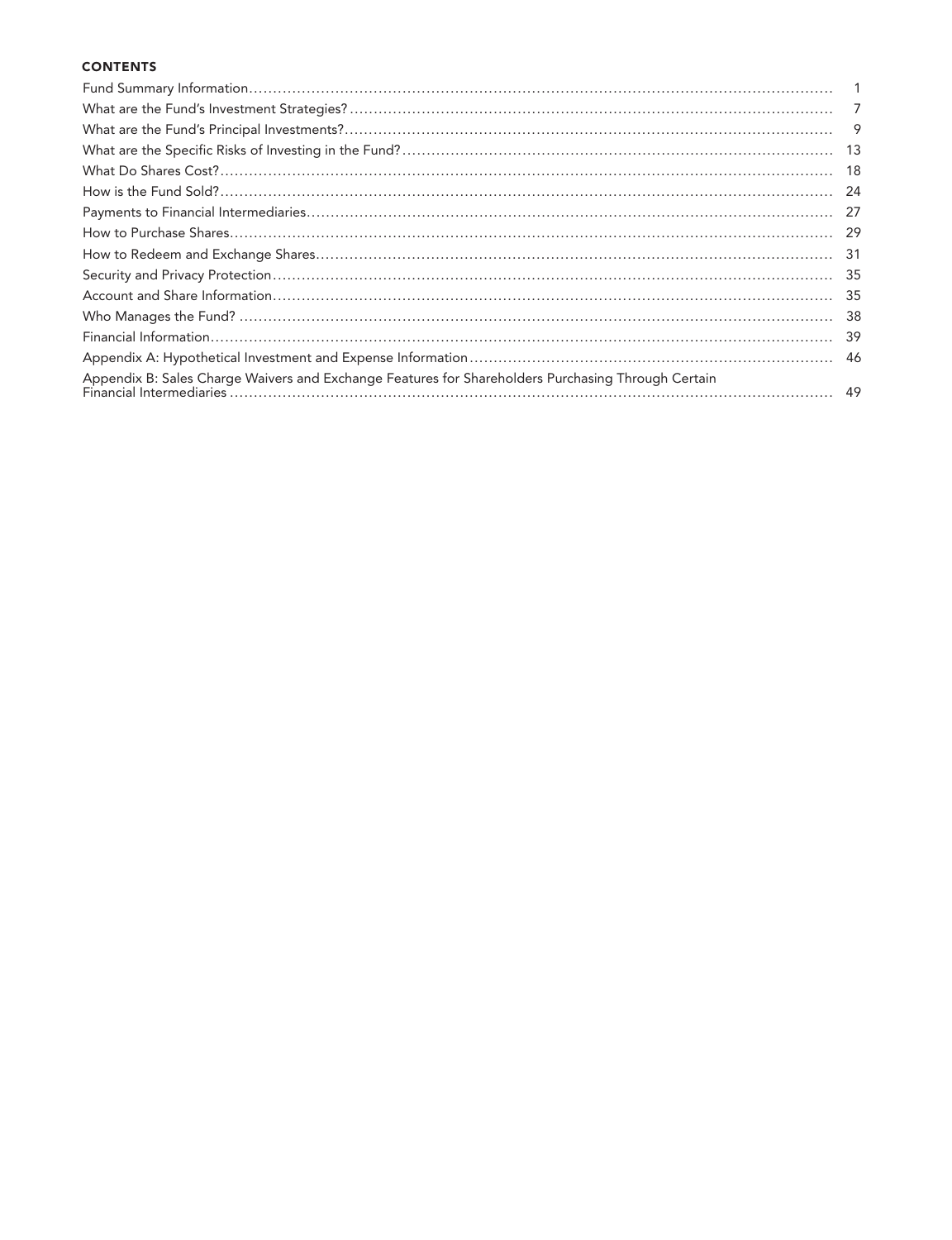#### CONTENTS

| | |
|---|---|
| Fund Summary Information | 1 |
| What are the Fund's Investment Strategies? | 7 |
| What are the Fund's Principal Investments? | 9 |
| What are the Specific Risks of Investing in the Fund? | 13 |
| What Do Shares Cost? | 18 |
| How is the Fund Sold? | 24 |
| Payments to Financial Intermediaries | 27 |
| How to Purchase Shares | 29 |
| How to Redeem and Exchange Shares | 31 |
| Security and Privacy Protection | 35 |
| Account and Share Information | 35 |
| Who Manages the Fund? | 38 |
| Financial Information | 39 |
| Appendix A: Hypothetical Investment and Expense Information | 46 |
| Appendix B: Sales Charge Waivers and Exchange Features for Shareholders Purchasing Through Certain Financial Intermediaries | 49 |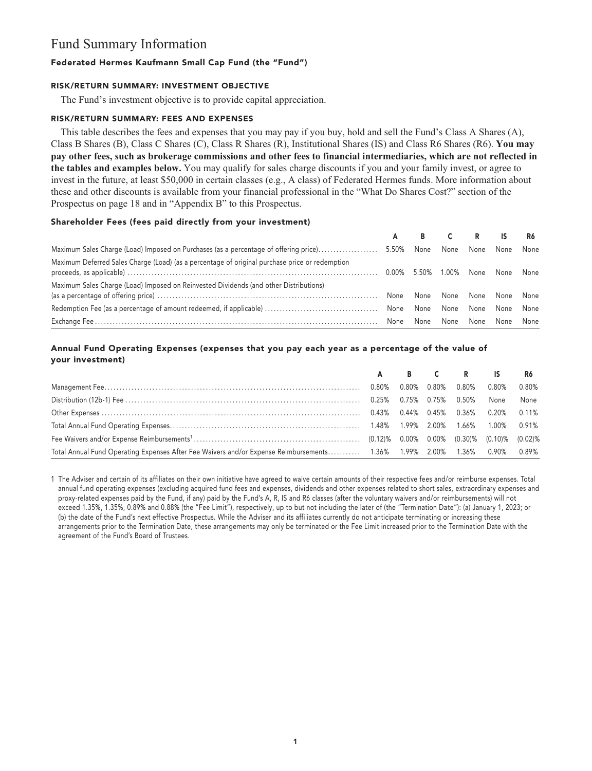# Fund Summary Information

### Federated Hermes Kaufmann Small Cap Fund (the "Fund")

#### RISK/RETURN SUMMARY: INVESTMENT OBJECTIVE

The Fund's investment objective is to provide capital appreciation.

#### RISK/RETURN SUMMARY: FEES AND EXPENSES

This table describes the fees and expenses that you may pay if you buy, hold and sell the Fund's Class A Shares (A), Class B Shares (B), Class C Shares (C), Class R Shares (R), Institutional Shares (IS) and Class R6 Shares (R6). **You may pay other fees, such as brokerage commissions and other fees to financial intermediaries, which are not reflected in the tables and examples below.** You may qualify for sales charge discounts if you and your family invest, or agree to invest in the future, at least $50,000 in certain classes (e.g., A class) of Federated Hermes funds. More information about these and other discounts is available from your financial professional in the "What Do Shares Cost?" section of the Prospectus on page 18 and in "Appendix B" to this Prospectus.

#### Shareholder Fees (fees paid directly from your investment)

| | A | B | C | R | IS | R6 |
|---|---|---|---|---|---|---|
| Maximum Sales Charge (Load) Imposed on Purchases (as a percentage of offering price) | 5.50% | None | None | None | None | None |
| Maximum Deferred Sales Charge (Load) (as a percentage of original purchase price or redemption proceeds, as applicable) | 0.00% | 5.50% | 1.00% | None | None | None |
| Maximum Sales Charge (Load) Imposed on Reinvested Dividends (and other Distributions) (as a percentage of offering price) | None | None | None | None | None | None |
| Redemption Fee (as a percentage of amount redeemed, if applicable) | None | None | None | None | None | None |
| Exchange Fee | None | None | None | None | None | None |

#### Annual Fund Operating Expenses (expenses that you pay each year as a percentage of the value of your investment)

| | A | B | C | R | IS | R6 |
|---|---|---|---|---|---|---|
| Management Fee | 0.80% | 0.80% | 0.80% | 0.80% | 0.80% | 0.80% |
| Distribution (12b-1) Fee | 0.25% | 0.75% | 0.75% | 0.50% | None | None |
| Other Expenses | 0.43% | 0.44% | 0.45% | 0.36% | 0.20% | 0.11% |
| Total Annual Fund Operating Expenses | 1.48% | 1.99% | 2.00% | 1.66% | 1.00% | 0.91% |
| Fee Waivers and/or Expense Reimbursements[1] | (0.12)% | 0.00% | 0.00% | (0.30)% | (0.10)% | (0.02)% |
| Total Annual Fund Operating Expenses After Fee Waivers and/or Expense Reimbursements | 1.36% | 1.99% | 2.00% | 1.36% | 0.90% | 0.89% |

1 The Adviser and certain of its affiliates on their own initiative have agreed to waive certain amounts of their respective fees and/or reimburse expenses. Total annual fund operating expenses (excluding acquired fund fees and expenses, dividends and other expenses related to short sales, extraordinary expenses and proxy-related expenses paid by the Fund, if any) paid by the Fund's A, R, IS and R6 classes (after the voluntary waivers and/or reimbursements) will not exceed 1.35%, 1.35%, 0.89% and 0.88% (the "Fee Limit"), respectively, up to but not including the later of (the "Termination Date"): (a) January 1, 2023; or (b) the date of the Fund's next effective Prospectus. While the Adviser and its affiliates currently do not anticipate terminating or increasing these arrangements prior to the Termination Date, these arrangements may only be terminated or the Fee Limit increased prior to the Termination Date with the agreement of the Fund's Board of Trustees.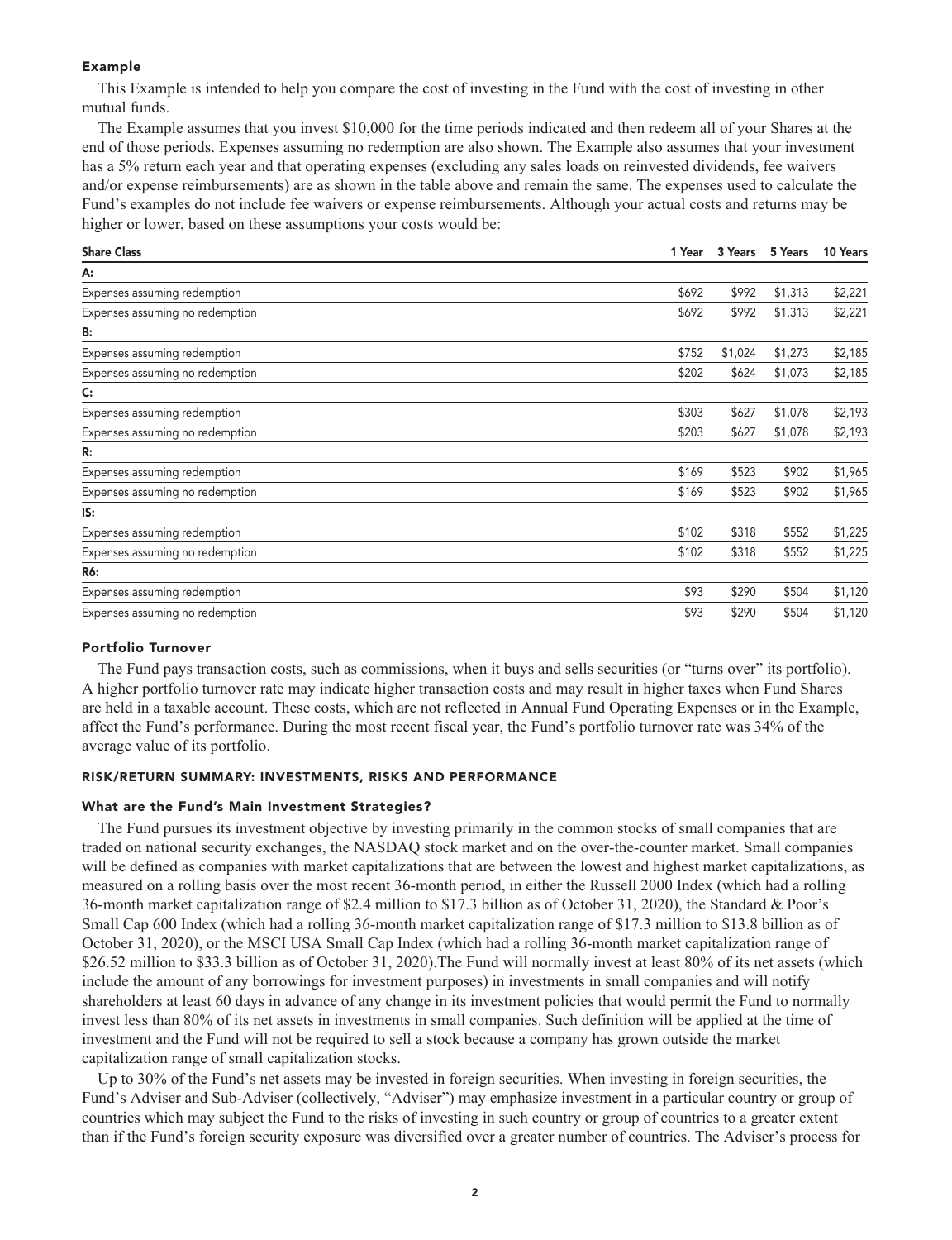### Example

This Example is intended to help you compare the cost of investing in the Fund with the cost of investing in other mutual funds.

The Example assumes that you invest $10,000 for the time periods indicated and then redeem all of your Shares at the end of those periods. Expenses assuming no redemption are also shown. The Example also assumes that your investment has a 5% return each year and that operating expenses (excluding any sales loads on reinvested dividends, fee waivers and/or expense reimbursements) are as shown in the table above and remain the same. The expenses used to calculate the Fund's examples do not include fee waivers or expense reimbursements. Although your actual costs and returns may be higher or lower, based on these assumptions your costs would be:

| Share Class | 1 Year | 3 Years | 5 Years | 10 Years |
|---|---|---|---|---|
| **A:** | | | | |
| Expenses assuming redemption | $692 | $992 | $1,313 | $2,221 |
| Expenses assuming no redemption | $692 | $992 | $1,313 | $2,221 |
| **B:** | | | | |
| Expenses assuming redemption | $752 | $1,024 | $1,273 | $2,185 |
| Expenses assuming no redemption | $202 | $624 | $1,073 | $2,185 |
| **C:** | | | | |
| Expenses assuming redemption | $303 | $627 | $1,078 | $2,193 |
| Expenses assuming no redemption | $203 | $627 | $1,078 | $2,193 |
| **R:** | | | | |
| Expenses assuming redemption | $169 | $523 | $902 | $1,965 |
| Expenses assuming no redemption | $169 | $523 | $902 | $1,965 |
| **IS:** | | | | |
| Expenses assuming redemption | $102 | $318 | $552 | $1,225 |
| Expenses assuming no redemption | $102 | $318 | $552 | $1,225 |
| **R6:** | | | | |
| Expenses assuming redemption | $93 | $290 | $504 | $1,120 |
| Expenses assuming no redemption | $93 | $290 | $504 | $1,120 |

### Portfolio Turnover

The Fund pays transaction costs, such as commissions, when it buys and sells securities (or "turns over" its portfolio). A higher portfolio turnover rate may indicate higher transaction costs and may result in higher taxes when Fund Shares are held in a taxable account. These costs, which are not reflected in Annual Fund Operating Expenses or in the Example, affect the Fund's performance. During the most recent fiscal year, the Fund's portfolio turnover rate was 34% of the average value of its portfolio.

## RISK/RETURN SUMMARY: INVESTMENTS, RISKS AND PERFORMANCE

### What are the Fund's Main Investment Strategies?

The Fund pursues its investment objective by investing primarily in the common stocks of small companies that are traded on national security exchanges, the NASDAQ stock market and on the over-the-counter market. Small companies will be defined as companies with market capitalizations that are between the lowest and highest market capitalizations, as measured on a rolling basis over the most recent 36-month period, in either the Russell 2000 Index (which had a rolling 36-month market capitalization range of $2.4 million to $17.3 billion as of October 31, 2020), the Standard & Poor's Small Cap 600 Index (which had a rolling 36-month market capitalization range of $17.3 million to $13.8 billion as of October 31, 2020), or the MSCI USA Small Cap Index (which had a rolling 36-month market capitalization range of $26.52 million to $33.3 billion as of October 31, 2020).The Fund will normally invest at least 80% of its net assets (which include the amount of any borrowings for investment purposes) in investments in small companies and will notify shareholders at least 60 days in advance of any change in its investment policies that would permit the Fund to normally invest less than 80% of its net assets in investments in small companies. Such definition will be applied at the time of investment and the Fund will not be required to sell a stock because a company has grown outside the market capitalization range of small capitalization stocks.

Up to 30% of the Fund's net assets may be invested in foreign securities. When investing in foreign securities, the Fund's Adviser and Sub-Adviser (collectively, "Adviser") may emphasize investment in a particular country or group of countries which may subject the Fund to the risks of investing in such country or group of countries to a greater extent than if the Fund's foreign security exposure was diversified over a greater number of countries. The Adviser's process for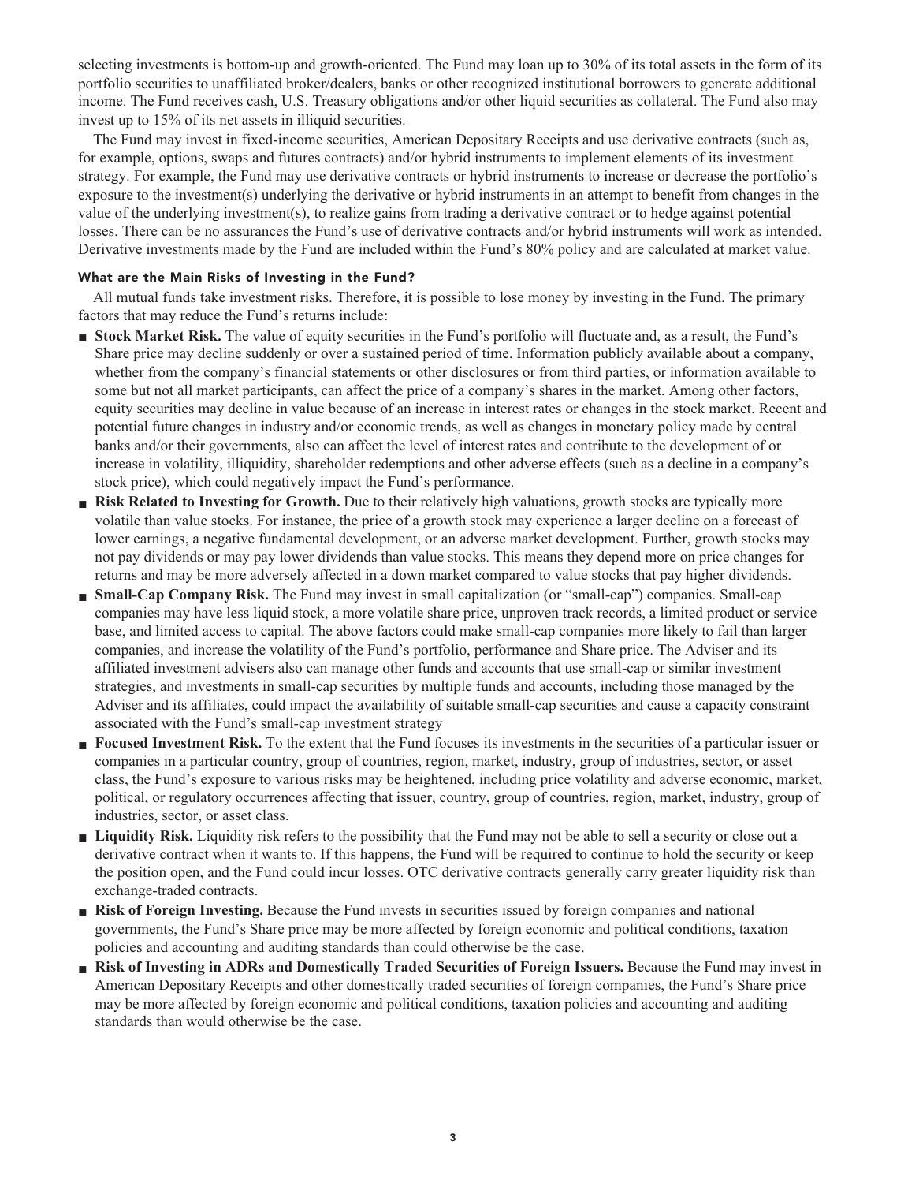selecting investments is bottom-up and growth-oriented. The Fund may loan up to 30% of its total assets in the form of its portfolio securities to unaffiliated broker/dealers, banks or other recognized institutional borrowers to generate additional income. The Fund receives cash, U.S. Treasury obligations and/or other liquid securities as collateral. The Fund also may invest up to 15% of its net assets in illiquid securities.

The Fund may invest in fixed-income securities, American Depositary Receipts and use derivative contracts (such as, for example, options, swaps and futures contracts) and/or hybrid instruments to implement elements of its investment strategy. For example, the Fund may use derivative contracts or hybrid instruments to increase or decrease the portfolio's exposure to the investment(s) underlying the derivative or hybrid instruments in an attempt to benefit from changes in the value of the underlying investment(s), to realize gains from trading a derivative contract or to hedge against potential losses. There can be no assurances the Fund's use of derivative contracts and/or hybrid instruments will work as intended. Derivative investments made by the Fund are included within the Fund's 80% policy and are calculated at market value.

### What are the Main Risks of Investing in the Fund?

All mutual funds take investment risks. Therefore, it is possible to lose money by investing in the Fund. The primary factors that may reduce the Fund's returns include:

- **Stock Market Risk.** The value of equity securities in the Fund's portfolio will fluctuate and, as a result, the Fund's Share price may decline suddenly or over a sustained period of time. Information publicly available about a company, whether from the company's financial statements or other disclosures or from third parties, or information available to some but not all market participants, can affect the price of a company's shares in the market. Among other factors, equity securities may decline in value because of an increase in interest rates or changes in the stock market. Recent and potential future changes in industry and/or economic trends, as well as changes in monetary policy made by central banks and/or their governments, also can affect the level of interest rates and contribute to the development of or increase in volatility, illiquidity, shareholder redemptions and other adverse effects (such as a decline in a company's stock price), which could negatively impact the Fund's performance.
- **Risk Related to Investing for Growth.** Due to their relatively high valuations, growth stocks are typically more volatile than value stocks. For instance, the price of a growth stock may experience a larger decline on a forecast of lower earnings, a negative fundamental development, or an adverse market development. Further, growth stocks may not pay dividends or may pay lower dividends than value stocks. This means they depend more on price changes for returns and may be more adversely affected in a down market compared to value stocks that pay higher dividends.
- **Small-Cap Company Risk.** The Fund may invest in small capitalization (or "small-cap") companies. Small-cap companies may have less liquid stock, a more volatile share price, unproven track records, a limited product or service base, and limited access to capital. The above factors could make small-cap companies more likely to fail than larger companies, and increase the volatility of the Fund's portfolio, performance and Share price. The Adviser and its affiliated investment advisers also can manage other funds and accounts that use small-cap or similar investment strategies, and investments in small-cap securities by multiple funds and accounts, including those managed by the Adviser and its affiliates, could impact the availability of suitable small-cap securities and cause a capacity constraint associated with the Fund's small-cap investment strategy
- **Focused Investment Risk.** To the extent that the Fund focuses its investments in the securities of a particular issuer or companies in a particular country, group of countries, region, market, industry, group of industries, sector, or asset class, the Fund's exposure to various risks may be heightened, including price volatility and adverse economic, market, political, or regulatory occurrences affecting that issuer, country, group of countries, region, market, industry, group of industries, sector, or asset class.
- **Liquidity Risk.** Liquidity risk refers to the possibility that the Fund may not be able to sell a security or close out a derivative contract when it wants to. If this happens, the Fund will be required to continue to hold the security or keep the position open, and the Fund could incur losses. OTC derivative contracts generally carry greater liquidity risk than exchange-traded contracts.
- **Risk of Foreign Investing.** Because the Fund invests in securities issued by foreign companies and national governments, the Fund's Share price may be more affected by foreign economic and political conditions, taxation policies and accounting and auditing standards than could otherwise be the case.
- **Risk of Investing in ADRs and Domestically Traded Securities of Foreign Issuers.** Because the Fund may invest in American Depositary Receipts and other domestically traded securities of foreign companies, the Fund's Share price may be more affected by foreign economic and political conditions, taxation policies and accounting and auditing standards than would otherwise be the case.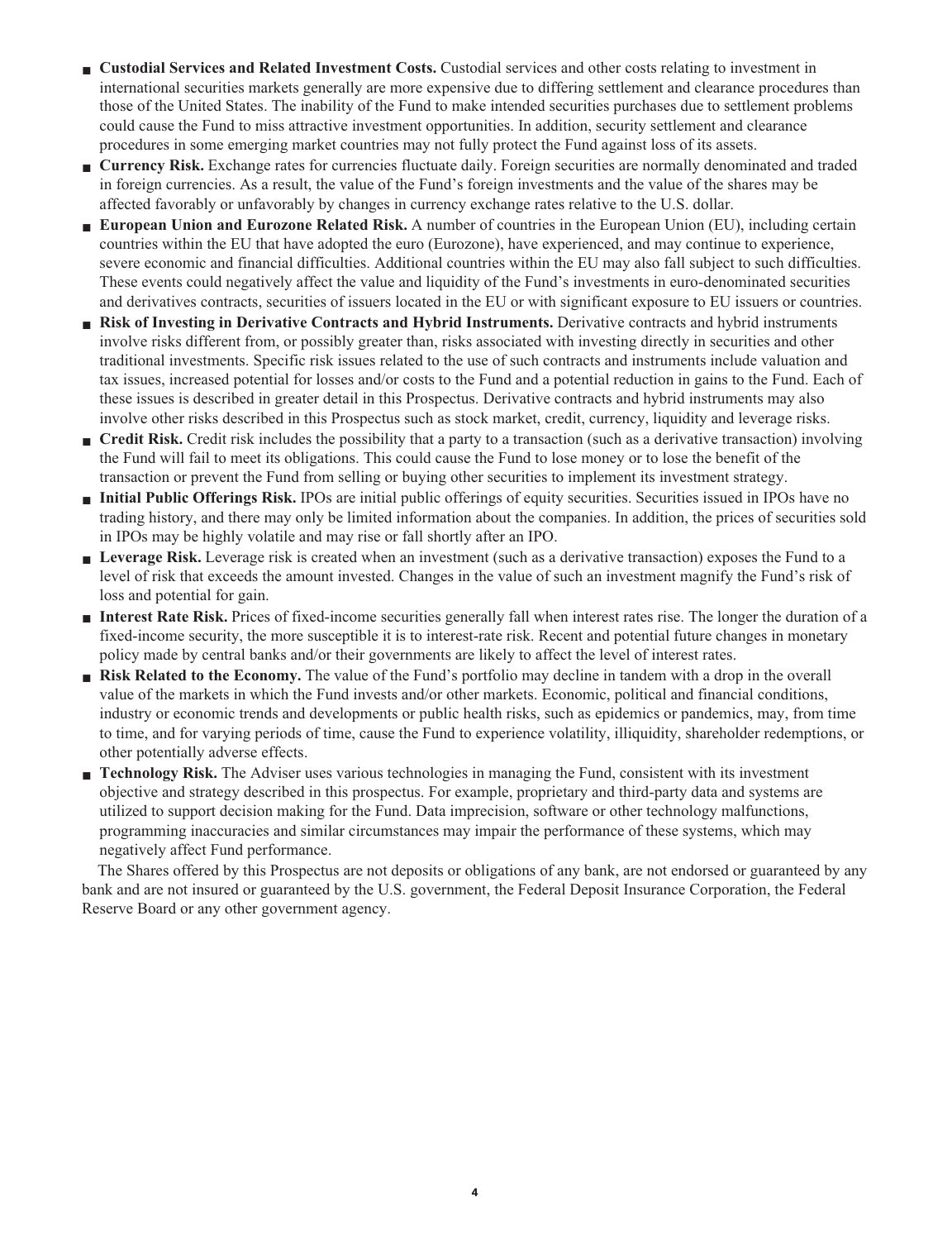- **Custodial Services and Related Investment Costs.** Custodial services and other costs relating to investment in international securities markets generally are more expensive due to differing settlement and clearance procedures than those of the United States. The inability of the Fund to make intended securities purchases due to settlement problems could cause the Fund to miss attractive investment opportunities. In addition, security settlement and clearance procedures in some emerging market countries may not fully protect the Fund against loss of its assets.
- **Currency Risk.** Exchange rates for currencies fluctuate daily. Foreign securities are normally denominated and traded in foreign currencies. As a result, the value of the Fund's foreign investments and the value of the shares may be affected favorably or unfavorably by changes in currency exchange rates relative to the U.S. dollar.
- **European Union and Eurozone Related Risk.** A number of countries in the European Union (EU), including certain countries within the EU that have adopted the euro (Eurozone), have experienced, and may continue to experience, severe economic and financial difficulties. Additional countries within the EU may also fall subject to such difficulties. These events could negatively affect the value and liquidity of the Fund's investments in euro-denominated securities and derivatives contracts, securities of issuers located in the EU or with significant exposure to EU issuers or countries.
- **Risk of Investing in Derivative Contracts and Hybrid Instruments.** Derivative contracts and hybrid instruments involve risks different from, or possibly greater than, risks associated with investing directly in securities and other traditional investments. Specific risk issues related to the use of such contracts and instruments include valuation and tax issues, increased potential for losses and/or costs to the Fund and a potential reduction in gains to the Fund. Each of these issues is described in greater detail in this Prospectus. Derivative contracts and hybrid instruments may also involve other risks described in this Prospectus such as stock market, credit, currency, liquidity and leverage risks.
- **Credit Risk.** Credit risk includes the possibility that a party to a transaction (such as a derivative transaction) involving the Fund will fail to meet its obligations. This could cause the Fund to lose money or to lose the benefit of the transaction or prevent the Fund from selling or buying other securities to implement its investment strategy.
- **Initial Public Offerings Risk.** IPOs are initial public offerings of equity securities. Securities issued in IPOs have no trading history, and there may only be limited information about the companies. In addition, the prices of securities sold in IPOs may be highly volatile and may rise or fall shortly after an IPO.
- **Leverage Risk.** Leverage risk is created when an investment (such as a derivative transaction) exposes the Fund to a level of risk that exceeds the amount invested. Changes in the value of such an investment magnify the Fund's risk of loss and potential for gain.
- **Interest Rate Risk.** Prices of fixed-income securities generally fall when interest rates rise. The longer the duration of a fixed-income security, the more susceptible it is to interest-rate risk. Recent and potential future changes in monetary policy made by central banks and/or their governments are likely to affect the level of interest rates.
- **Risk Related to the Economy.** The value of the Fund's portfolio may decline in tandem with a drop in the overall value of the markets in which the Fund invests and/or other markets. Economic, political and financial conditions, industry or economic trends and developments or public health risks, such as epidemics or pandemics, may, from time to time, and for varying periods of time, cause the Fund to experience volatility, illiquidity, shareholder redemptions, or other potentially adverse effects.
- **Technology Risk.** The Adviser uses various technologies in managing the Fund, consistent with its investment objective and strategy described in this prospectus. For example, proprietary and third-party data and systems are utilized to support decision making for the Fund. Data imprecision, software or other technology malfunctions, programming inaccuracies and similar circumstances may impair the performance of these systems, which may negatively affect Fund performance.

The Shares offered by this Prospectus are not deposits or obligations of any bank, are not endorsed or guaranteed by any bank and are not insured or guaranteed by the U.S. government, the Federal Deposit Insurance Corporation, the Federal Reserve Board or any other government agency.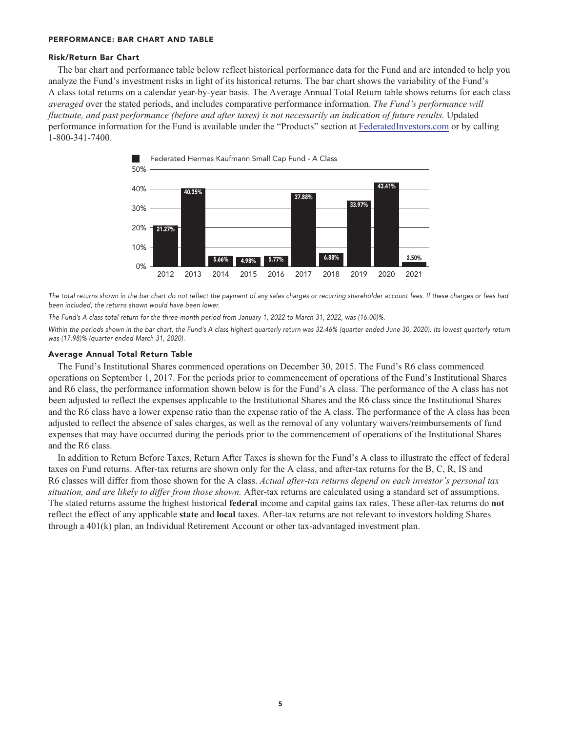## PERFORMANCE: BAR CHART AND TABLE

### Risk/Return Bar Chart

The bar chart and performance table below reflect historical performance data for the Fund and are intended to help you analyze the Fund's investment risks in light of its historical returns. The bar chart shows the variability of the Fund's A class total returns on a calendar year-by-year basis. The Average Annual Total Return table shows returns for each class *averaged* over the stated periods, and includes comparative performance information. *The Fund's performance will fluctuate, and past performance (before and after taxes) is not necessarily an indication of future results.* Updated performance information for the Fund is available under the "Products" section at FederatedInvestors.com or by calling 1-800-341-7400.

Federated Hermes Kaufmann Small Cap Fund - A Class

50%
40%
30%
20%
10%
0%

21.27%
40.35%
5.66%
4.98%
5.77%
37.88%
6.88%
33.97%
43.41%
2.50%

2012 2013 2014 2015 2016 2017 2018 2019 2020 2021

*The total returns shown in the bar chart do not reflect the payment of any sales charges or recurring shareholder account fees. If these charges or fees had been included, the returns shown would have been lower.*

*The Fund's A class total return for the three-month period from January 1, 2022 to March 31, 2022, was (16.00)%.*

*Within the periods shown in the bar chart, the Fund's A class highest quarterly return was 32.46% (quarter ended June 30, 2020). Its lowest quarterly return was (17.98)% (quarter ended March 31, 2020).*

### Average Annual Total Return Table

The Fund's Institutional Shares commenced operations on December 30, 2015. The Fund's R6 class commenced operations on September 1, 2017. For the periods prior to commencement of operations of the Fund's Institutional Shares and R6 class, the performance information shown below is for the Fund's A class. The performance of the A class has not been adjusted to reflect the expenses applicable to the Institutional Shares and the R6 class since the Institutional Shares and the R6 class have a lower expense ratio than the expense ratio of the A class. The performance of the A class has been adjusted to reflect the absence of sales charges, as well as the removal of any voluntary waivers/reimbursements of fund expenses that may have occurred during the periods prior to the commencement of operations of the Institutional Shares and the R6 class.

In addition to Return Before Taxes, Return After Taxes is shown for the Fund's A class to illustrate the effect of federal taxes on Fund returns. After-tax returns are shown only for the A class, and after-tax returns for the B, C, R, IS and R6 classes will differ from those shown for the A class. *Actual after-tax returns depend on each investor's personal tax situation, and are likely to differ from those shown.* After-tax returns are calculated using a standard set of assumptions. The stated returns assume the highest historical **federal** income and capital gains tax rates. These after-tax returns do **not** reflect the effect of any applicable **state** and **local** taxes. After-tax returns are not relevant to investors holding Shares through a 401(k) plan, an Individual Retirement Account or other tax-advantaged investment plan.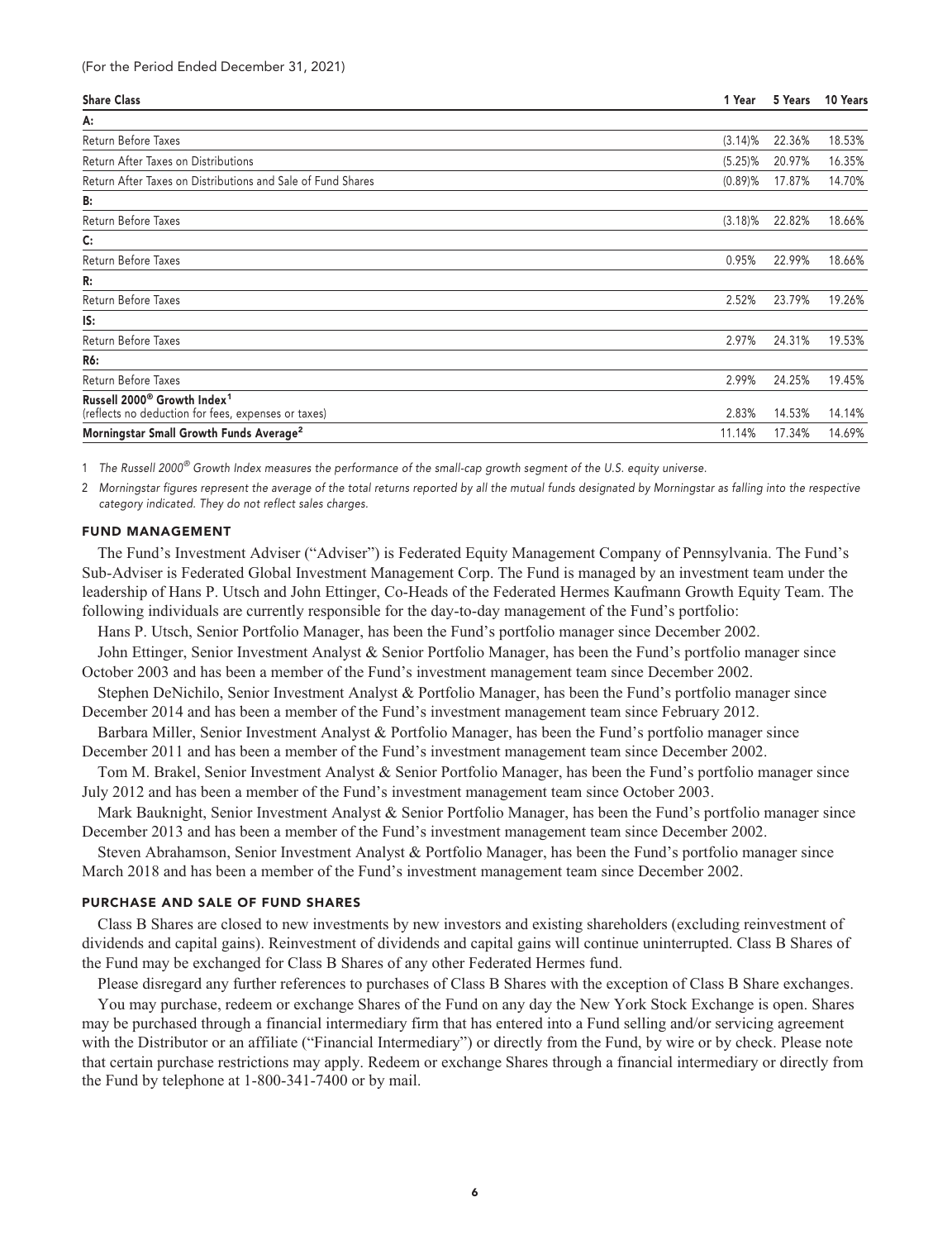(For the Period Ended December 31, 2021)

| Share Class | 1 Year | 5 Years | 10 Years |
|---|---|---|---|
| **A:** | | | |
| Return Before Taxes | (3.14)% | 22.36% | 18.53% |
| Return After Taxes on Distributions | (5.25)% | 20.97% | 16.35% |
| Return After Taxes on Distributions and Sale of Fund Shares | (0.89)% | 17.87% | 14.70% |
| **B:** | | | |
| Return Before Taxes | (3.18)% | 22.82% | 18.66% |
| **C:** | | | |
| Return Before Taxes | 0.95% | 22.99% | 18.66% |
| **R:** | | | |
| Return Before Taxes | 2.52% | 23.79% | 19.26% |
| **IS:** | | | |
| Return Before Taxes | 2.97% | 24.31% | 19.53% |
| **R6:** | | | |
| Return Before Taxes | 2.99% | 24.25% | 19.45% |
| **Russell 2000® Growth Index[1]** (reflects no deduction for fees, expenses or taxes) | 2.83% | 14.53% | 14.14% |
| **Morningstar Small Growth Funds Average[2]** | 11.14% | 17.34% | 14.69% |

1 *The Russell 2000® Growth Index measures the performance of the small-cap growth segment of the U.S. equity universe.*

2 *Morningstar figures represent the average of the total returns reported by all the mutual funds designated by Morningstar as falling into the respective category indicated. They do not reflect sales charges.*

## FUND MANAGEMENT

The Fund's Investment Adviser ("Adviser") is Federated Equity Management Company of Pennsylvania. The Fund's Sub-Adviser is Federated Global Investment Management Corp. The Fund is managed by an investment team under the leadership of Hans P. Utsch and John Ettinger, Co-Heads of the Federated Hermes Kaufmann Growth Equity Team. The following individuals are currently responsible for the day-to-day management of the Fund's portfolio:

Hans P. Utsch, Senior Portfolio Manager, has been the Fund's portfolio manager since December 2002.

John Ettinger, Senior Investment Analyst & Senior Portfolio Manager, has been the Fund's portfolio manager since October 2003 and has been a member of the Fund's investment management team since December 2002.

Stephen DeNichilo, Senior Investment Analyst & Portfolio Manager, has been the Fund's portfolio manager since December 2014 and has been a member of the Fund's investment management team since February 2012.

Barbara Miller, Senior Investment Analyst & Portfolio Manager, has been the Fund's portfolio manager since December 2011 and has been a member of the Fund's investment management team since December 2002.

Tom M. Brakel, Senior Investment Analyst & Senior Portfolio Manager, has been the Fund's portfolio manager since July 2012 and has been a member of the Fund's investment management team since October 2003.

Mark Bauknight, Senior Investment Analyst & Senior Portfolio Manager, has been the Fund's portfolio manager since December 2013 and has been a member of the Fund's investment management team since December 2002.

Steven Abrahamson, Senior Investment Analyst & Portfolio Manager, has been the Fund's portfolio manager since March 2018 and has been a member of the Fund's investment management team since December 2002.

## PURCHASE AND SALE OF FUND SHARES

Class B Shares are closed to new investments by new investors and existing shareholders (excluding reinvestment of dividends and capital gains). Reinvestment of dividends and capital gains will continue uninterrupted. Class B Shares of the Fund may be exchanged for Class B Shares of any other Federated Hermes fund.

Please disregard any further references to purchases of Class B Shares with the exception of Class B Share exchanges.

You may purchase, redeem or exchange Shares of the Fund on any day the New York Stock Exchange is open. Shares may be purchased through a financial intermediary firm that has entered into a Fund selling and/or servicing agreement with the Distributor or an affiliate ("Financial Intermediary") or directly from the Fund, by wire or by check. Please note that certain purchase restrictions may apply. Redeem or exchange Shares through a financial intermediary or directly from the Fund by telephone at 1-800-341-7400 or by mail.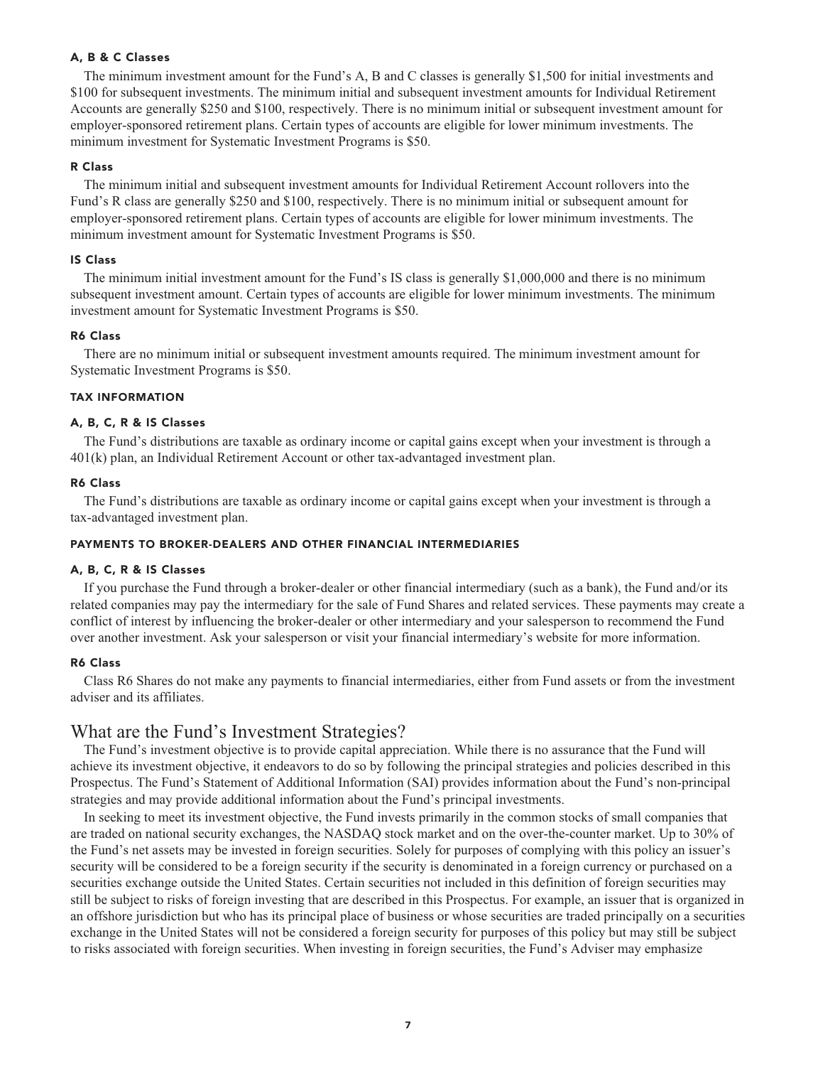#### A, B & C Classes

The minimum investment amount for the Fund's A, B and C classes is generally $1,500 for initial investments and $100 for subsequent investments. The minimum initial and subsequent investment amounts for Individual Retirement Accounts are generally $250 and $100, respectively. There is no minimum initial or subsequent investment amount for employer-sponsored retirement plans. Certain types of accounts are eligible for lower minimum investments. The minimum investment for Systematic Investment Programs is $50.

#### R Class

The minimum initial and subsequent investment amounts for Individual Retirement Account rollovers into the Fund's R class are generally $250 and $100, respectively. There is no minimum initial or subsequent amount for employer-sponsored retirement plans. Certain types of accounts are eligible for lower minimum investments. The minimum investment amount for Systematic Investment Programs is $50.

#### IS Class

The minimum initial investment amount for the Fund's IS class is generally $1,000,000 and there is no minimum subsequent investment amount. Certain types of accounts are eligible for lower minimum investments. The minimum investment amount for Systematic Investment Programs is $50.

#### R6 Class

There are no minimum initial or subsequent investment amounts required. The minimum investment amount for Systematic Investment Programs is $50.

### TAX INFORMATION

#### A, B, C, R & IS Classes

The Fund's distributions are taxable as ordinary income or capital gains except when your investment is through a 401(k) plan, an Individual Retirement Account or other tax-advantaged investment plan.

#### R6 Class

The Fund's distributions are taxable as ordinary income or capital gains except when your investment is through a tax-advantaged investment plan.

### PAYMENTS TO BROKER-DEALERS AND OTHER FINANCIAL INTERMEDIARIES

#### A, B, C, R & IS Classes

If you purchase the Fund through a broker-dealer or other financial intermediary (such as a bank), the Fund and/or its related companies may pay the intermediary for the sale of Fund Shares and related services. These payments may create a conflict of interest by influencing the broker-dealer or other intermediary and your salesperson to recommend the Fund over another investment. Ask your salesperson or visit your financial intermediary's website for more information.

#### R6 Class

Class R6 Shares do not make any payments to financial intermediaries, either from Fund assets or from the investment adviser and its affiliates.

## What are the Fund's Investment Strategies?

The Fund's investment objective is to provide capital appreciation. While there is no assurance that the Fund will achieve its investment objective, it endeavors to do so by following the principal strategies and policies described in this Prospectus. The Fund's Statement of Additional Information (SAI) provides information about the Fund's non-principal strategies and may provide additional information about the Fund's principal investments.

In seeking to meet its investment objective, the Fund invests primarily in the common stocks of small companies that are traded on national security exchanges, the NASDAQ stock market and on the over-the-counter market. Up to 30% of the Fund's net assets may be invested in foreign securities. Solely for purposes of complying with this policy an issuer's security will be considered to be a foreign security if the security is denominated in a foreign currency or purchased on a securities exchange outside the United States. Certain securities not included in this definition of foreign securities may still be subject to risks of foreign investing that are described in this Prospectus. For example, an issuer that is organized in an offshore jurisdiction but who has its principal place of business or whose securities are traded principally on a securities exchange in the United States will not be considered a foreign security for purposes of this policy but may still be subject to risks associated with foreign securities. When investing in foreign securities, the Fund's Adviser may emphasize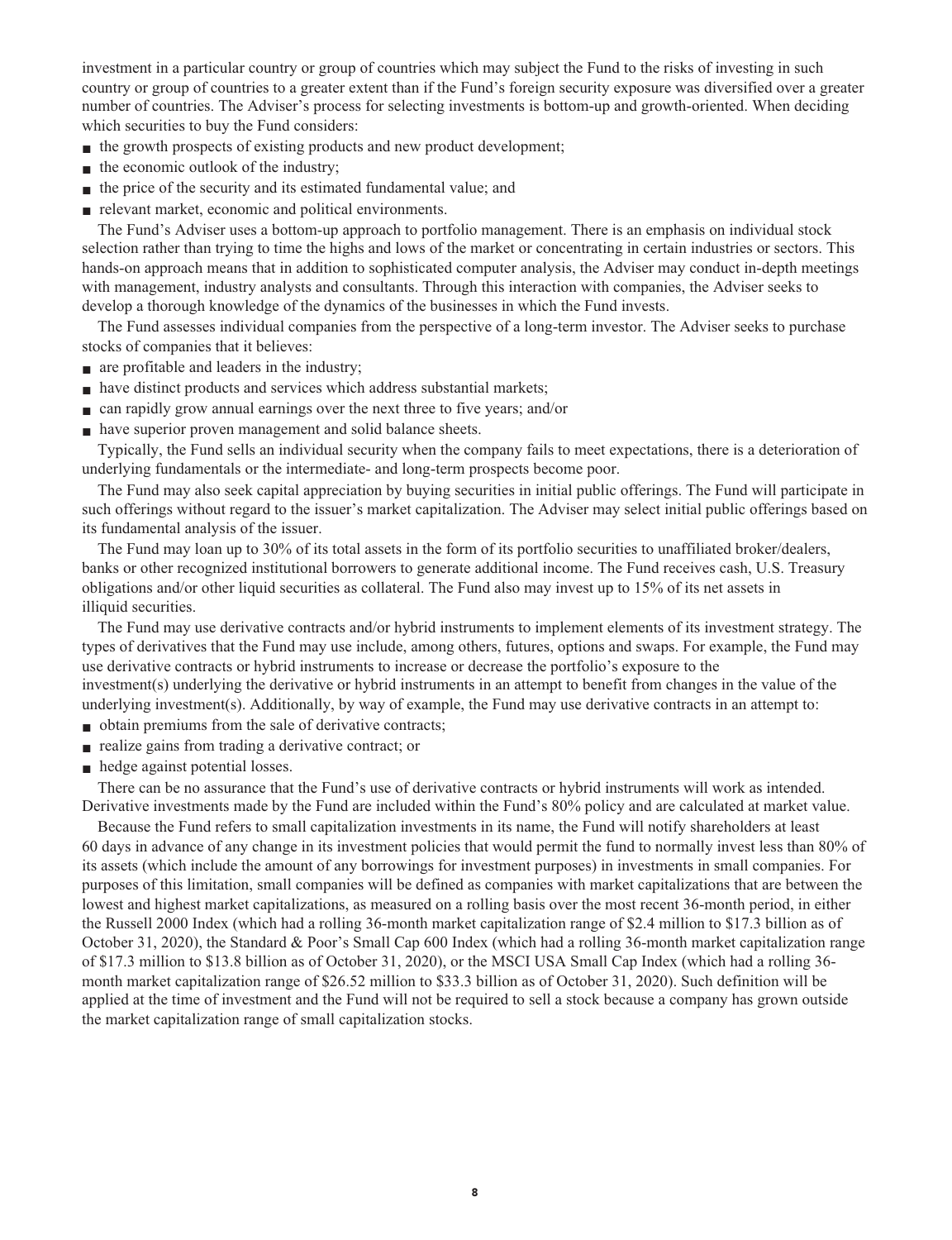investment in a particular country or group of countries which may subject the Fund to the risks of investing in such country or group of countries to a greater extent than if the Fund's foreign security exposure was diversified over a greater number of countries. The Adviser's process for selecting investments is bottom-up and growth-oriented. When deciding which securities to buy the Fund considers:

- the growth prospects of existing products and new product development;
- the economic outlook of the industry;
- the price of the security and its estimated fundamental value; and
- relevant market, economic and political environments.

The Fund's Adviser uses a bottom-up approach to portfolio management. There is an emphasis on individual stock selection rather than trying to time the highs and lows of the market or concentrating in certain industries or sectors. This hands-on approach means that in addition to sophisticated computer analysis, the Adviser may conduct in-depth meetings with management, industry analysts and consultants. Through this interaction with companies, the Adviser seeks to develop a thorough knowledge of the dynamics of the businesses in which the Fund invests.

The Fund assesses individual companies from the perspective of a long-term investor. The Adviser seeks to purchase stocks of companies that it believes:

- are profitable and leaders in the industry;
- have distinct products and services which address substantial markets;
- can rapidly grow annual earnings over the next three to five years; and/or
- have superior proven management and solid balance sheets.

Typically, the Fund sells an individual security when the company fails to meet expectations, there is a deterioration of underlying fundamentals or the intermediate- and long-term prospects become poor.

The Fund may also seek capital appreciation by buying securities in initial public offerings. The Fund will participate in such offerings without regard to the issuer's market capitalization. The Adviser may select initial public offerings based on its fundamental analysis of the issuer.

The Fund may loan up to 30% of its total assets in the form of its portfolio securities to unaffiliated broker/dealers, banks or other recognized institutional borrowers to generate additional income. The Fund receives cash, U.S. Treasury obligations and/or other liquid securities as collateral. The Fund also may invest up to 15% of its net assets in illiquid securities.

The Fund may use derivative contracts and/or hybrid instruments to implement elements of its investment strategy. The types of derivatives that the Fund may use include, among others, futures, options and swaps. For example, the Fund may use derivative contracts or hybrid instruments to increase or decrease the portfolio's exposure to the investment(s) underlying the derivative or hybrid instruments in an attempt to benefit from changes in the value of the underlying investment(s). Additionally, by way of example, the Fund may use derivative contracts in an attempt to:

- obtain premiums from the sale of derivative contracts;
- realize gains from trading a derivative contract; or
- hedge against potential losses.

There can be no assurance that the Fund's use of derivative contracts or hybrid instruments will work as intended. Derivative investments made by the Fund are included within the Fund's 80% policy and are calculated at market value.

Because the Fund refers to small capitalization investments in its name, the Fund will notify shareholders at least 60 days in advance of any change in its investment policies that would permit the fund to normally invest less than 80% of its assets (which include the amount of any borrowings for investment purposes) in investments in small companies. For purposes of this limitation, small companies will be defined as companies with market capitalizations that are between the lowest and highest market capitalizations, as measured on a rolling basis over the most recent 36-month period, in either the Russell 2000 Index (which had a rolling 36-month market capitalization range of $2.4 million to $17.3 billion as of October 31, 2020), the Standard & Poor's Small Cap 600 Index (which had a rolling 36-month market capitalization range of $17.3 million to $13.8 billion as of October 31, 2020), or the MSCI USA Small Cap Index (which had a rolling 36-month market capitalization range of $26.52 million to $33.3 billion as of October 31, 2020). Such definition will be applied at the time of investment and the Fund will not be required to sell a stock because a company has grown outside the market capitalization range of small capitalization stocks.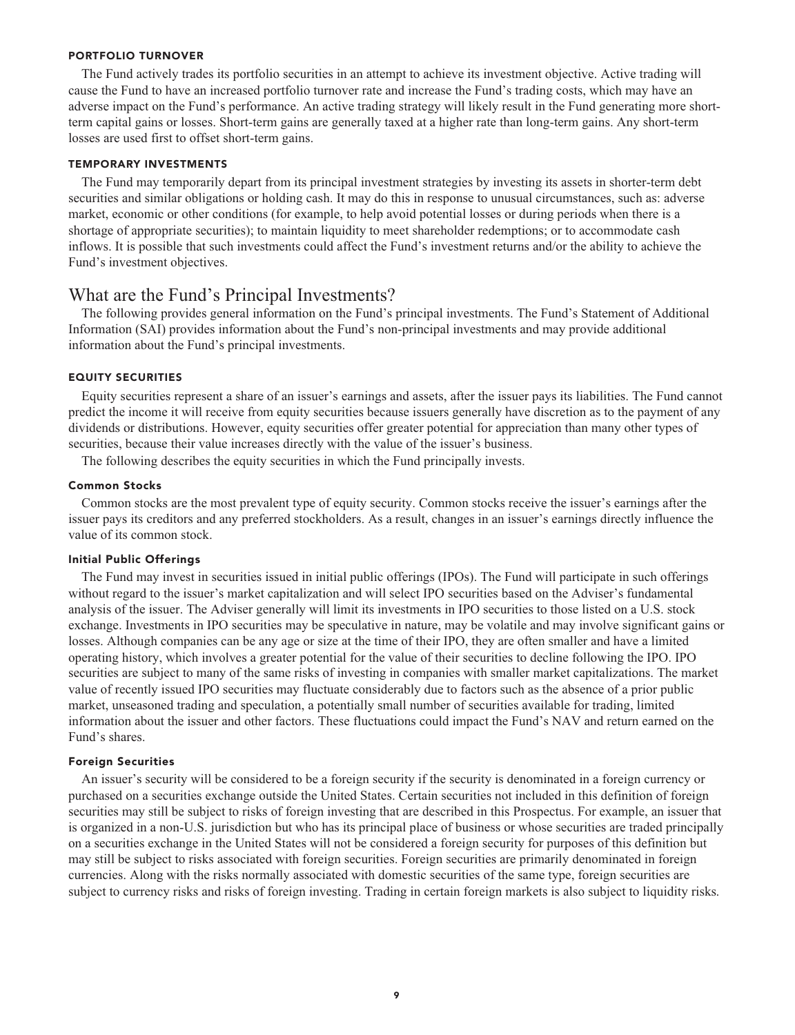#### PORTFOLIO TURNOVER

The Fund actively trades its portfolio securities in an attempt to achieve its investment objective. Active trading will cause the Fund to have an increased portfolio turnover rate and increase the Fund's trading costs, which may have an adverse impact on the Fund's performance. An active trading strategy will likely result in the Fund generating more short-term capital gains or losses. Short-term gains are generally taxed at a higher rate than long-term gains. Any short-term losses are used first to offset short-term gains.

#### TEMPORARY INVESTMENTS

The Fund may temporarily depart from its principal investment strategies by investing its assets in shorter-term debt securities and similar obligations or holding cash. It may do this in response to unusual circumstances, such as: adverse market, economic or other conditions (for example, to help avoid potential losses or during periods when there is a shortage of appropriate securities); to maintain liquidity to meet shareholder redemptions; or to accommodate cash inflows. It is possible that such investments could affect the Fund's investment returns and/or the ability to achieve the Fund's investment objectives.

## What are the Fund's Principal Investments?

The following provides general information on the Fund's principal investments. The Fund's Statement of Additional Information (SAI) provides information about the Fund's non-principal investments and may provide additional information about the Fund's principal investments.

#### EQUITY SECURITIES

Equity securities represent a share of an issuer's earnings and assets, after the issuer pays its liabilities. The Fund cannot predict the income it will receive from equity securities because issuers generally have discretion as to the payment of any dividends or distributions. However, equity securities offer greater potential for appreciation than many other types of securities, because their value increases directly with the value of the issuer's business.

The following describes the equity securities in which the Fund principally invests.

##### Common Stocks

Common stocks are the most prevalent type of equity security. Common stocks receive the issuer's earnings after the issuer pays its creditors and any preferred stockholders. As a result, changes in an issuer's earnings directly influence the value of its common stock.

##### Initial Public Offerings

The Fund may invest in securities issued in initial public offerings (IPOs). The Fund will participate in such offerings without regard to the issuer's market capitalization and will select IPO securities based on the Adviser's fundamental analysis of the issuer. The Adviser generally will limit its investments in IPO securities to those listed on a U.S. stock exchange. Investments in IPO securities may be speculative in nature, may be volatile and may involve significant gains or losses. Although companies can be any age or size at the time of their IPO, they are often smaller and have a limited operating history, which involves a greater potential for the value of their securities to decline following the IPO. IPO securities are subject to many of the same risks of investing in companies with smaller market capitalizations. The market value of recently issued IPO securities may fluctuate considerably due to factors such as the absence of a prior public market, unseasoned trading and speculation, a potentially small number of securities available for trading, limited information about the issuer and other factors. These fluctuations could impact the Fund's NAV and return earned on the Fund's shares.

##### Foreign Securities

An issuer's security will be considered to be a foreign security if the security is denominated in a foreign currency or purchased on a securities exchange outside the United States. Certain securities not included in this definition of foreign securities may still be subject to risks of foreign investing that are described in this Prospectus. For example, an issuer that is organized in a non-U.S. jurisdiction but who has its principal place of business or whose securities are traded principally on a securities exchange in the United States will not be considered a foreign security for purposes of this definition but may still be subject to risks associated with foreign securities. Foreign securities are primarily denominated in foreign currencies. Along with the risks normally associated with domestic securities of the same type, foreign securities are subject to currency risks and risks of foreign investing. Trading in certain foreign markets is also subject to liquidity risks.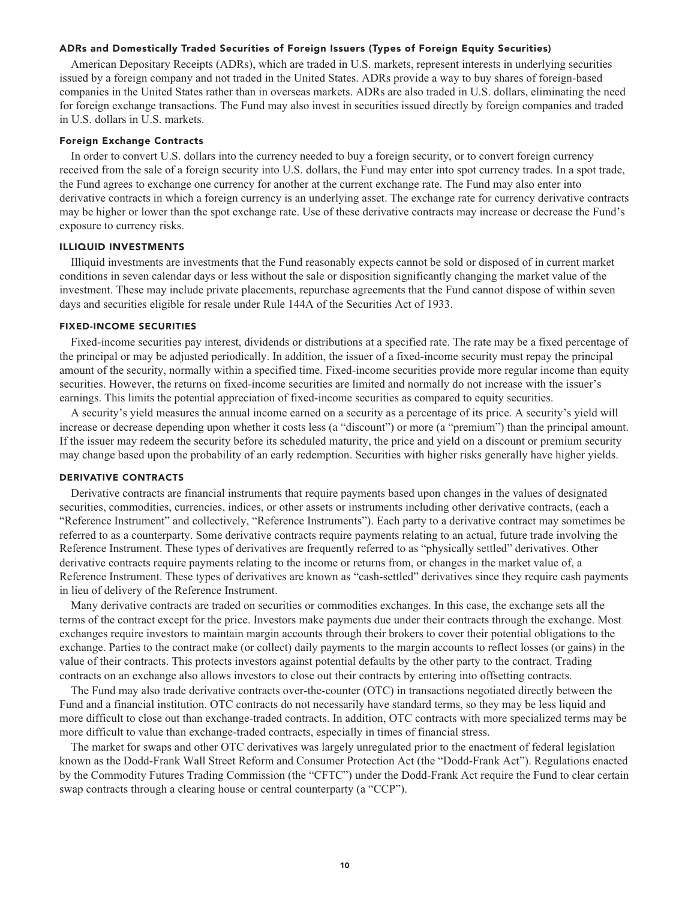#### ADRs and Domestically Traded Securities of Foreign Issuers (Types of Foreign Equity Securities)

American Depositary Receipts (ADRs), which are traded in U.S. markets, represent interests in underlying securities issued by a foreign company and not traded in the United States. ADRs provide a way to buy shares of foreign-based companies in the United States rather than in overseas markets. ADRs are also traded in U.S. dollars, eliminating the need for foreign exchange transactions. The Fund may also invest in securities issued directly by foreign companies and traded in U.S. dollars in U.S. markets.

#### Foreign Exchange Contracts

In order to convert U.S. dollars into the currency needed to buy a foreign security, or to convert foreign currency received from the sale of a foreign security into U.S. dollars, the Fund may enter into spot currency trades. In a spot trade, the Fund agrees to exchange one currency for another at the current exchange rate. The Fund may also enter into derivative contracts in which a foreign currency is an underlying asset. The exchange rate for currency derivative contracts may be higher or lower than the spot exchange rate. Use of these derivative contracts may increase or decrease the Fund's exposure to currency risks.

### ILLIQUID INVESTMENTS

Illiquid investments are investments that the Fund reasonably expects cannot be sold or disposed of in current market conditions in seven calendar days or less without the sale or disposition significantly changing the market value of the investment. These may include private placements, repurchase agreements that the Fund cannot dispose of within seven days and securities eligible for resale under Rule 144A of the Securities Act of 1933.

### FIXED-INCOME SECURITIES

Fixed-income securities pay interest, dividends or distributions at a specified rate. The rate may be a fixed percentage of the principal or may be adjusted periodically. In addition, the issuer of a fixed-income security must repay the principal amount of the security, normally within a specified time. Fixed-income securities provide more regular income than equity securities. However, the returns on fixed-income securities are limited and normally do not increase with the issuer's earnings. This limits the potential appreciation of fixed-income securities as compared to equity securities.

A security's yield measures the annual income earned on a security as a percentage of its price. A security's yield will increase or decrease depending upon whether it costs less (a "discount") or more (a "premium") than the principal amount. If the issuer may redeem the security before its scheduled maturity, the price and yield on a discount or premium security may change based upon the probability of an early redemption. Securities with higher risks generally have higher yields.

### DERIVATIVE CONTRACTS

Derivative contracts are financial instruments that require payments based upon changes in the values of designated securities, commodities, currencies, indices, or other assets or instruments including other derivative contracts, (each a "Reference Instrument" and collectively, "Reference Instruments"). Each party to a derivative contract may sometimes be referred to as a counterparty. Some derivative contracts require payments relating to an actual, future trade involving the Reference Instrument. These types of derivatives are frequently referred to as "physically settled" derivatives. Other derivative contracts require payments relating to the income or returns from, or changes in the market value of, a Reference Instrument. These types of derivatives are known as "cash-settled" derivatives since they require cash payments in lieu of delivery of the Reference Instrument.

Many derivative contracts are traded on securities or commodities exchanges. In this case, the exchange sets all the terms of the contract except for the price. Investors make payments due under their contracts through the exchange. Most exchanges require investors to maintain margin accounts through their brokers to cover their potential obligations to the exchange. Parties to the contract make (or collect) daily payments to the margin accounts to reflect losses (or gains) in the value of their contracts. This protects investors against potential defaults by the other party to the contract. Trading contracts on an exchange also allows investors to close out their contracts by entering into offsetting contracts.

The Fund may also trade derivative contracts over-the-counter (OTC) in transactions negotiated directly between the Fund and a financial institution. OTC contracts do not necessarily have standard terms, so they may be less liquid and more difficult to close out than exchange-traded contracts. In addition, OTC contracts with more specialized terms may be more difficult to value than exchange-traded contracts, especially in times of financial stress.

The market for swaps and other OTC derivatives was largely unregulated prior to the enactment of federal legislation known as the Dodd-Frank Wall Street Reform and Consumer Protection Act (the "Dodd-Frank Act"). Regulations enacted by the Commodity Futures Trading Commission (the "CFTC") under the Dodd-Frank Act require the Fund to clear certain swap contracts through a clearing house or central counterparty (a "CCP").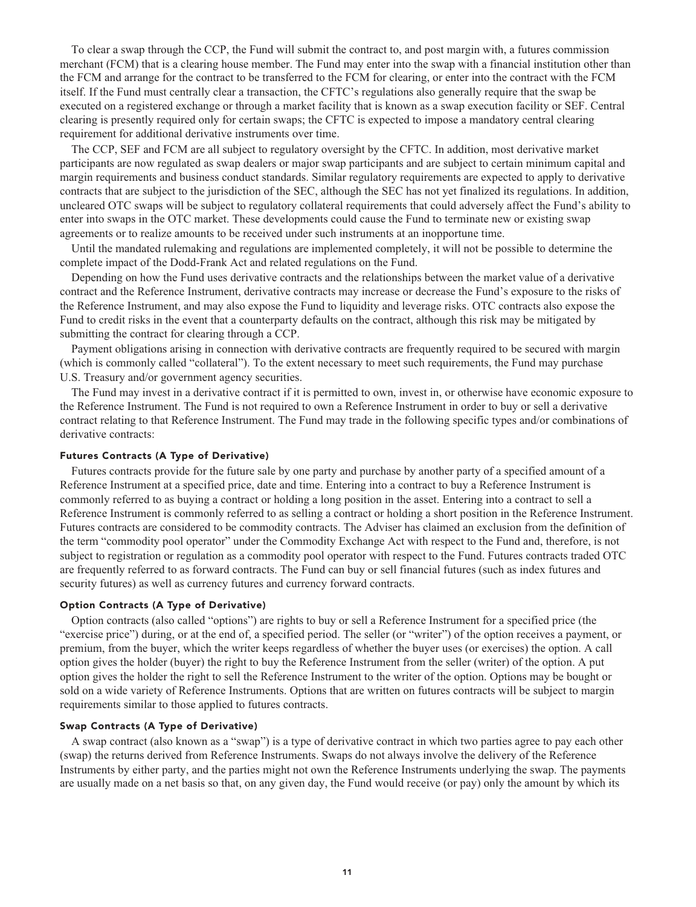To clear a swap through the CCP, the Fund will submit the contract to, and post margin with, a futures commission merchant (FCM) that is a clearing house member. The Fund may enter into the swap with a financial institution other than the FCM and arrange for the contract to be transferred to the FCM for clearing, or enter into the contract with the FCM itself. If the Fund must centrally clear a transaction, the CFTC's regulations also generally require that the swap be executed on a registered exchange or through a market facility that is known as a swap execution facility or SEF. Central clearing is presently required only for certain swaps; the CFTC is expected to impose a mandatory central clearing requirement for additional derivative instruments over time.

The CCP, SEF and FCM are all subject to regulatory oversight by the CFTC. In addition, most derivative market participants are now regulated as swap dealers or major swap participants and are subject to certain minimum capital and margin requirements and business conduct standards. Similar regulatory requirements are expected to apply to derivative contracts that are subject to the jurisdiction of the SEC, although the SEC has not yet finalized its regulations. In addition, uncleared OTC swaps will be subject to regulatory collateral requirements that could adversely affect the Fund's ability to enter into swaps in the OTC market. These developments could cause the Fund to terminate new or existing swap agreements or to realize amounts to be received under such instruments at an inopportune time.

Until the mandated rulemaking and regulations are implemented completely, it will not be possible to determine the complete impact of the Dodd-Frank Act and related regulations on the Fund.

Depending on how the Fund uses derivative contracts and the relationships between the market value of a derivative contract and the Reference Instrument, derivative contracts may increase or decrease the Fund's exposure to the risks of the Reference Instrument, and may also expose the Fund to liquidity and leverage risks. OTC contracts also expose the Fund to credit risks in the event that a counterparty defaults on the contract, although this risk may be mitigated by submitting the contract for clearing through a CCP.

Payment obligations arising in connection with derivative contracts are frequently required to be secured with margin (which is commonly called "collateral"). To the extent necessary to meet such requirements, the Fund may purchase U.S. Treasury and/or government agency securities.

The Fund may invest in a derivative contract if it is permitted to own, invest in, or otherwise have economic exposure to the Reference Instrument. The Fund is not required to own a Reference Instrument in order to buy or sell a derivative contract relating to that Reference Instrument. The Fund may trade in the following specific types and/or combinations of derivative contracts:

#### Futures Contracts (A Type of Derivative)

Futures contracts provide for the future sale by one party and purchase by another party of a specified amount of a Reference Instrument at a specified price, date and time. Entering into a contract to buy a Reference Instrument is commonly referred to as buying a contract or holding a long position in the asset. Entering into a contract to sell a Reference Instrument is commonly referred to as selling a contract or holding a short position in the Reference Instrument. Futures contracts are considered to be commodity contracts. The Adviser has claimed an exclusion from the definition of the term "commodity pool operator" under the Commodity Exchange Act with respect to the Fund and, therefore, is not subject to registration or regulation as a commodity pool operator with respect to the Fund. Futures contracts traded OTC are frequently referred to as forward contracts. The Fund can buy or sell financial futures (such as index futures and security futures) as well as currency futures and currency forward contracts.

#### Option Contracts (A Type of Derivative)

Option contracts (also called "options") are rights to buy or sell a Reference Instrument for a specified price (the "exercise price") during, or at the end of, a specified period. The seller (or "writer") of the option receives a payment, or premium, from the buyer, which the writer keeps regardless of whether the buyer uses (or exercises) the option. A call option gives the holder (buyer) the right to buy the Reference Instrument from the seller (writer) of the option. A put option gives the holder the right to sell the Reference Instrument to the writer of the option. Options may be bought or sold on a wide variety of Reference Instruments. Options that are written on futures contracts will be subject to margin requirements similar to those applied to futures contracts.

#### Swap Contracts (A Type of Derivative)

A swap contract (also known as a "swap") is a type of derivative contract in which two parties agree to pay each other (swap) the returns derived from Reference Instruments. Swaps do not always involve the delivery of the Reference Instruments by either party, and the parties might not own the Reference Instruments underlying the swap. The payments are usually made on a net basis so that, on any given day, the Fund would receive (or pay) only the amount by which its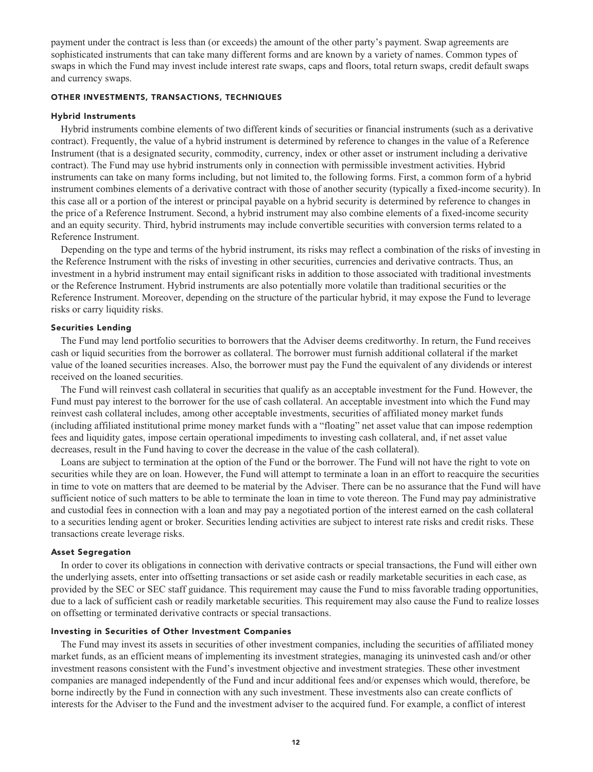payment under the contract is less than (or exceeds) the amount of the other party's payment. Swap agreements are sophisticated instruments that can take many different forms and are known by a variety of names. Common types of swaps in which the Fund may invest include interest rate swaps, caps and floors, total return swaps, credit default swaps and currency swaps.

## OTHER INVESTMENTS, TRANSACTIONS, TECHNIQUES

### Hybrid Instruments

Hybrid instruments combine elements of two different kinds of securities or financial instruments (such as a derivative contract). Frequently, the value of a hybrid instrument is determined by reference to changes in the value of a Reference Instrument (that is a designated security, commodity, currency, index or other asset or instrument including a derivative contract). The Fund may use hybrid instruments only in connection with permissible investment activities. Hybrid instruments can take on many forms including, but not limited to, the following forms. First, a common form of a hybrid instrument combines elements of a derivative contract with those of another security (typically a fixed-income security). In this case all or a portion of the interest or principal payable on a hybrid security is determined by reference to changes in the price of a Reference Instrument. Second, a hybrid instrument may also combine elements of a fixed-income security and an equity security. Third, hybrid instruments may include convertible securities with conversion terms related to a Reference Instrument.

Depending on the type and terms of the hybrid instrument, its risks may reflect a combination of the risks of investing in the Reference Instrument with the risks of investing in other securities, currencies and derivative contracts. Thus, an investment in a hybrid instrument may entail significant risks in addition to those associated with traditional investments or the Reference Instrument. Hybrid instruments are also potentially more volatile than traditional securities or the Reference Instrument. Moreover, depending on the structure of the particular hybrid, it may expose the Fund to leverage risks or carry liquidity risks.

### Securities Lending

The Fund may lend portfolio securities to borrowers that the Adviser deems creditworthy. In return, the Fund receives cash or liquid securities from the borrower as collateral. The borrower must furnish additional collateral if the market value of the loaned securities increases. Also, the borrower must pay the Fund the equivalent of any dividends or interest received on the loaned securities.

The Fund will reinvest cash collateral in securities that qualify as an acceptable investment for the Fund. However, the Fund must pay interest to the borrower for the use of cash collateral. An acceptable investment into which the Fund may reinvest cash collateral includes, among other acceptable investments, securities of affiliated money market funds (including affiliated institutional prime money market funds with a "floating" net asset value that can impose redemption fees and liquidity gates, impose certain operational impediments to investing cash collateral, and, if net asset value decreases, result in the Fund having to cover the decrease in the value of the cash collateral).

Loans are subject to termination at the option of the Fund or the borrower. The Fund will not have the right to vote on securities while they are on loan. However, the Fund will attempt to terminate a loan in an effort to reacquire the securities in time to vote on matters that are deemed to be material by the Adviser. There can be no assurance that the Fund will have sufficient notice of such matters to be able to terminate the loan in time to vote thereon. The Fund may pay administrative and custodial fees in connection with a loan and may pay a negotiated portion of the interest earned on the cash collateral to a securities lending agent or broker. Securities lending activities are subject to interest rate risks and credit risks. These transactions create leverage risks.

### Asset Segregation

In order to cover its obligations in connection with derivative contracts or special transactions, the Fund will either own the underlying assets, enter into offsetting transactions or set aside cash or readily marketable securities in each case, as provided by the SEC or SEC staff guidance. This requirement may cause the Fund to miss favorable trading opportunities, due to a lack of sufficient cash or readily marketable securities. This requirement may also cause the Fund to realize losses on offsetting or terminated derivative contracts or special transactions.

### Investing in Securities of Other Investment Companies

The Fund may invest its assets in securities of other investment companies, including the securities of affiliated money market funds, as an efficient means of implementing its investment strategies, managing its uninvested cash and/or other investment reasons consistent with the Fund's investment objective and investment strategies. These other investment companies are managed independently of the Fund and incur additional fees and/or expenses which would, therefore, be borne indirectly by the Fund in connection with any such investment. These investments also can create conflicts of interests for the Adviser to the Fund and the investment adviser to the acquired fund. For example, a conflict of interest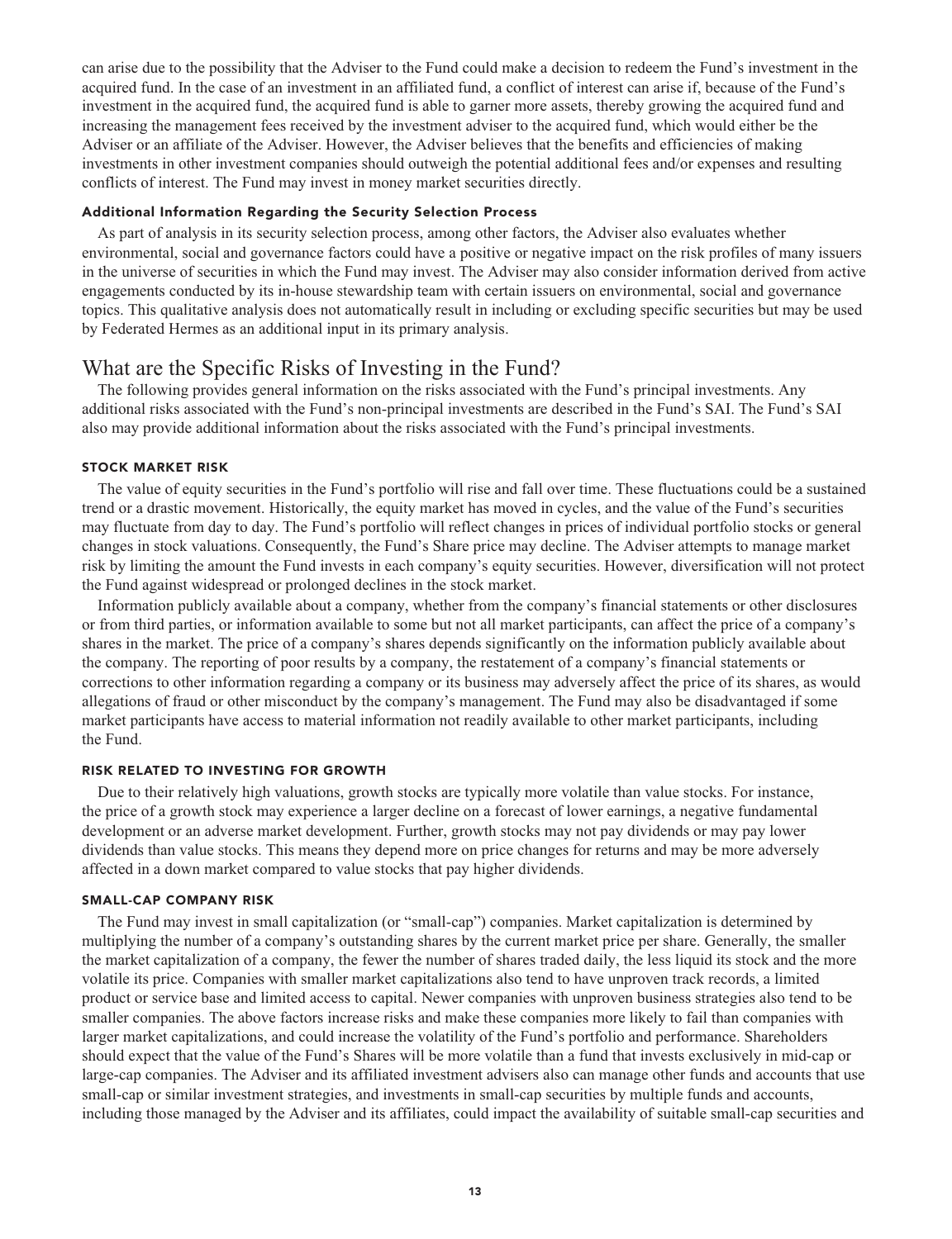can arise due to the possibility that the Adviser to the Fund could make a decision to redeem the Fund's investment in the acquired fund. In the case of an investment in an affiliated fund, a conflict of interest can arise if, because of the Fund's investment in the acquired fund, the acquired fund is able to garner more assets, thereby growing the acquired fund and increasing the management fees received by the investment adviser to the acquired fund, which would either be the Adviser or an affiliate of the Adviser. However, the Adviser believes that the benefits and efficiencies of making investments in other investment companies should outweigh the potential additional fees and/or expenses and resulting conflicts of interest. The Fund may invest in money market securities directly.

### Additional Information Regarding the Security Selection Process

As part of analysis in its security selection process, among other factors, the Adviser also evaluates whether environmental, social and governance factors could have a positive or negative impact on the risk profiles of many issuers in the universe of securities in which the Fund may invest. The Adviser may also consider information derived from active engagements conducted by its in-house stewardship team with certain issuers on environmental, social and governance topics. This qualitative analysis does not automatically result in including or excluding specific securities but may be used by Federated Hermes as an additional input in its primary analysis.

## What are the Specific Risks of Investing in the Fund?

The following provides general information on the risks associated with the Fund's principal investments. Any additional risks associated with the Fund's non-principal investments are described in the Fund's SAI. The Fund's SAI also may provide additional information about the risks associated with the Fund's principal investments.

### STOCK MARKET RISK

The value of equity securities in the Fund's portfolio will rise and fall over time. These fluctuations could be a sustained trend or a drastic movement. Historically, the equity market has moved in cycles, and the value of the Fund's securities may fluctuate from day to day. The Fund's portfolio will reflect changes in prices of individual portfolio stocks or general changes in stock valuations. Consequently, the Fund's Share price may decline. The Adviser attempts to manage market risk by limiting the amount the Fund invests in each company's equity securities. However, diversification will not protect the Fund against widespread or prolonged declines in the stock market.

Information publicly available about a company, whether from the company's financial statements or other disclosures or from third parties, or information available to some but not all market participants, can affect the price of a company's shares in the market. The price of a company's shares depends significantly on the information publicly available about the company. The reporting of poor results by a company, the restatement of a company's financial statements or corrections to other information regarding a company or its business may adversely affect the price of its shares, as would allegations of fraud or other misconduct by the company's management. The Fund may also be disadvantaged if some market participants have access to material information not readily available to other market participants, including the Fund.

### RISK RELATED TO INVESTING FOR GROWTH

Due to their relatively high valuations, growth stocks are typically more volatile than value stocks. For instance, the price of a growth stock may experience a larger decline on a forecast of lower earnings, a negative fundamental development or an adverse market development. Further, growth stocks may not pay dividends or may pay lower dividends than value stocks. This means they depend more on price changes for returns and may be more adversely affected in a down market compared to value stocks that pay higher dividends.

### SMALL-CAP COMPANY RISK

The Fund may invest in small capitalization (or "small-cap") companies. Market capitalization is determined by multiplying the number of a company's outstanding shares by the current market price per share. Generally, the smaller the market capitalization of a company, the fewer the number of shares traded daily, the less liquid its stock and the more volatile its price. Companies with smaller market capitalizations also tend to have unproven track records, a limited product or service base and limited access to capital. Newer companies with unproven business strategies also tend to be smaller companies. The above factors increase risks and make these companies more likely to fail than companies with larger market capitalizations, and could increase the volatility of the Fund's portfolio and performance. Shareholders should expect that the value of the Fund's Shares will be more volatile than a fund that invests exclusively in mid-cap or large-cap companies. The Adviser and its affiliated investment advisers also can manage other funds and accounts that use small-cap or similar investment strategies, and investments in small-cap securities by multiple funds and accounts, including those managed by the Adviser and its affiliates, could impact the availability of suitable small-cap securities and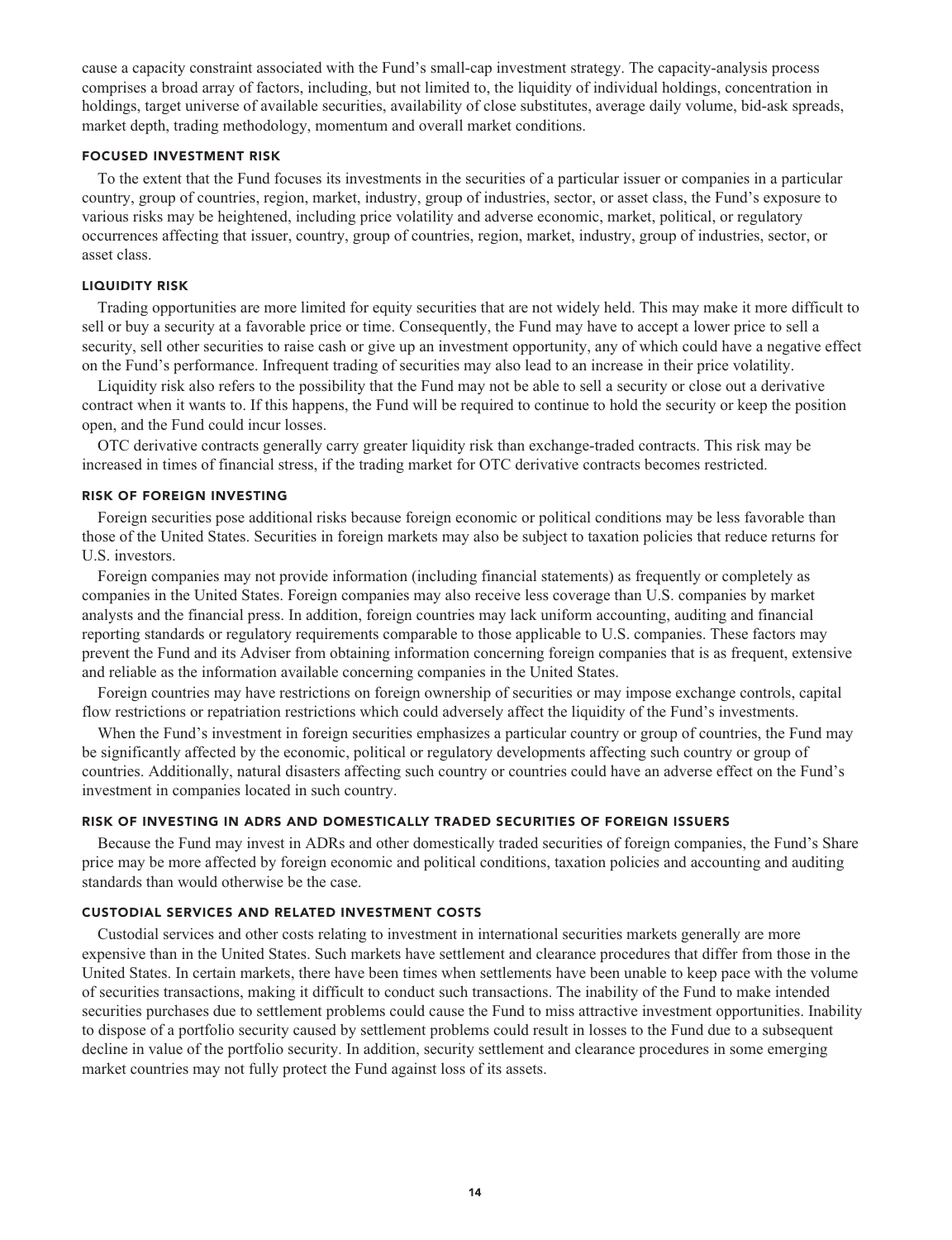cause a capacity constraint associated with the Fund's small-cap investment strategy. The capacity-analysis process comprises a broad array of factors, including, but not limited to, the liquidity of individual holdings, concentration in holdings, target universe of available securities, availability of close substitutes, average daily volume, bid-ask spreads, market depth, trading methodology, momentum and overall market conditions.

### FOCUSED INVESTMENT RISK

To the extent that the Fund focuses its investments in the securities of a particular issuer or companies in a particular country, group of countries, region, market, industry, group of industries, sector, or asset class, the Fund's exposure to various risks may be heightened, including price volatility and adverse economic, market, political, or regulatory occurrences affecting that issuer, country, group of countries, region, market, industry, group of industries, sector, or asset class.

### LIQUIDITY RISK

Trading opportunities are more limited for equity securities that are not widely held. This may make it more difficult to sell or buy a security at a favorable price or time. Consequently, the Fund may have to accept a lower price to sell a security, sell other securities to raise cash or give up an investment opportunity, any of which could have a negative effect on the Fund's performance. Infrequent trading of securities may also lead to an increase in their price volatility.

Liquidity risk also refers to the possibility that the Fund may not be able to sell a security or close out a derivative contract when it wants to. If this happens, the Fund will be required to continue to hold the security or keep the position open, and the Fund could incur losses.

OTC derivative contracts generally carry greater liquidity risk than exchange-traded contracts. This risk may be increased in times of financial stress, if the trading market for OTC derivative contracts becomes restricted.

### RISK OF FOREIGN INVESTING

Foreign securities pose additional risks because foreign economic or political conditions may be less favorable than those of the United States. Securities in foreign markets may also be subject to taxation policies that reduce returns for U.S. investors.

Foreign companies may not provide information (including financial statements) as frequently or completely as companies in the United States. Foreign companies may also receive less coverage than U.S. companies by market analysts and the financial press. In addition, foreign countries may lack uniform accounting, auditing and financial reporting standards or regulatory requirements comparable to those applicable to U.S. companies. These factors may prevent the Fund and its Adviser from obtaining information concerning foreign companies that is as frequent, extensive and reliable as the information available concerning companies in the United States.

Foreign countries may have restrictions on foreign ownership of securities or may impose exchange controls, capital flow restrictions or repatriation restrictions which could adversely affect the liquidity of the Fund's investments.

When the Fund's investment in foreign securities emphasizes a particular country or group of countries, the Fund may be significantly affected by the economic, political or regulatory developments affecting such country or group of countries. Additionally, natural disasters affecting such country or countries could have an adverse effect on the Fund's investment in companies located in such country.

### RISK OF INVESTING IN ADRS AND DOMESTICALLY TRADED SECURITIES OF FOREIGN ISSUERS

Because the Fund may invest in ADRs and other domestically traded securities of foreign companies, the Fund's Share price may be more affected by foreign economic and political conditions, taxation policies and accounting and auditing standards than would otherwise be the case.

### CUSTODIAL SERVICES AND RELATED INVESTMENT COSTS

Custodial services and other costs relating to investment in international securities markets generally are more expensive than in the United States. Such markets have settlement and clearance procedures that differ from those in the United States. In certain markets, there have been times when settlements have been unable to keep pace with the volume of securities transactions, making it difficult to conduct such transactions. The inability of the Fund to make intended securities purchases due to settlement problems could cause the Fund to miss attractive investment opportunities. Inability to dispose of a portfolio security caused by settlement problems could result in losses to the Fund due to a subsequent decline in value of the portfolio security. In addition, security settlement and clearance procedures in some emerging market countries may not fully protect the Fund against loss of its assets.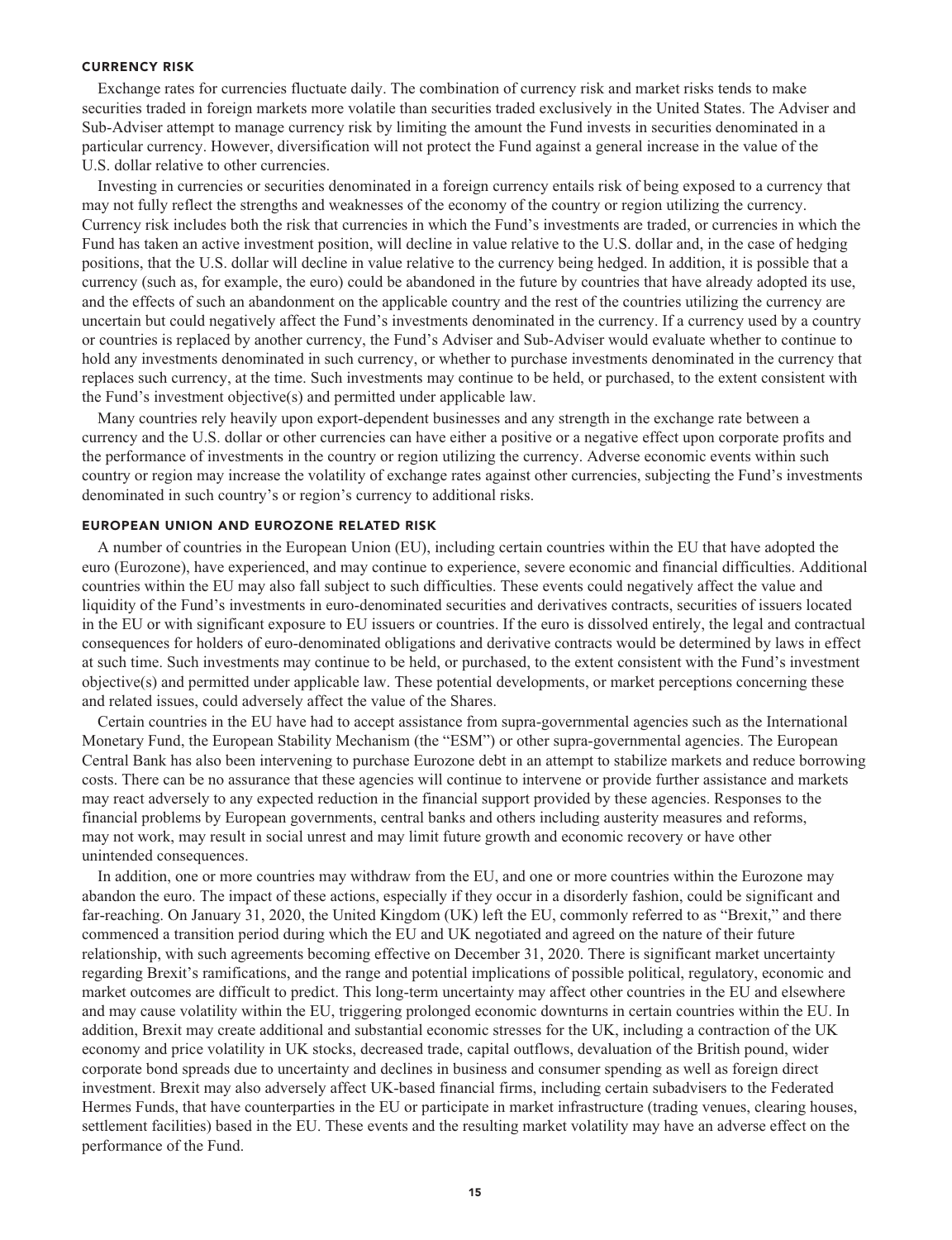### CURRENCY RISK

Exchange rates for currencies fluctuate daily. The combination of currency risk and market risks tends to make securities traded in foreign markets more volatile than securities traded exclusively in the United States. The Adviser and Sub-Adviser attempt to manage currency risk by limiting the amount the Fund invests in securities denominated in a particular currency. However, diversification will not protect the Fund against a general increase in the value of the U.S. dollar relative to other currencies.

Investing in currencies or securities denominated in a foreign currency entails risk of being exposed to a currency that may not fully reflect the strengths and weaknesses of the economy of the country or region utilizing the currency. Currency risk includes both the risk that currencies in which the Fund's investments are traded, or currencies in which the Fund has taken an active investment position, will decline in value relative to the U.S. dollar and, in the case of hedging positions, that the U.S. dollar will decline in value relative to the currency being hedged. In addition, it is possible that a currency (such as, for example, the euro) could be abandoned in the future by countries that have already adopted its use, and the effects of such an abandonment on the applicable country and the rest of the countries utilizing the currency are uncertain but could negatively affect the Fund's investments denominated in the currency. If a currency used by a country or countries is replaced by another currency, the Fund's Adviser and Sub-Adviser would evaluate whether to continue to hold any investments denominated in such currency, or whether to purchase investments denominated in the currency that replaces such currency, at the time. Such investments may continue to be held, or purchased, to the extent consistent with the Fund's investment objective(s) and permitted under applicable law.

Many countries rely heavily upon export-dependent businesses and any strength in the exchange rate between a currency and the U.S. dollar or other currencies can have either a positive or a negative effect upon corporate profits and the performance of investments in the country or region utilizing the currency. Adverse economic events within such country or region may increase the volatility of exchange rates against other currencies, subjecting the Fund's investments denominated in such country's or region's currency to additional risks.

### EUROPEAN UNION AND EUROZONE RELATED RISK

A number of countries in the European Union (EU), including certain countries within the EU that have adopted the euro (Eurozone), have experienced, and may continue to experience, severe economic and financial difficulties. Additional countries within the EU may also fall subject to such difficulties. These events could negatively affect the value and liquidity of the Fund's investments in euro-denominated securities and derivatives contracts, securities of issuers located in the EU or with significant exposure to EU issuers or countries. If the euro is dissolved entirely, the legal and contractual consequences for holders of euro-denominated obligations and derivative contracts would be determined by laws in effect at such time. Such investments may continue to be held, or purchased, to the extent consistent with the Fund's investment objective(s) and permitted under applicable law. These potential developments, or market perceptions concerning these and related issues, could adversely affect the value of the Shares.

Certain countries in the EU have had to accept assistance from supra-governmental agencies such as the International Monetary Fund, the European Stability Mechanism (the "ESM") or other supra-governmental agencies. The European Central Bank has also been intervening to purchase Eurozone debt in an attempt to stabilize markets and reduce borrowing costs. There can be no assurance that these agencies will continue to intervene or provide further assistance and markets may react adversely to any expected reduction in the financial support provided by these agencies. Responses to the financial problems by European governments, central banks and others including austerity measures and reforms, may not work, may result in social unrest and may limit future growth and economic recovery or have other unintended consequences.

In addition, one or more countries may withdraw from the EU, and one or more countries within the Eurozone may abandon the euro. The impact of these actions, especially if they occur in a disorderly fashion, could be significant and far-reaching. On January 31, 2020, the United Kingdom (UK) left the EU, commonly referred to as "Brexit," and there commenced a transition period during which the EU and UK negotiated and agreed on the nature of their future relationship, with such agreements becoming effective on December 31, 2020. There is significant market uncertainty regarding Brexit's ramifications, and the range and potential implications of possible political, regulatory, economic and market outcomes are difficult to predict. This long-term uncertainty may affect other countries in the EU and elsewhere and may cause volatility within the EU, triggering prolonged economic downturns in certain countries within the EU. In addition, Brexit may create additional and substantial economic stresses for the UK, including a contraction of the UK economy and price volatility in UK stocks, decreased trade, capital outflows, devaluation of the British pound, wider corporate bond spreads due to uncertainty and declines in business and consumer spending as well as foreign direct investment. Brexit may also adversely affect UK-based financial firms, including certain subadvisers to the Federated Hermes Funds, that have counterparties in the EU or participate in market infrastructure (trading venues, clearing houses, settlement facilities) based in the EU. These events and the resulting market volatility may have an adverse effect on the performance of the Fund.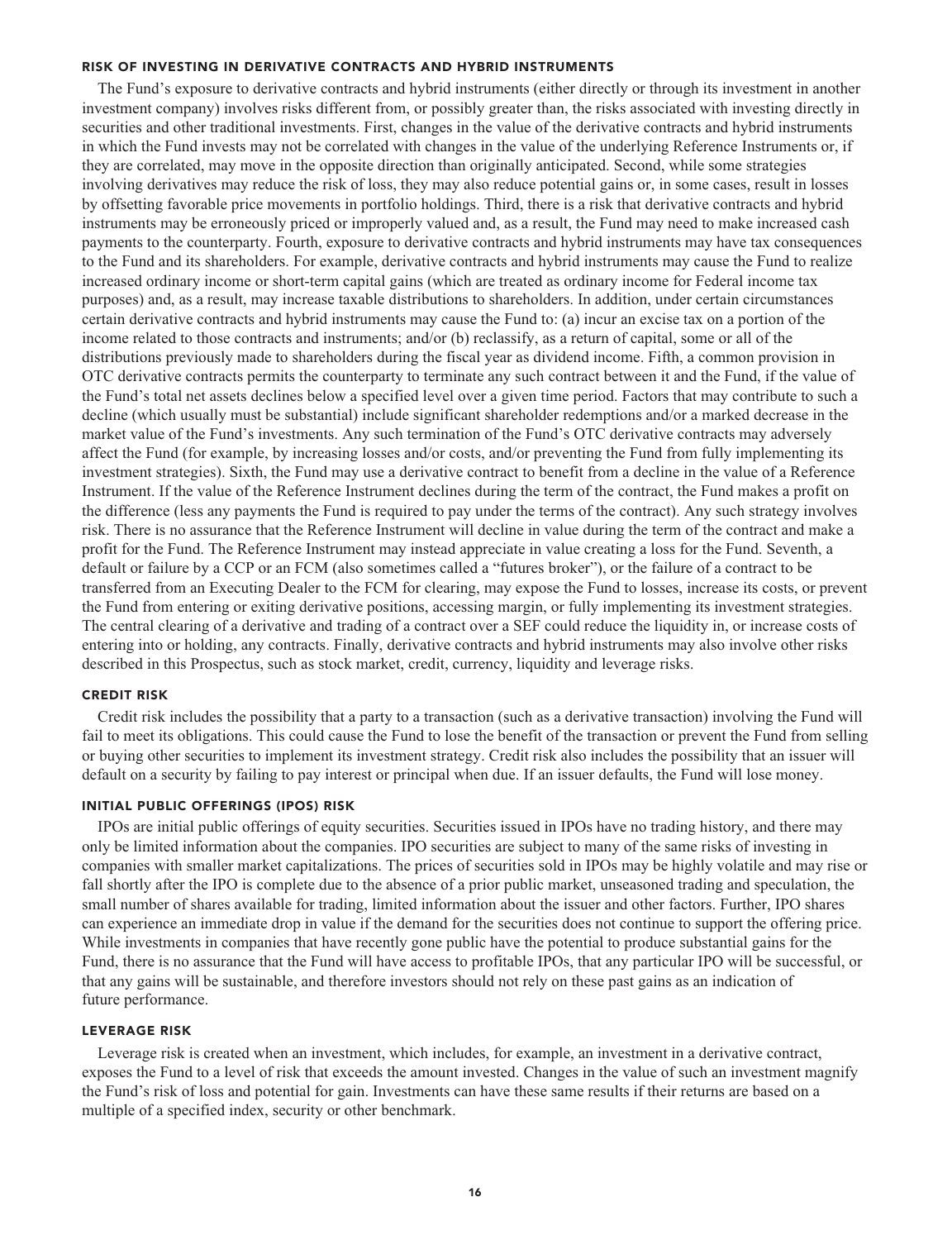### RISK OF INVESTING IN DERIVATIVE CONTRACTS AND HYBRID INSTRUMENTS

The Fund's exposure to derivative contracts and hybrid instruments (either directly or through its investment in another investment company) involves risks different from, or possibly greater than, the risks associated with investing directly in securities and other traditional investments. First, changes in the value of the derivative contracts and hybrid instruments in which the Fund invests may not be correlated with changes in the value of the underlying Reference Instruments or, if they are correlated, may move in the opposite direction than originally anticipated. Second, while some strategies involving derivatives may reduce the risk of loss, they may also reduce potential gains or, in some cases, result in losses by offsetting favorable price movements in portfolio holdings. Third, there is a risk that derivative contracts and hybrid instruments may be erroneously priced or improperly valued and, as a result, the Fund may need to make increased cash payments to the counterparty. Fourth, exposure to derivative contracts and hybrid instruments may have tax consequences to the Fund and its shareholders. For example, derivative contracts and hybrid instruments may cause the Fund to realize increased ordinary income or short-term capital gains (which are treated as ordinary income for Federal income tax purposes) and, as a result, may increase taxable distributions to shareholders. In addition, under certain circumstances certain derivative contracts and hybrid instruments may cause the Fund to: (a) incur an excise tax on a portion of the income related to those contracts and instruments; and/or (b) reclassify, as a return of capital, some or all of the distributions previously made to shareholders during the fiscal year as dividend income. Fifth, a common provision in OTC derivative contracts permits the counterparty to terminate any such contract between it and the Fund, if the value of the Fund's total net assets declines below a specified level over a given time period. Factors that may contribute to such a decline (which usually must be substantial) include significant shareholder redemptions and/or a marked decrease in the market value of the Fund's investments. Any such termination of the Fund's OTC derivative contracts may adversely affect the Fund (for example, by increasing losses and/or costs, and/or preventing the Fund from fully implementing its investment strategies). Sixth, the Fund may use a derivative contract to benefit from a decline in the value of a Reference Instrument. If the value of the Reference Instrument declines during the term of the contract, the Fund makes a profit on the difference (less any payments the Fund is required to pay under the terms of the contract). Any such strategy involves risk. There is no assurance that the Reference Instrument will decline in value during the term of the contract and make a profit for the Fund. The Reference Instrument may instead appreciate in value creating a loss for the Fund. Seventh, a default or failure by a CCP or an FCM (also sometimes called a "futures broker"), or the failure of a contract to be transferred from an Executing Dealer to the FCM for clearing, may expose the Fund to losses, increase its costs, or prevent the Fund from entering or exiting derivative positions, accessing margin, or fully implementing its investment strategies. The central clearing of a derivative and trading of a contract over a SEF could reduce the liquidity in, or increase costs of entering into or holding, any contracts. Finally, derivative contracts and hybrid instruments may also involve other risks described in this Prospectus, such as stock market, credit, currency, liquidity and leverage risks.

### CREDIT RISK

Credit risk includes the possibility that a party to a transaction (such as a derivative transaction) involving the Fund will fail to meet its obligations. This could cause the Fund to lose the benefit of the transaction or prevent the Fund from selling or buying other securities to implement its investment strategy. Credit risk also includes the possibility that an issuer will default on a security by failing to pay interest or principal when due. If an issuer defaults, the Fund will lose money.

### INITIAL PUBLIC OFFERINGS (IPOS) RISK

IPOs are initial public offerings of equity securities. Securities issued in IPOs have no trading history, and there may only be limited information about the companies. IPO securities are subject to many of the same risks of investing in companies with smaller market capitalizations. The prices of securities sold in IPOs may be highly volatile and may rise or fall shortly after the IPO is complete due to the absence of a prior public market, unseasoned trading and speculation, the small number of shares available for trading, limited information about the issuer and other factors. Further, IPO shares can experience an immediate drop in value if the demand for the securities does not continue to support the offering price. While investments in companies that have recently gone public have the potential to produce substantial gains for the Fund, there is no assurance that the Fund will have access to profitable IPOs, that any particular IPO will be successful, or that any gains will be sustainable, and therefore investors should not rely on these past gains as an indication of future performance.

### LEVERAGE RISK

Leverage risk is created when an investment, which includes, for example, an investment in a derivative contract, exposes the Fund to a level of risk that exceeds the amount invested. Changes in the value of such an investment magnify the Fund's risk of loss and potential for gain. Investments can have these same results if their returns are based on a multiple of a specified index, security or other benchmark.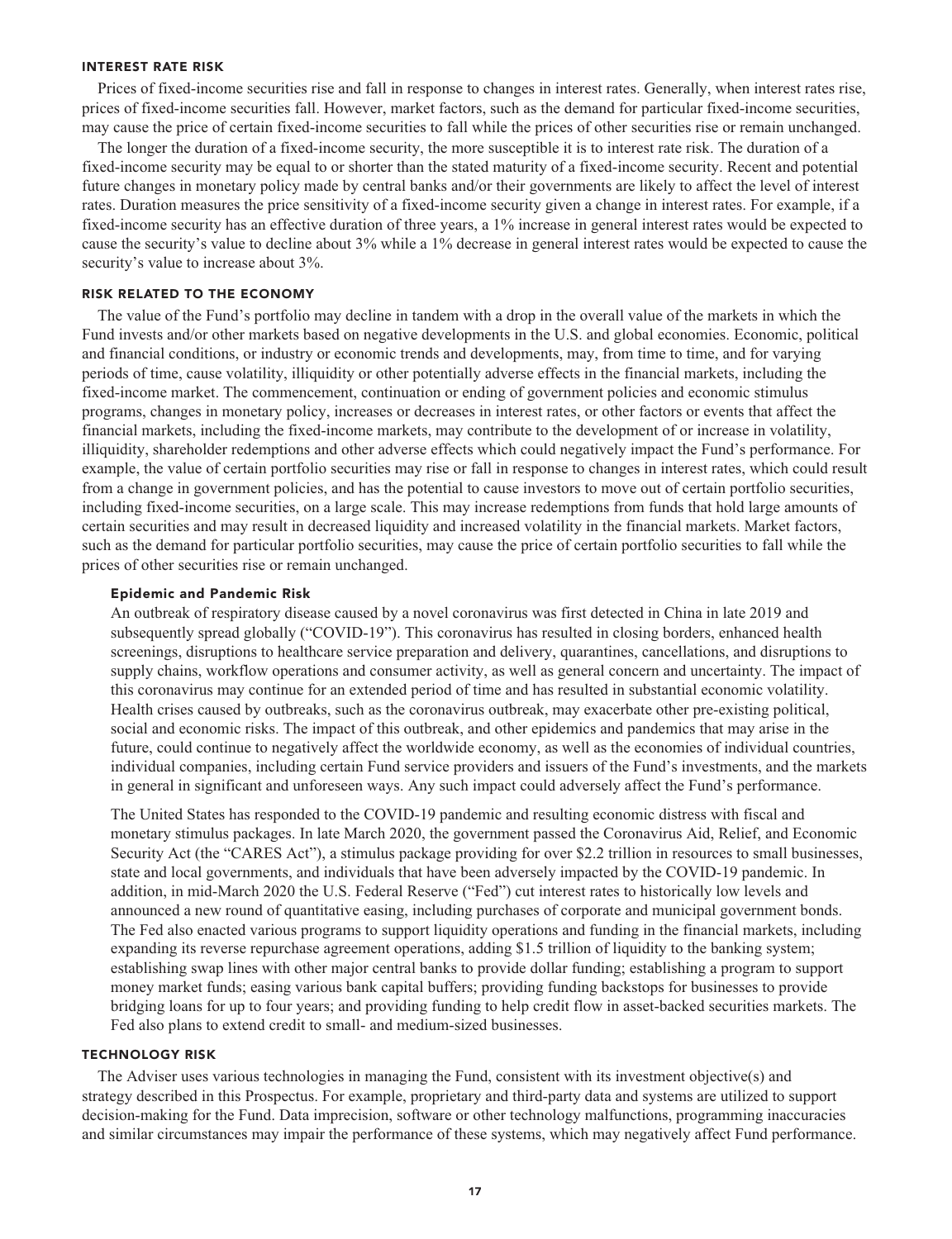### INTEREST RATE RISK

Prices of fixed-income securities rise and fall in response to changes in interest rates. Generally, when interest rates rise, prices of fixed-income securities fall. However, market factors, such as the demand for particular fixed-income securities, may cause the price of certain fixed-income securities to fall while the prices of other securities rise or remain unchanged.

The longer the duration of a fixed-income security, the more susceptible it is to interest rate risk. The duration of a fixed-income security may be equal to or shorter than the stated maturity of a fixed-income security. Recent and potential future changes in monetary policy made by central banks and/or their governments are likely to affect the level of interest rates. Duration measures the price sensitivity of a fixed-income security given a change in interest rates. For example, if a fixed-income security has an effective duration of three years, a 1% increase in general interest rates would be expected to cause the security's value to decline about 3% while a 1% decrease in general interest rates would be expected to cause the security's value to increase about 3%.

### RISK RELATED TO THE ECONOMY

The value of the Fund's portfolio may decline in tandem with a drop in the overall value of the markets in which the Fund invests and/or other markets based on negative developments in the U.S. and global economies. Economic, political and financial conditions, or industry or economic trends and developments, may, from time to time, and for varying periods of time, cause volatility, illiquidity or other potentially adverse effects in the financial markets, including the fixed-income market. The commencement, continuation or ending of government policies and economic stimulus programs, changes in monetary policy, increases or decreases in interest rates, or other factors or events that affect the financial markets, including the fixed-income markets, may contribute to the development of or increase in volatility, illiquidity, shareholder redemptions and other adverse effects which could negatively impact the Fund's performance. For example, the value of certain portfolio securities may rise or fall in response to changes in interest rates, which could result from a change in government policies, and has the potential to cause investors to move out of certain portfolio securities, including fixed-income securities, on a large scale. This may increase redemptions from funds that hold large amounts of certain securities and may result in decreased liquidity and increased volatility in the financial markets. Market factors, such as the demand for particular portfolio securities, may cause the price of certain portfolio securities to fall while the prices of other securities rise or remain unchanged.

#### Epidemic and Pandemic Risk

An outbreak of respiratory disease caused by a novel coronavirus was first detected in China in late 2019 and subsequently spread globally ("COVID-19"). This coronavirus has resulted in closing borders, enhanced health screenings, disruptions to healthcare service preparation and delivery, quarantines, cancellations, and disruptions to supply chains, workflow operations and consumer activity, as well as general concern and uncertainty. The impact of this coronavirus may continue for an extended period of time and has resulted in substantial economic volatility. Health crises caused by outbreaks, such as the coronavirus outbreak, may exacerbate other pre-existing political, social and economic risks. The impact of this outbreak, and other epidemics and pandemics that may arise in the future, could continue to negatively affect the worldwide economy, as well as the economies of individual countries, individual companies, including certain Fund service providers and issuers of the Fund's investments, and the markets in general in significant and unforeseen ways. Any such impact could adversely affect the Fund's performance.

The United States has responded to the COVID-19 pandemic and resulting economic distress with fiscal and monetary stimulus packages. In late March 2020, the government passed the Coronavirus Aid, Relief, and Economic Security Act (the "CARES Act"), a stimulus package providing for over $2.2 trillion in resources to small businesses, state and local governments, and individuals that have been adversely impacted by the COVID-19 pandemic. In addition, in mid-March 2020 the U.S. Federal Reserve ("Fed") cut interest rates to historically low levels and announced a new round of quantitative easing, including purchases of corporate and municipal government bonds. The Fed also enacted various programs to support liquidity operations and funding in the financial markets, including expanding its reverse repurchase agreement operations, adding $1.5 trillion of liquidity to the banking system; establishing swap lines with other major central banks to provide dollar funding; establishing a program to support money market funds; easing various bank capital buffers; providing funding backstops for businesses to provide bridging loans for up to four years; and providing funding to help credit flow in asset-backed securities markets. The Fed also plans to extend credit to small- and medium-sized businesses.

### TECHNOLOGY RISK

The Adviser uses various technologies in managing the Fund, consistent with its investment objective(s) and strategy described in this Prospectus. For example, proprietary and third-party data and systems are utilized to support decision-making for the Fund. Data imprecision, software or other technology malfunctions, programming inaccuracies and similar circumstances may impair the performance of these systems, which may negatively affect Fund performance.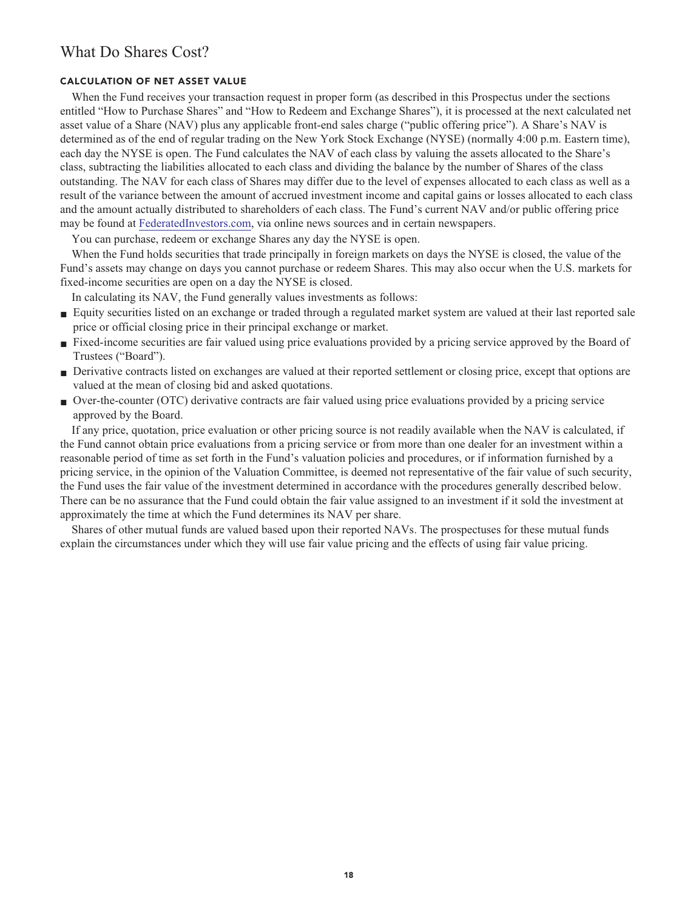# What Do Shares Cost?

## CALCULATION OF NET ASSET VALUE

When the Fund receives your transaction request in proper form (as described in this Prospectus under the sections entitled "How to Purchase Shares" and "How to Redeem and Exchange Shares"), it is processed at the next calculated net asset value of a Share (NAV) plus any applicable front-end sales charge ("public offering price"). A Share's NAV is determined as of the end of regular trading on the New York Stock Exchange (NYSE) (normally 4:00 p.m. Eastern time), each day the NYSE is open. The Fund calculates the NAV of each class by valuing the assets allocated to the Share's class, subtracting the liabilities allocated to each class and dividing the balance by the number of Shares of the class outstanding. The NAV for each class of Shares may differ due to the level of expenses allocated to each class as well as a result of the variance between the amount of accrued investment income and capital gains or losses allocated to each class and the amount actually distributed to shareholders of each class. The Fund's current NAV and/or public offering price may be found at FederatedInvestors.com, via online news sources and in certain newspapers.

You can purchase, redeem or exchange Shares any day the NYSE is open.

When the Fund holds securities that trade principally in foreign markets on days the NYSE is closed, the value of the Fund's assets may change on days you cannot purchase or redeem Shares. This may also occur when the U.S. markets for fixed-income securities are open on a day the NYSE is closed.

In calculating its NAV, the Fund generally values investments as follows:

- Equity securities listed on an exchange or traded through a regulated market system are valued at their last reported sale price or official closing price in their principal exchange or market.
- Fixed-income securities are fair valued using price evaluations provided by a pricing service approved by the Board of Trustees ("Board").
- Derivative contracts listed on exchanges are valued at their reported settlement or closing price, except that options are valued at the mean of closing bid and asked quotations.
- Over-the-counter (OTC) derivative contracts are fair valued using price evaluations provided by a pricing service approved by the Board.

If any price, quotation, price evaluation or other pricing source is not readily available when the NAV is calculated, if the Fund cannot obtain price evaluations from a pricing service or from more than one dealer for an investment within a reasonable period of time as set forth in the Fund's valuation policies and procedures, or if information furnished by a pricing service, in the opinion of the Valuation Committee, is deemed not representative of the fair value of such security, the Fund uses the fair value of the investment determined in accordance with the procedures generally described below. There can be no assurance that the Fund could obtain the fair value assigned to an investment if it sold the investment at approximately the time at which the Fund determines its NAV per share.

Shares of other mutual funds are valued based upon their reported NAVs. The prospectuses for these mutual funds explain the circumstances under which they will use fair value pricing and the effects of using fair value pricing.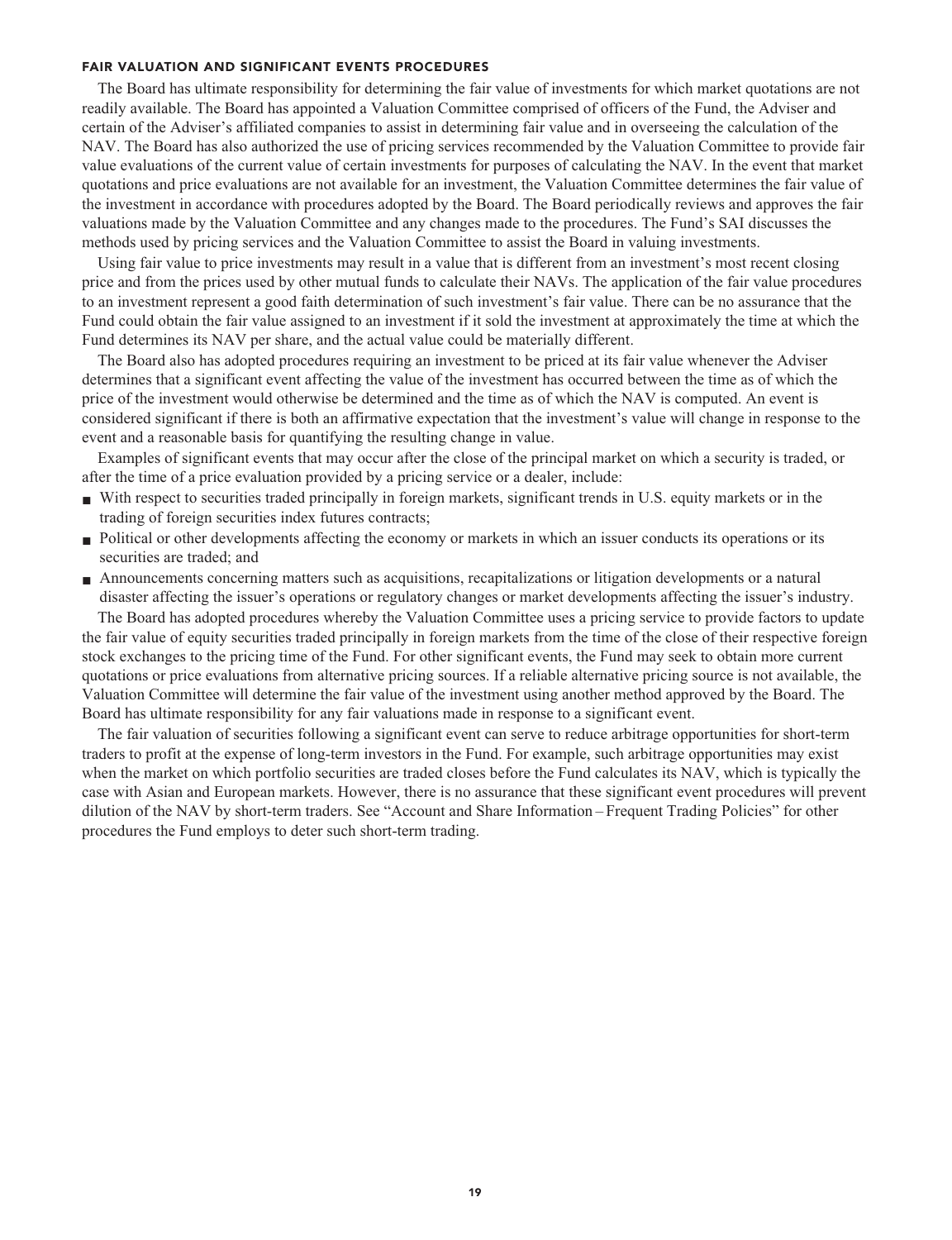### FAIR VALUATION AND SIGNIFICANT EVENTS PROCEDURES

The Board has ultimate responsibility for determining the fair value of investments for which market quotations are not readily available. The Board has appointed a Valuation Committee comprised of officers of the Fund, the Adviser and certain of the Adviser's affiliated companies to assist in determining fair value and in overseeing the calculation of the NAV. The Board has also authorized the use of pricing services recommended by the Valuation Committee to provide fair value evaluations of the current value of certain investments for purposes of calculating the NAV. In the event that market quotations and price evaluations are not available for an investment, the Valuation Committee determines the fair value of the investment in accordance with procedures adopted by the Board. The Board periodically reviews and approves the fair valuations made by the Valuation Committee and any changes made to the procedures. The Fund's SAI discusses the methods used by pricing services and the Valuation Committee to assist the Board in valuing investments.

Using fair value to price investments may result in a value that is different from an investment's most recent closing price and from the prices used by other mutual funds to calculate their NAVs. The application of the fair value procedures to an investment represent a good faith determination of such investment's fair value. There can be no assurance that the Fund could obtain the fair value assigned to an investment if it sold the investment at approximately the time at which the Fund determines its NAV per share, and the actual value could be materially different.

The Board also has adopted procedures requiring an investment to be priced at its fair value whenever the Adviser determines that a significant event affecting the value of the investment has occurred between the time as of which the price of the investment would otherwise be determined and the time as of which the NAV is computed. An event is considered significant if there is both an affirmative expectation that the investment's value will change in response to the event and a reasonable basis for quantifying the resulting change in value.

Examples of significant events that may occur after the close of the principal market on which a security is traded, or after the time of a price evaluation provided by a pricing service or a dealer, include:

- With respect to securities traded principally in foreign markets, significant trends in U.S. equity markets or in the trading of foreign securities index futures contracts;
- Political or other developments affecting the economy or markets in which an issuer conducts its operations or its securities are traded; and
- Announcements concerning matters such as acquisitions, recapitalizations or litigation developments or a natural disaster affecting the issuer's operations or regulatory changes or market developments affecting the issuer's industry.

The Board has adopted procedures whereby the Valuation Committee uses a pricing service to provide factors to update the fair value of equity securities traded principally in foreign markets from the time of the close of their respective foreign stock exchanges to the pricing time of the Fund. For other significant events, the Fund may seek to obtain more current quotations or price evaluations from alternative pricing sources. If a reliable alternative pricing source is not available, the Valuation Committee will determine the fair value of the investment using another method approved by the Board. The Board has ultimate responsibility for any fair valuations made in response to a significant event.

The fair valuation of securities following a significant event can serve to reduce arbitrage opportunities for short-term traders to profit at the expense of long-term investors in the Fund. For example, such arbitrage opportunities may exist when the market on which portfolio securities are traded closes before the Fund calculates its NAV, which is typically the case with Asian and European markets. However, there is no assurance that these significant event procedures will prevent dilution of the NAV by short-term traders. See "Account and Share Information – Frequent Trading Policies" for other procedures the Fund employs to deter such short-term trading.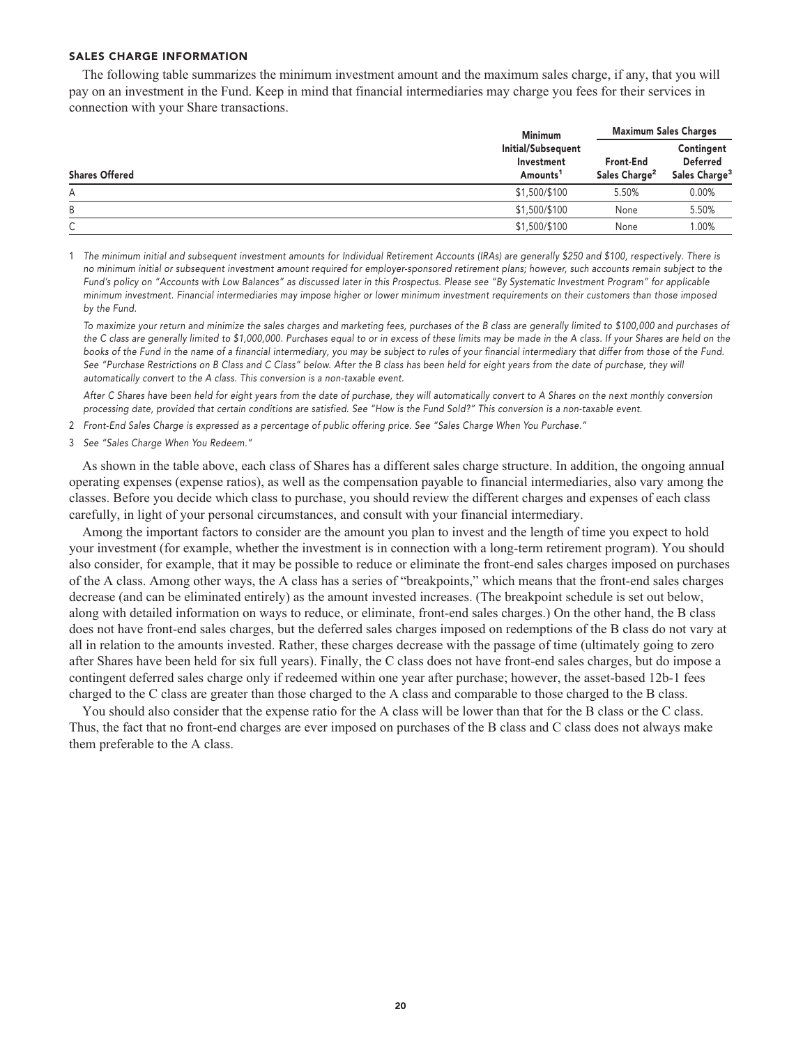### SALES CHARGE INFORMATION

The following table summarizes the minimum investment amount and the maximum sales charge, if any, that you will pay on an investment in the Fund. Keep in mind that financial intermediaries may charge you fees for their services in connection with your Share transactions.

| Shares Offered | Minimum Initial/Subsequent Investment Amounts[1] | Maximum Sales Charges | |
|---|---|---|---|
| | | Front-End Sales Charge[2] | Contingent Deferred Sales Charge[3] |
| A | $1,500/$100 | 5.50% | 0.00% |
| B | $1,500/$100 | None | 5.50% |
| C | $1,500/$100 | None | 1.00% |

1 *The minimum initial and subsequent investment amounts for Individual Retirement Accounts (IRAs) are generally $250 and $100, respectively. There is no minimum initial or subsequent investment amount required for employer-sponsored retirement plans; however, such accounts remain subject to the Fund's policy on "Accounts with Low Balances" as discussed later in this Prospectus. Please see "By Systematic Investment Program" for applicable minimum investment. Financial intermediaries may impose higher or lower minimum investment requirements on their customers than those imposed by the Fund.*

*To maximize your return and minimize the sales charges and marketing fees, purchases of the B class are generally limited to $100,000 and purchases of the C class are generally limited to $1,000,000. Purchases equal to or in excess of these limits may be made in the A class. If your Shares are held on the books of the Fund in the name of a financial intermediary, you may be subject to rules of your financial intermediary that differ from those of the Fund. See "Purchase Restrictions on B Class and C Class" below. After the B class has been held for eight years from the date of purchase, they will automatically convert to the A class. This conversion is a non-taxable event.*

*After C Shares have been held for eight years from the date of purchase, they will automatically convert to A Shares on the next monthly conversion processing date, provided that certain conditions are satisfied. See "How is the Fund Sold?" This conversion is a non-taxable event.*

2 *Front-End Sales Charge is expressed as a percentage of public offering price. See "Sales Charge When You Purchase."*

3 *See "Sales Charge When You Redeem."*

As shown in the table above, each class of Shares has a different sales charge structure. In addition, the ongoing annual operating expenses (expense ratios), as well as the compensation payable to financial intermediaries, also vary among the classes. Before you decide which class to purchase, you should review the different charges and expenses of each class carefully, in light of your personal circumstances, and consult with your financial intermediary.

Among the important factors to consider are the amount you plan to invest and the length of time you expect to hold your investment (for example, whether the investment is in connection with a long-term retirement program). You should also consider, for example, that it may be possible to reduce or eliminate the front-end sales charges imposed on purchases of the A class. Among other ways, the A class has a series of "breakpoints," which means that the front-end sales charges decrease (and can be eliminated entirely) as the amount invested increases. (The breakpoint schedule is set out below, along with detailed information on ways to reduce, or eliminate, front-end sales charges.) On the other hand, the B class does not have front-end sales charges, but the deferred sales charges imposed on redemptions of the B class do not vary at all in relation to the amounts invested. Rather, these charges decrease with the passage of time (ultimately going to zero after Shares have been held for six full years). Finally, the C class does not have front-end sales charges, but do impose a contingent deferred sales charge only if redeemed within one year after purchase; however, the asset-based 12b-1 fees charged to the C class are greater than those charged to the A class and comparable to those charged to the B class.

You should also consider that the expense ratio for the A class will be lower than that for the B class or the C class. Thus, the fact that no front-end charges are ever imposed on purchases of the B class and C class does not always make them preferable to the A class.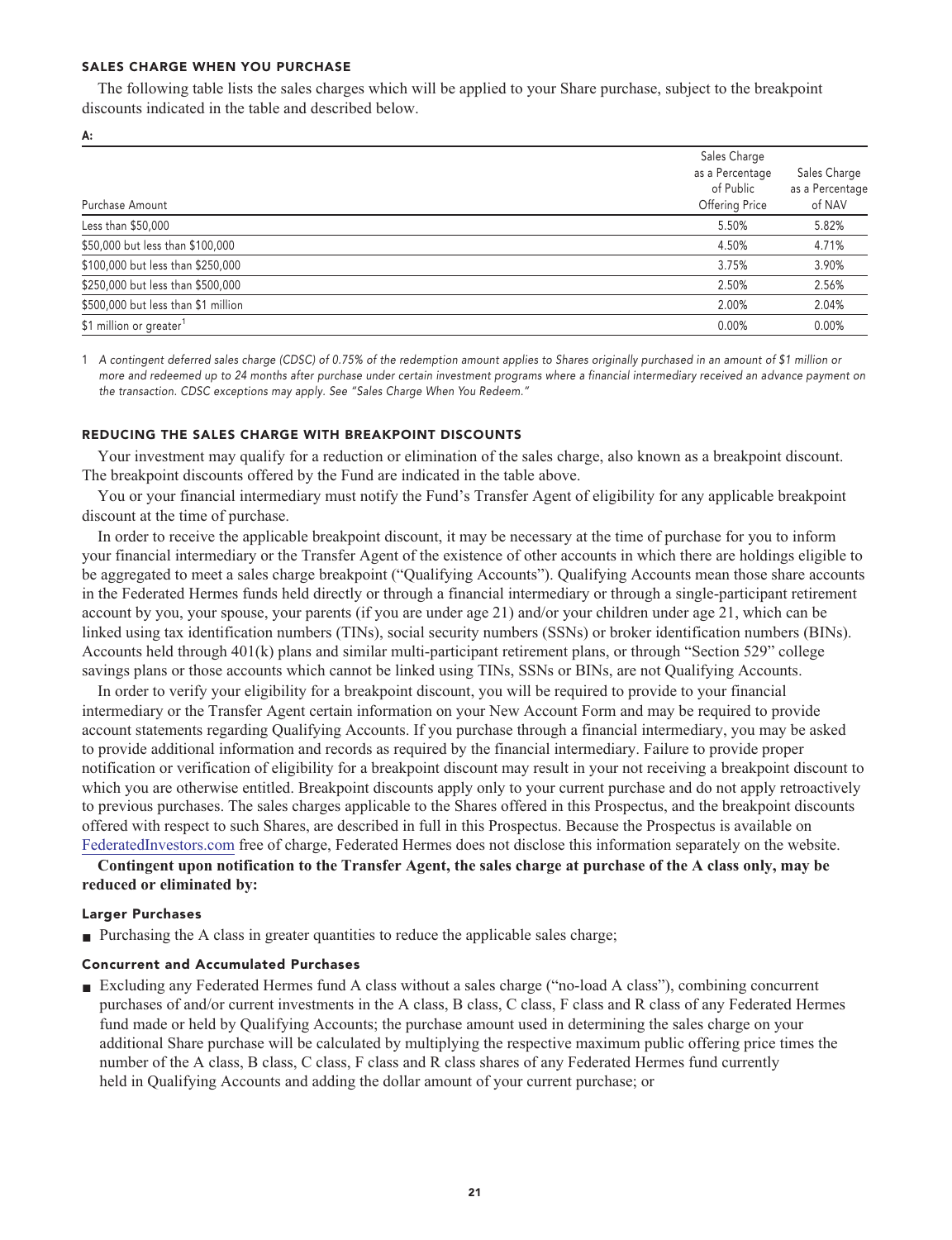### SALES CHARGE WHEN YOU PURCHASE

The following table lists the sales charges which will be applied to your Share purchase, subject to the breakpoint discounts indicated in the table and described below.

**A:**

| Purchase Amount | Sales Charge as a Percentage of Public Offering Price | Sales Charge as a Percentage of NAV |
|---|---|---|
| Less than $50,000 | 5.50% | 5.82% |
| $50,000 but less than $100,000 | 4.50% | 4.71% |
| $100,000 but less than $250,000 | 3.75% | 3.90% |
| $250,000 but less than $500,000 | 2.50% | 2.56% |
| $500,000 but less than $1 million | 2.00% | 2.04% |
| $1 million or greater[1] | 0.00% | 0.00% |

1 *A contingent deferred sales charge (CDSC) of 0.75% of the redemption amount applies to Shares originally purchased in an amount of $1 million or more and redeemed up to 24 months after purchase under certain investment programs where a financial intermediary received an advance payment on the transaction. CDSC exceptions may apply. See "Sales Charge When You Redeem."*

### REDUCING THE SALES CHARGE WITH BREAKPOINT DISCOUNTS

Your investment may qualify for a reduction or elimination of the sales charge, also known as a breakpoint discount. The breakpoint discounts offered by the Fund are indicated in the table above.

You or your financial intermediary must notify the Fund's Transfer Agent of eligibility for any applicable breakpoint discount at the time of purchase.

In order to receive the applicable breakpoint discount, it may be necessary at the time of purchase for you to inform your financial intermediary or the Transfer Agent of the existence of other accounts in which there are holdings eligible to be aggregated to meet a sales charge breakpoint ("Qualifying Accounts"). Qualifying Accounts mean those share accounts in the Federated Hermes funds held directly or through a financial intermediary or through a single-participant retirement account by you, your spouse, your parents (if you are under age 21) and/or your children under age 21, which can be linked using tax identification numbers (TINs), social security numbers (SSNs) or broker identification numbers (BINs). Accounts held through 401(k) plans and similar multi-participant retirement plans, or through "Section 529" college savings plans or those accounts which cannot be linked using TINs, SSNs or BINs, are not Qualifying Accounts.

In order to verify your eligibility for a breakpoint discount, you will be required to provide to your financial intermediary or the Transfer Agent certain information on your New Account Form and may be required to provide account statements regarding Qualifying Accounts. If you purchase through a financial intermediary, you may be asked to provide additional information and records as required by the financial intermediary. Failure to provide proper notification or verification of eligibility for a breakpoint discount may result in your not receiving a breakpoint discount to which you are otherwise entitled. Breakpoint discounts apply only to your current purchase and do not apply retroactively to previous purchases. The sales charges applicable to the Shares offered in this Prospectus, and the breakpoint discounts offered with respect to such Shares, are described in full in this Prospectus. Because the Prospectus is available on FederatedInvestors.com free of charge, Federated Hermes does not disclose this information separately on the website.

**Contingent upon notification to the Transfer Agent, the sales charge at purchase of the A class only, may be reduced or eliminated by:**

#### Larger Purchases

- Purchasing the A class in greater quantities to reduce the applicable sales charge;

#### Concurrent and Accumulated Purchases

- Excluding any Federated Hermes fund A class without a sales charge ("no-load A class"), combining concurrent purchases of and/or current investments in the A class, B class, C class, F class and R class of any Federated Hermes fund made or held by Qualifying Accounts; the purchase amount used in determining the sales charge on your additional Share purchase will be calculated by multiplying the respective maximum public offering price times the number of the A class, B class, C class, F class and R class shares of any Federated Hermes fund currently held in Qualifying Accounts and adding the dollar amount of your current purchase; or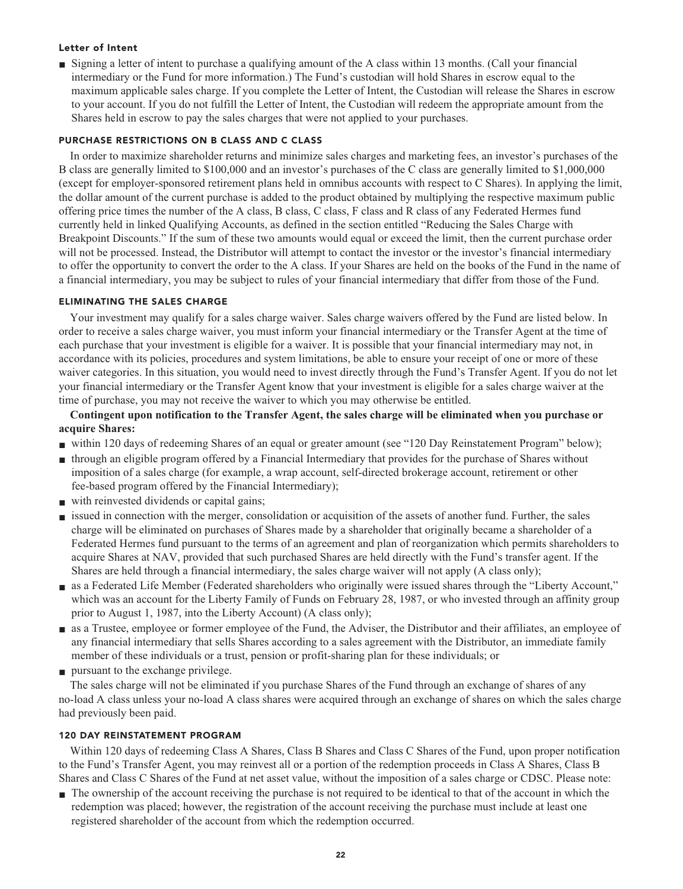#### Letter of Intent

- Signing a letter of intent to purchase a qualifying amount of the A class within 13 months. (Call your financial intermediary or the Fund for more information.) The Fund's custodian will hold Shares in escrow equal to the maximum applicable sales charge. If you complete the Letter of Intent, the Custodian will release the Shares in escrow to your account. If you do not fulfill the Letter of Intent, the Custodian will redeem the appropriate amount from the Shares held in escrow to pay the sales charges that were not applied to your purchases.

### PURCHASE RESTRICTIONS ON B CLASS AND C CLASS

In order to maximize shareholder returns and minimize sales charges and marketing fees, an investor's purchases of the B class are generally limited to $100,000 and an investor's purchases of the C class are generally limited to $1,000,000 (except for employer-sponsored retirement plans held in omnibus accounts with respect to C Shares). In applying the limit, the dollar amount of the current purchase is added to the product obtained by multiplying the respective maximum public offering price times the number of the A class, B class, C class, F class and R class of any Federated Hermes fund currently held in linked Qualifying Accounts, as defined in the section entitled "Reducing the Sales Charge with Breakpoint Discounts." If the sum of these two amounts would equal or exceed the limit, then the current purchase order will not be processed. Instead, the Distributor will attempt to contact the investor or the investor's financial intermediary to offer the opportunity to convert the order to the A class. If your Shares are held on the books of the Fund in the name of a financial intermediary, you may be subject to rules of your financial intermediary that differ from those of the Fund.

### ELIMINATING THE SALES CHARGE

Your investment may qualify for a sales charge waiver. Sales charge waivers offered by the Fund are listed below. In order to receive a sales charge waiver, you must inform your financial intermediary or the Transfer Agent at the time of each purchase that your investment is eligible for a waiver. It is possible that your financial intermediary may not, in accordance with its policies, procedures and system limitations, be able to ensure your receipt of one or more of these waiver categories. In this situation, you would need to invest directly through the Fund's Transfer Agent. If you do not let your financial intermediary or the Transfer Agent know that your investment is eligible for a sales charge waiver at the time of purchase, you may not receive the waiver to which you may otherwise be entitled.

**Contingent upon notification to the Transfer Agent, the sales charge will be eliminated when you purchase or acquire Shares:**

- within 120 days of redeeming Shares of an equal or greater amount (see "120 Day Reinstatement Program" below);
- through an eligible program offered by a Financial Intermediary that provides for the purchase of Shares without imposition of a sales charge (for example, a wrap account, self-directed brokerage account, retirement or other fee-based program offered by the Financial Intermediary);
- with reinvested dividends or capital gains;
- issued in connection with the merger, consolidation or acquisition of the assets of another fund. Further, the sales charge will be eliminated on purchases of Shares made by a shareholder that originally became a shareholder of a Federated Hermes fund pursuant to the terms of an agreement and plan of reorganization which permits shareholders to acquire Shares at NAV, provided that such purchased Shares are held directly with the Fund's transfer agent. If the Shares are held through a financial intermediary, the sales charge waiver will not apply (A class only);
- as a Federated Life Member (Federated shareholders who originally were issued shares through the "Liberty Account," which was an account for the Liberty Family of Funds on February 28, 1987, or who invested through an affinity group prior to August 1, 1987, into the Liberty Account) (A class only);
- as a Trustee, employee or former employee of the Fund, the Adviser, the Distributor and their affiliates, an employee of any financial intermediary that sells Shares according to a sales agreement with the Distributor, an immediate family member of these individuals or a trust, pension or profit-sharing plan for these individuals; or
- pursuant to the exchange privilege.

The sales charge will not be eliminated if you purchase Shares of the Fund through an exchange of shares of any no-load A class unless your no-load A class shares were acquired through an exchange of shares on which the sales charge had previously been paid.

### 120 DAY REINSTATEMENT PROGRAM

Within 120 days of redeeming Class A Shares, Class B Shares and Class C Shares of the Fund, upon proper notification to the Fund's Transfer Agent, you may reinvest all or a portion of the redemption proceeds in Class A Shares, Class B Shares and Class C Shares of the Fund at net asset value, without the imposition of a sales charge or CDSC. Please note:

- The ownership of the account receiving the purchase is not required to be identical to that of the account in which the redemption was placed; however, the registration of the account receiving the purchase must include at least one registered shareholder of the account from which the redemption occurred.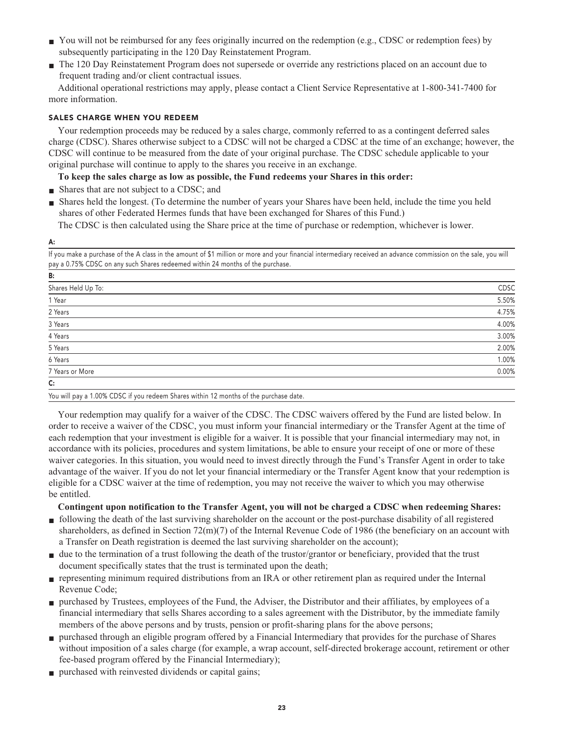- You will not be reimbursed for any fees originally incurred on the redemption (e.g., CDSC or redemption fees) by subsequently participating in the 120 Day Reinstatement Program.
- The 120 Day Reinstatement Program does not supersede or override any restrictions placed on an account due to frequent trading and/or client contractual issues.

Additional operational restrictions may apply, please contact a Client Service Representative at 1-800-341-7400 for more information.

### SALES CHARGE WHEN YOU REDEEM

Your redemption proceeds may be reduced by a sales charge, commonly referred to as a contingent deferred sales charge (CDSC). Shares otherwise subject to a CDSC will not be charged a CDSC at the time of an exchange; however, the CDSC will continue to be measured from the date of your original purchase. The CDSC schedule applicable to your original purchase will continue to apply to the shares you receive in an exchange.

**To keep the sales charge as low as possible, the Fund redeems your Shares in this order:**

- Shares that are not subject to a CDSC; and
- Shares held the longest. (To determine the number of years your Shares have been held, include the time you held shares of other Federated Hermes funds that have been exchanged for Shares of this Fund.)

The CDSC is then calculated using the Share price at the time of purchase or redemption, whichever is lower.

**A:**

If you make a purchase of the A class in the amount of $1 million or more and your financial intermediary received an advance commission on the sale, you will pay a 0.75% CDSC on any such Shares redeemed within 24 months of the purchase.

**B:**

| Shares Held Up To: | CDSC |
|---|---|
| 1 Year | 5.50% |
| 2 Years | 4.75% |
| 3 Years | 4.00% |
| 4 Years | 3.00% |
| 5 Years | 2.00% |
| 6 Years | 1.00% |
| 7 Years or More | 0.00% |

**C:**

You will pay a 1.00% CDSC if you redeem Shares within 12 months of the purchase date.

Your redemption may qualify for a waiver of the CDSC. The CDSC waivers offered by the Fund are listed below. In order to receive a waiver of the CDSC, you must inform your financial intermediary or the Transfer Agent at the time of each redemption that your investment is eligible for a waiver. It is possible that your financial intermediary may not, in accordance with its policies, procedures and system limitations, be able to ensure your receipt of one or more of these waiver categories. In this situation, you would need to invest directly through the Fund's Transfer Agent in order to take advantage of the waiver. If you do not let your financial intermediary or the Transfer Agent know that your redemption is eligible for a CDSC waiver at the time of redemption, you may not receive the waiver to which you may otherwise be entitled.

**Contingent upon notification to the Transfer Agent, you will not be charged a CDSC when redeeming Shares:**

- following the death of the last surviving shareholder on the account or the post-purchase disability of all registered shareholders, as defined in Section 72(m)(7) of the Internal Revenue Code of 1986 (the beneficiary on an account with a Transfer on Death registration is deemed the last surviving shareholder on the account);
- due to the termination of a trust following the death of the trustor/grantor or beneficiary, provided that the trust document specifically states that the trust is terminated upon the death;
- representing minimum required distributions from an IRA or other retirement plan as required under the Internal Revenue Code;
- purchased by Trustees, employees of the Fund, the Adviser, the Distributor and their affiliates, by employees of a financial intermediary that sells Shares according to a sales agreement with the Distributor, by the immediate family members of the above persons and by trusts, pension or profit-sharing plans for the above persons;
- purchased through an eligible program offered by a Financial Intermediary that provides for the purchase of Shares without imposition of a sales charge (for example, a wrap account, self-directed brokerage account, retirement or other fee-based program offered by the Financial Intermediary);
- purchased with reinvested dividends or capital gains;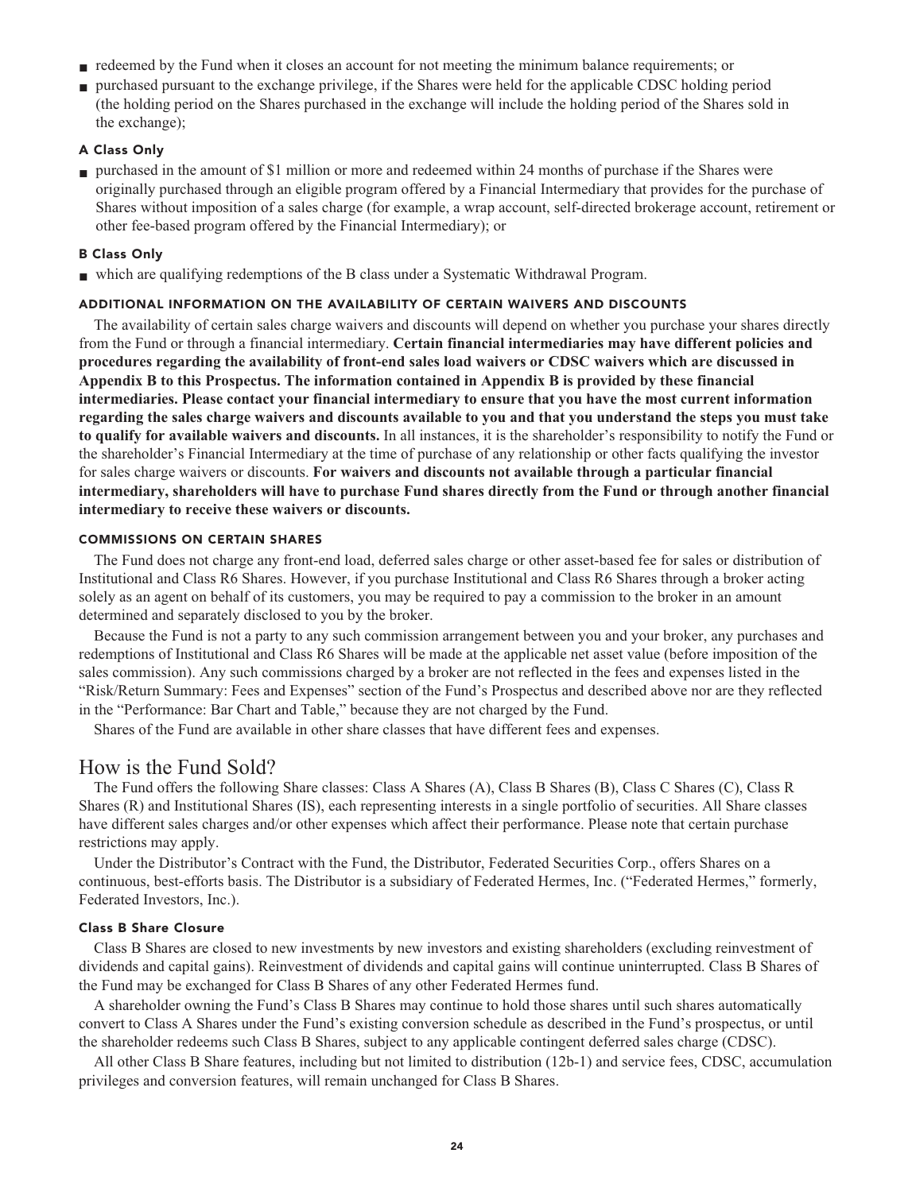- redeemed by the Fund when it closes an account for not meeting the minimum balance requirements; or
- purchased pursuant to the exchange privilege, if the Shares were held for the applicable CDSC holding period (the holding period on the Shares purchased in the exchange will include the holding period of the Shares sold in the exchange);

#### A Class Only

- purchased in the amount of $1 million or more and redeemed within 24 months of purchase if the Shares were originally purchased through an eligible program offered by a Financial Intermediary that provides for the purchase of Shares without imposition of a sales charge (for example, a wrap account, self-directed brokerage account, retirement or other fee-based program offered by the Financial Intermediary); or

#### B Class Only

- which are qualifying redemptions of the B class under a Systematic Withdrawal Program.

#### ADDITIONAL INFORMATION ON THE AVAILABILITY OF CERTAIN WAIVERS AND DISCOUNTS

The availability of certain sales charge waivers and discounts will depend on whether you purchase your shares directly from the Fund or through a financial intermediary. **Certain financial intermediaries may have different policies and procedures regarding the availability of front-end sales load waivers or CDSC waivers which are discussed in Appendix B to this Prospectus. The information contained in Appendix B is provided by these financial intermediaries. Please contact your financial intermediary to ensure that you have the most current information regarding the sales charge waivers and discounts available to you and that you understand the steps you must take to qualify for available waivers and discounts.** In all instances, it is the shareholder's responsibility to notify the Fund or the shareholder's Financial Intermediary at the time of purchase of any relationship or other facts qualifying the investor for sales charge waivers or discounts. **For waivers and discounts not available through a particular financial intermediary, shareholders will have to purchase Fund shares directly from the Fund or through another financial intermediary to receive these waivers or discounts.**

#### COMMISSIONS ON CERTAIN SHARES

The Fund does not charge any front-end load, deferred sales charge or other asset-based fee for sales or distribution of Institutional and Class R6 Shares. However, if you purchase Institutional and Class R6 Shares through a broker acting solely as an agent on behalf of its customers, you may be required to pay a commission to the broker in an amount determined and separately disclosed to you by the broker.

Because the Fund is not a party to any such commission arrangement between you and your broker, any purchases and redemptions of Institutional and Class R6 Shares will be made at the applicable net asset value (before imposition of the sales commission). Any such commissions charged by a broker are not reflected in the fees and expenses listed in the "Risk/Return Summary: Fees and Expenses" section of the Fund's Prospectus and described above nor are they reflected in the "Performance: Bar Chart and Table," because they are not charged by the Fund.

Shares of the Fund are available in other share classes that have different fees and expenses.

## How is the Fund Sold?

The Fund offers the following Share classes: Class A Shares (A), Class B Shares (B), Class C Shares (C), Class R Shares (R) and Institutional Shares (IS), each representing interests in a single portfolio of securities. All Share classes have different sales charges and/or other expenses which affect their performance. Please note that certain purchase restrictions may apply.

Under the Distributor's Contract with the Fund, the Distributor, Federated Securities Corp., offers Shares on a continuous, best-efforts basis. The Distributor is a subsidiary of Federated Hermes, Inc. ("Federated Hermes," formerly, Federated Investors, Inc.).

#### Class B Share Closure

Class B Shares are closed to new investments by new investors and existing shareholders (excluding reinvestment of dividends and capital gains). Reinvestment of dividends and capital gains will continue uninterrupted. Class B Shares of the Fund may be exchanged for Class B Shares of any other Federated Hermes fund.

A shareholder owning the Fund's Class B Shares may continue to hold those shares until such shares automatically convert to Class A Shares under the Fund's existing conversion schedule as described in the Fund's prospectus, or until the shareholder redeems such Class B Shares, subject to any applicable contingent deferred sales charge (CDSC).

All other Class B Share features, including but not limited to distribution (12b-1) and service fees, CDSC, accumulation privileges and conversion features, will remain unchanged for Class B Shares.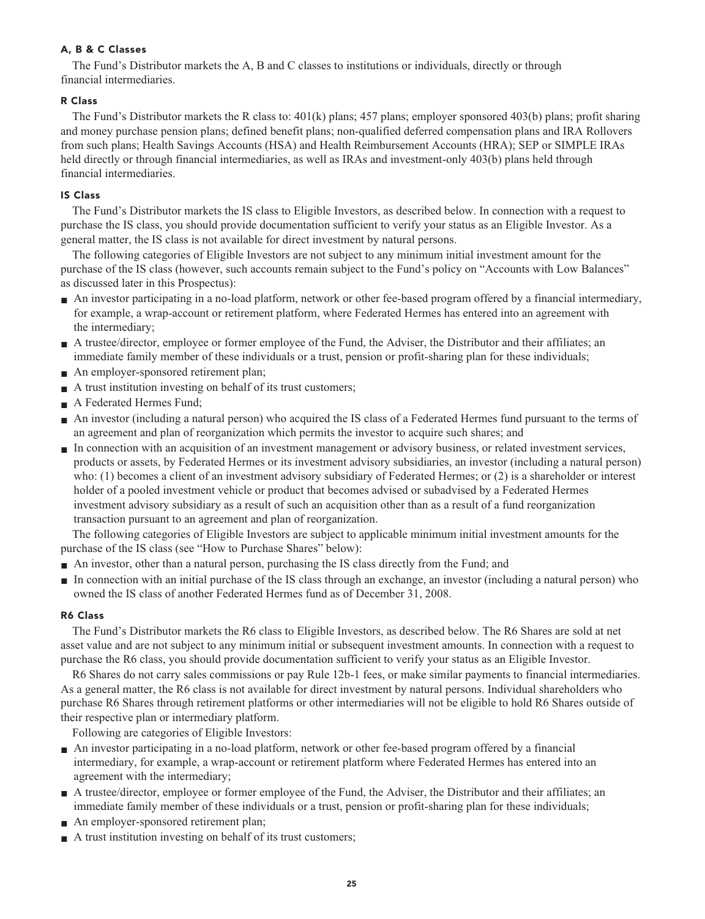#### A, B & C Classes

The Fund's Distributor markets the A, B and C classes to institutions or individuals, directly or through financial intermediaries.

#### R Class

The Fund's Distributor markets the R class to: 401(k) plans; 457 plans; employer sponsored 403(b) plans; profit sharing and money purchase pension plans; defined benefit plans; non-qualified deferred compensation plans and IRA Rollovers from such plans; Health Savings Accounts (HSA) and Health Reimbursement Accounts (HRA); SEP or SIMPLE IRAs held directly or through financial intermediaries, as well as IRAs and investment-only 403(b) plans held through financial intermediaries.

#### IS Class

The Fund's Distributor markets the IS class to Eligible Investors, as described below. In connection with a request to purchase the IS class, you should provide documentation sufficient to verify your status as an Eligible Investor. As a general matter, the IS class is not available for direct investment by natural persons.

The following categories of Eligible Investors are not subject to any minimum initial investment amount for the purchase of the IS class (however, such accounts remain subject to the Fund's policy on "Accounts with Low Balances" as discussed later in this Prospectus):

- An investor participating in a no-load platform, network or other fee-based program offered by a financial intermediary, for example, a wrap-account or retirement platform, where Federated Hermes has entered into an agreement with the intermediary;
- A trustee/director, employee or former employee of the Fund, the Adviser, the Distributor and their affiliates; an immediate family member of these individuals or a trust, pension or profit-sharing plan for these individuals;
- An employer-sponsored retirement plan;
- A trust institution investing on behalf of its trust customers;
- A Federated Hermes Fund;
- An investor (including a natural person) who acquired the IS class of a Federated Hermes fund pursuant to the terms of an agreement and plan of reorganization which permits the investor to acquire such shares; and
- In connection with an acquisition of an investment management or advisory business, or related investment services, products or assets, by Federated Hermes or its investment advisory subsidiaries, an investor (including a natural person) who: (1) becomes a client of an investment advisory subsidiary of Federated Hermes; or (2) is a shareholder or interest holder of a pooled investment vehicle or product that becomes advised or subadvised by a Federated Hermes investment advisory subsidiary as a result of such an acquisition other than as a result of a fund reorganization transaction pursuant to an agreement and plan of reorganization.

The following categories of Eligible Investors are subject to applicable minimum initial investment amounts for the purchase of the IS class (see "How to Purchase Shares" below):

- An investor, other than a natural person, purchasing the IS class directly from the Fund; and
- In connection with an initial purchase of the IS class through an exchange, an investor (including a natural person) who owned the IS class of another Federated Hermes fund as of December 31, 2008.

#### R6 Class

The Fund's Distributor markets the R6 class to Eligible Investors, as described below. The R6 Shares are sold at net asset value and are not subject to any minimum initial or subsequent investment amounts. In connection with a request to purchase the R6 class, you should provide documentation sufficient to verify your status as an Eligible Investor.

R6 Shares do not carry sales commissions or pay Rule 12b-1 fees, or make similar payments to financial intermediaries. As a general matter, the R6 class is not available for direct investment by natural persons. Individual shareholders who purchase R6 Shares through retirement platforms or other intermediaries will not be eligible to hold R6 Shares outside of their respective plan or intermediary platform.

Following are categories of Eligible Investors:

- An investor participating in a no-load platform, network or other fee-based program offered by a financial intermediary, for example, a wrap-account or retirement platform where Federated Hermes has entered into an agreement with the intermediary;
- A trustee/director, employee or former employee of the Fund, the Adviser, the Distributor and their affiliates; an immediate family member of these individuals or a trust, pension or profit-sharing plan for these individuals;
- An employer-sponsored retirement plan;
- A trust institution investing on behalf of its trust customers;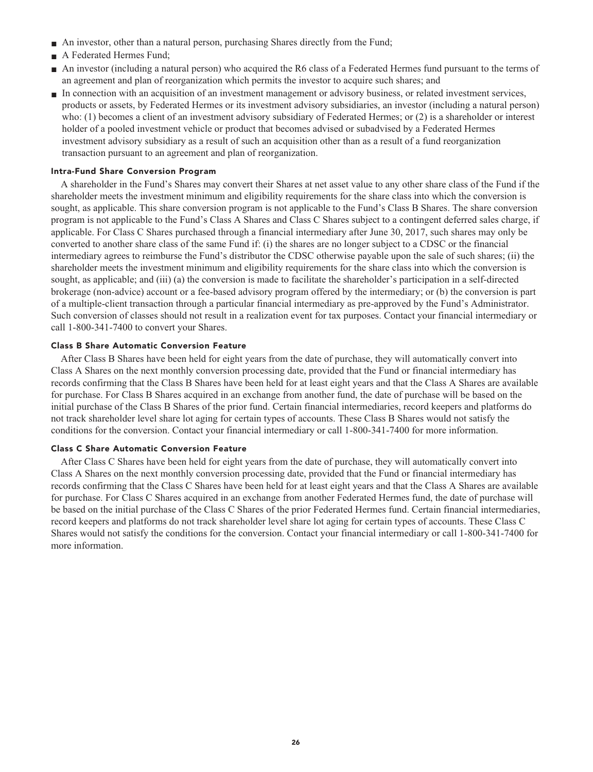- An investor, other than a natural person, purchasing Shares directly from the Fund;
- A Federated Hermes Fund;
- An investor (including a natural person) who acquired the R6 class of a Federated Hermes fund pursuant to the terms of an agreement and plan of reorganization which permits the investor to acquire such shares; and
- In connection with an acquisition of an investment management or advisory business, or related investment services, products or assets, by Federated Hermes or its investment advisory subsidiaries, an investor (including a natural person) who: (1) becomes a client of an investment advisory subsidiary of Federated Hermes; or (2) is a shareholder or interest holder of a pooled investment vehicle or product that becomes advised or subadvised by a Federated Hermes investment advisory subsidiary as a result of such an acquisition other than as a result of a fund reorganization transaction pursuant to an agreement and plan of reorganization.

#### Intra-Fund Share Conversion Program

A shareholder in the Fund's Shares may convert their Shares at net asset value to any other share class of the Fund if the shareholder meets the investment minimum and eligibility requirements for the share class into which the conversion is sought, as applicable. This share conversion program is not applicable to the Fund's Class B Shares. The share conversion program is not applicable to the Fund's Class A Shares and Class C Shares subject to a contingent deferred sales charge, if applicable. For Class C Shares purchased through a financial intermediary after June 30, 2017, such shares may only be converted to another share class of the same Fund if: (i) the shares are no longer subject to a CDSC or the financial intermediary agrees to reimburse the Fund's distributor the CDSC otherwise payable upon the sale of such shares; (ii) the shareholder meets the investment minimum and eligibility requirements for the share class into which the conversion is sought, as applicable; and (iii) (a) the conversion is made to facilitate the shareholder's participation in a self-directed brokerage (non-advice) account or a fee-based advisory program offered by the intermediary; or (b) the conversion is part of a multiple-client transaction through a particular financial intermediary as pre-approved by the Fund's Administrator. Such conversion of classes should not result in a realization event for tax purposes. Contact your financial intermediary or call 1-800-341-7400 to convert your Shares.

#### Class B Share Automatic Conversion Feature

After Class B Shares have been held for eight years from the date of purchase, they will automatically convert into Class A Shares on the next monthly conversion processing date, provided that the Fund or financial intermediary has records confirming that the Class B Shares have been held for at least eight years and that the Class A Shares are available for purchase. For Class B Shares acquired in an exchange from another fund, the date of purchase will be based on the initial purchase of the Class B Shares of the prior fund. Certain financial intermediaries, record keepers and platforms do not track shareholder level share lot aging for certain types of accounts. These Class B Shares would not satisfy the conditions for the conversion. Contact your financial intermediary or call 1-800-341-7400 for more information.

#### Class C Share Automatic Conversion Feature

After Class C Shares have been held for eight years from the date of purchase, they will automatically convert into Class A Shares on the next monthly conversion processing date, provided that the Fund or financial intermediary has records confirming that the Class C Shares have been held for at least eight years and that the Class A Shares are available for purchase. For Class C Shares acquired in an exchange from another Federated Hermes fund, the date of purchase will be based on the initial purchase of the Class C Shares of the prior Federated Hermes fund. Certain financial intermediaries, record keepers and platforms do not track shareholder level share lot aging for certain types of accounts. These Class C Shares would not satisfy the conditions for the conversion. Contact your financial intermediary or call 1-800-341-7400 for more information.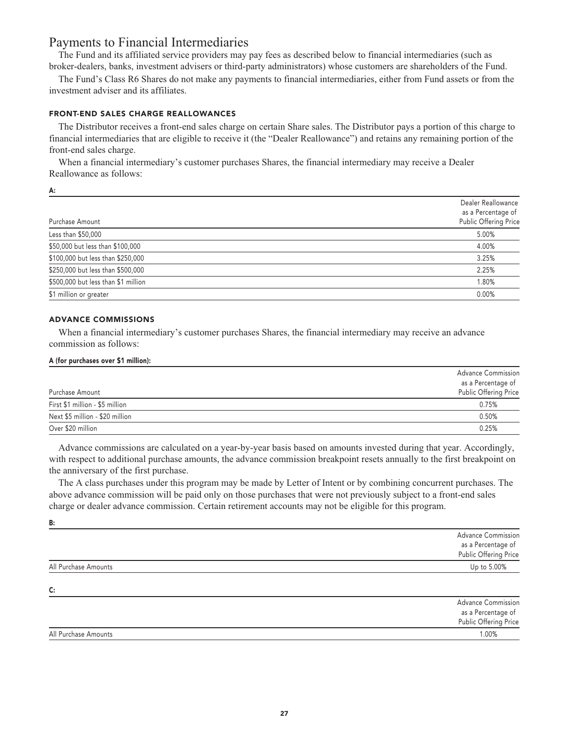## Payments to Financial Intermediaries

The Fund and its affiliated service providers may pay fees as described below to financial intermediaries (such as broker-dealers, banks, investment advisers or third-party administrators) whose customers are shareholders of the Fund.

The Fund's Class R6 Shares do not make any payments to financial intermediaries, either from Fund assets or from the investment adviser and its affiliates.

### FRONT-END SALES CHARGE REALLOWANCES

The Distributor receives a front-end sales charge on certain Share sales. The Distributor pays a portion of this charge to financial intermediaries that are eligible to receive it (the "Dealer Reallowance") and retains any remaining portion of the front-end sales charge.

When a financial intermediary's customer purchases Shares, the financial intermediary may receive a Dealer Reallowance as follows:

**A:**

| Purchase Amount | Dealer Reallowance as a Percentage of Public Offering Price |
|---|---|
| Less than $50,000 | 5.00% |
| $50,000 but less than $100,000 | 4.00% |
| $100,000 but less than $250,000 | 3.25% |
| $250,000 but less than $500,000 | 2.25% |
| $500,000 but less than $1 million | 1.80% |
| $1 million or greater | 0.00% |

### ADVANCE COMMISSIONS

When a financial intermediary's customer purchases Shares, the financial intermediary may receive an advance commission as follows:

**A (for purchases over $1 million):**

| Purchase Amount | Advance Commission as a Percentage of Public Offering Price |
|---|---|
| First $1 million - $5 million | 0.75% |
| Next $5 million - $20 million | 0.50% |
| Over $20 million | 0.25% |

Advance commissions are calculated on a year-by-year basis based on amounts invested during that year. Accordingly, with respect to additional purchase amounts, the advance commission breakpoint resets annually to the first breakpoint on the anniversary of the first purchase.

The A class purchases under this program may be made by Letter of Intent or by combining concurrent purchases. The above advance commission will be paid only on those purchases that were not previously subject to a front-end sales charge or dealer advance commission. Certain retirement accounts may not be eligible for this program.

**B:**

| | Advance Commission as a Percentage of Public Offering Price |
|---|---|
| All Purchase Amounts | Up to 5.00% |

**C:**

| | Advance Commission as a Percentage of Public Offering Price |
|---|---|
| All Purchase Amounts | 1.00% |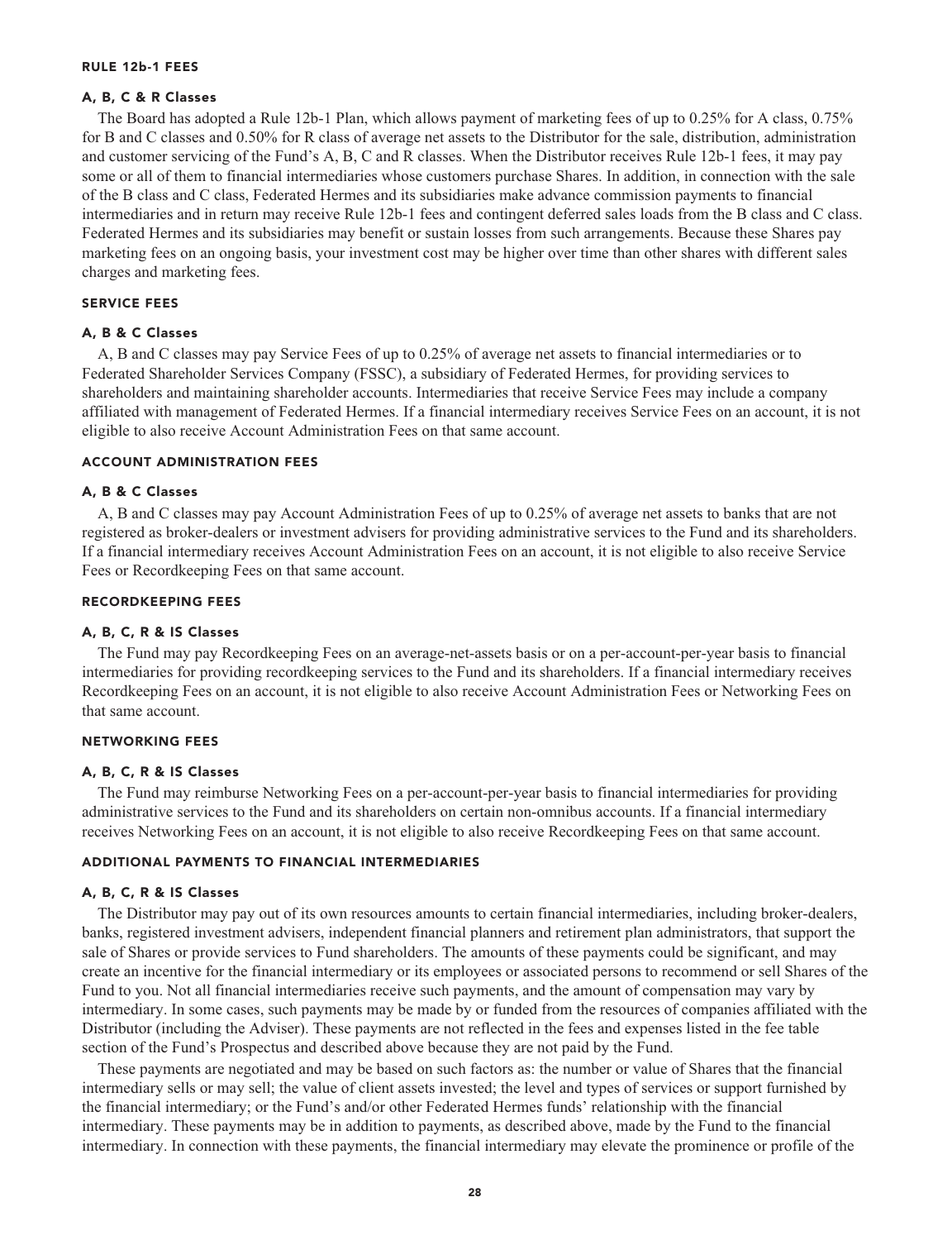## RULE 12b-1 FEES

### A, B, C & R Classes

The Board has adopted a Rule 12b-1 Plan, which allows payment of marketing fees of up to 0.25% for A class, 0.75% for B and C classes and 0.50% for R class of average net assets to the Distributor for the sale, distribution, administration and customer servicing of the Fund's A, B, C and R classes. When the Distributor receives Rule 12b-1 fees, it may pay some or all of them to financial intermediaries whose customers purchase Shares. In addition, in connection with the sale of the B class and C class, Federated Hermes and its subsidiaries make advance commission payments to financial intermediaries and in return may receive Rule 12b-1 fees and contingent deferred sales loads from the B class and C class. Federated Hermes and its subsidiaries may benefit or sustain losses from such arrangements. Because these Shares pay marketing fees on an ongoing basis, your investment cost may be higher over time than other shares with different sales charges and marketing fees.

## SERVICE FEES

### A, B & C Classes

A, B and C classes may pay Service Fees of up to 0.25% of average net assets to financial intermediaries or to Federated Shareholder Services Company (FSSC), a subsidiary of Federated Hermes, for providing services to shareholders and maintaining shareholder accounts. Intermediaries that receive Service Fees may include a company affiliated with management of Federated Hermes. If a financial intermediary receives Service Fees on an account, it is not eligible to also receive Account Administration Fees on that same account.

## ACCOUNT ADMINISTRATION FEES

### A, B & C Classes

A, B and C classes may pay Account Administration Fees of up to 0.25% of average net assets to banks that are not registered as broker-dealers or investment advisers for providing administrative services to the Fund and its shareholders. If a financial intermediary receives Account Administration Fees on an account, it is not eligible to also receive Service Fees or Recordkeeping Fees on that same account.

## RECORDKEEPING FEES

### A, B, C, R & IS Classes

The Fund may pay Recordkeeping Fees on an average-net-assets basis or on a per-account-per-year basis to financial intermediaries for providing recordkeeping services to the Fund and its shareholders. If a financial intermediary receives Recordkeeping Fees on an account, it is not eligible to also receive Account Administration Fees or Networking Fees on that same account.

## NETWORKING FEES

### A, B, C, R & IS Classes

The Fund may reimburse Networking Fees on a per-account-per-year basis to financial intermediaries for providing administrative services to the Fund and its shareholders on certain non-omnibus accounts. If a financial intermediary receives Networking Fees on an account, it is not eligible to also receive Recordkeeping Fees on that same account.

## ADDITIONAL PAYMENTS TO FINANCIAL INTERMEDIARIES

### A, B, C, R & IS Classes

The Distributor may pay out of its own resources amounts to certain financial intermediaries, including broker-dealers, banks, registered investment advisers, independent financial planners and retirement plan administrators, that support the sale of Shares or provide services to Fund shareholders. The amounts of these payments could be significant, and may create an incentive for the financial intermediary or its employees or associated persons to recommend or sell Shares of the Fund to you. Not all financial intermediaries receive such payments, and the amount of compensation may vary by intermediary. In some cases, such payments may be made by or funded from the resources of companies affiliated with the Distributor (including the Adviser). These payments are not reflected in the fees and expenses listed in the fee table section of the Fund's Prospectus and described above because they are not paid by the Fund.

These payments are negotiated and may be based on such factors as: the number or value of Shares that the financial intermediary sells or may sell; the value of client assets invested; the level and types of services or support furnished by the financial intermediary; or the Fund's and/or other Federated Hermes funds' relationship with the financial intermediary. These payments may be in addition to payments, as described above, made by the Fund to the financial intermediary. In connection with these payments, the financial intermediary may elevate the prominence or profile of the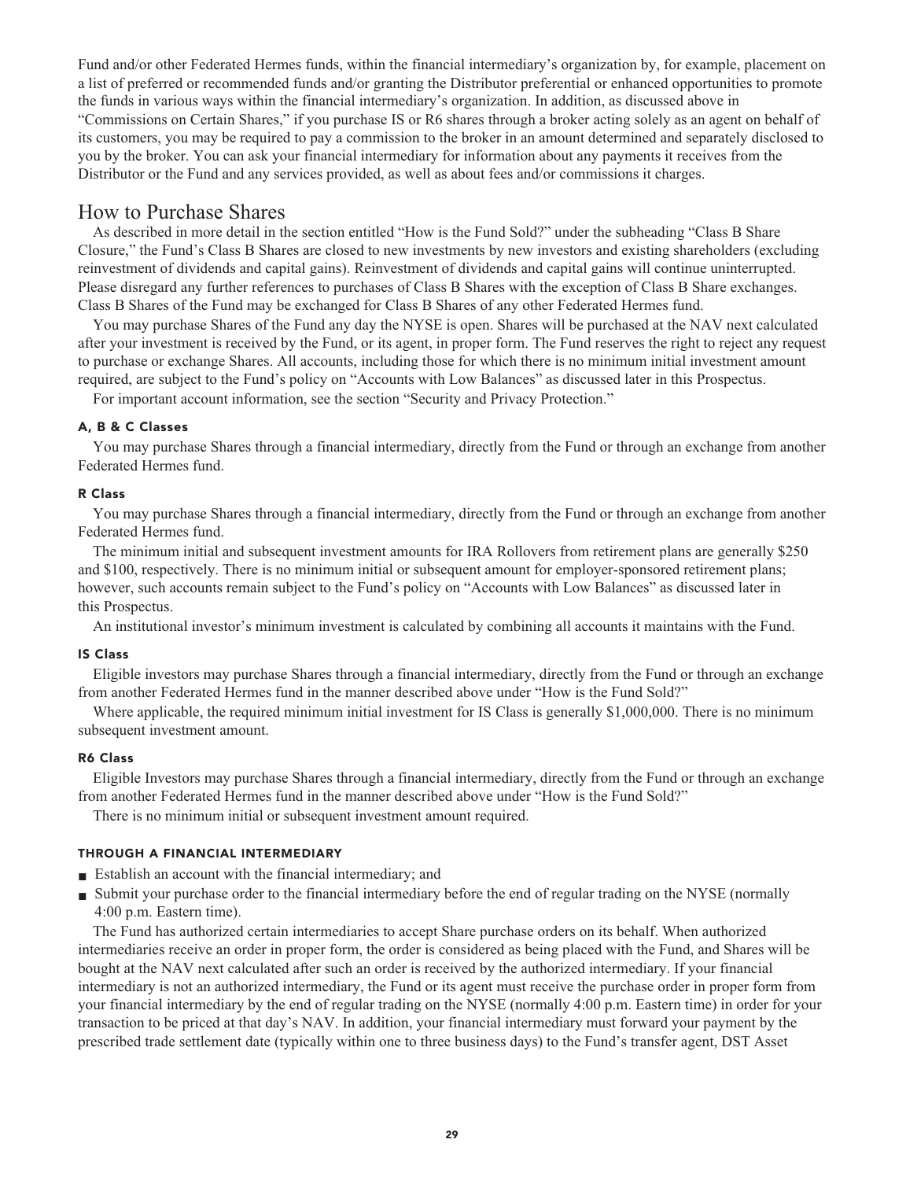Fund and/or other Federated Hermes funds, within the financial intermediary's organization by, for example, placement on a list of preferred or recommended funds and/or granting the Distributor preferential or enhanced opportunities to promote the funds in various ways within the financial intermediary's organization. In addition, as discussed above in "Commissions on Certain Shares," if you purchase IS or R6 shares through a broker acting solely as an agent on behalf of its customers, you may be required to pay a commission to the broker in an amount determined and separately disclosed to you by the broker. You can ask your financial intermediary for information about any payments it receives from the Distributor or the Fund and any services provided, as well as about fees and/or commissions it charges.

## How to Purchase Shares

As described in more detail in the section entitled "How is the Fund Sold?" under the subheading "Class B Share Closure," the Fund's Class B Shares are closed to new investments by new investors and existing shareholders (excluding reinvestment of dividends and capital gains). Reinvestment of dividends and capital gains will continue uninterrupted. Please disregard any further references to purchases of Class B Shares with the exception of Class B Share exchanges. Class B Shares of the Fund may be exchanged for Class B Shares of any other Federated Hermes fund.

You may purchase Shares of the Fund any day the NYSE is open. Shares will be purchased at the NAV next calculated after your investment is received by the Fund, or its agent, in proper form. The Fund reserves the right to reject any request to purchase or exchange Shares. All accounts, including those for which there is no minimum initial investment amount required, are subject to the Fund's policy on "Accounts with Low Balances" as discussed later in this Prospectus.

For important account information, see the section "Security and Privacy Protection."

#### A, B & C Classes

You may purchase Shares through a financial intermediary, directly from the Fund or through an exchange from another Federated Hermes fund.

#### R Class

You may purchase Shares through a financial intermediary, directly from the Fund or through an exchange from another Federated Hermes fund.

The minimum initial and subsequent investment amounts for IRA Rollovers from retirement plans are generally $250 and $100, respectively. There is no minimum initial or subsequent amount for employer-sponsored retirement plans; however, such accounts remain subject to the Fund's policy on "Accounts with Low Balances" as discussed later in this Prospectus.

An institutional investor's minimum investment is calculated by combining all accounts it maintains with the Fund.

#### IS Class

Eligible investors may purchase Shares through a financial intermediary, directly from the Fund or through an exchange from another Federated Hermes fund in the manner described above under "How is the Fund Sold?"

Where applicable, the required minimum initial investment for IS Class is generally $1,000,000. There is no minimum subsequent investment amount.

#### R6 Class

Eligible Investors may purchase Shares through a financial intermediary, directly from the Fund or through an exchange from another Federated Hermes fund in the manner described above under "How is the Fund Sold?"

There is no minimum initial or subsequent investment amount required.

#### THROUGH A FINANCIAL INTERMEDIARY

- Establish an account with the financial intermediary; and
- Submit your purchase order to the financial intermediary before the end of regular trading on the NYSE (normally 4:00 p.m. Eastern time).

The Fund has authorized certain intermediaries to accept Share purchase orders on its behalf. When authorized intermediaries receive an order in proper form, the order is considered as being placed with the Fund, and Shares will be bought at the NAV next calculated after such an order is received by the authorized intermediary. If your financial intermediary is not an authorized intermediary, the Fund or its agent must receive the purchase order in proper form from your financial intermediary by the end of regular trading on the NYSE (normally 4:00 p.m. Eastern time) in order for your transaction to be priced at that day's NAV. In addition, your financial intermediary must forward your payment by the prescribed trade settlement date (typically within one to three business days) to the Fund's transfer agent, DST Asset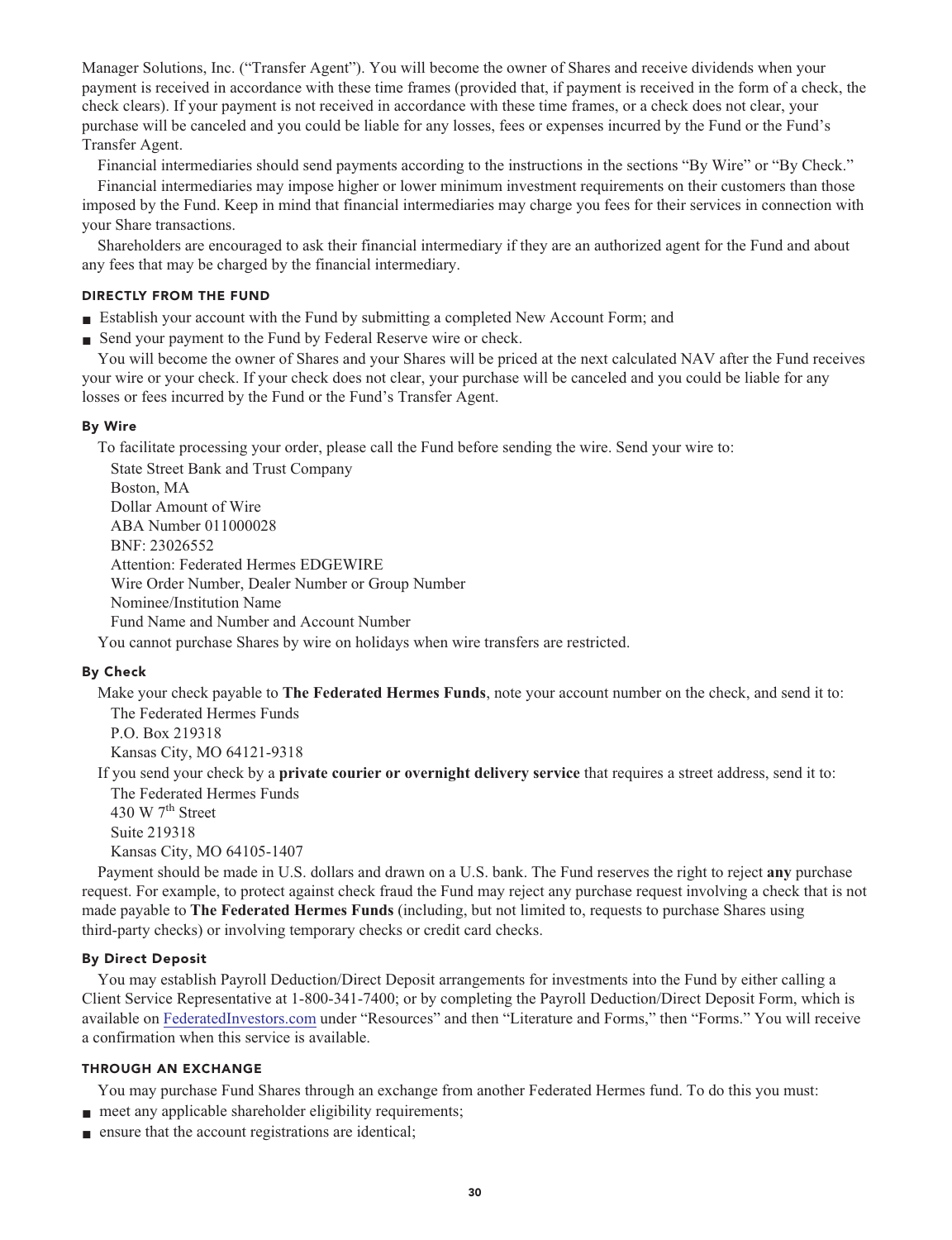Manager Solutions, Inc. ("Transfer Agent"). You will become the owner of Shares and receive dividends when your payment is received in accordance with these time frames (provided that, if payment is received in the form of a check, the check clears). If your payment is not received in accordance with these time frames, or a check does not clear, your purchase will be canceled and you could be liable for any losses, fees or expenses incurred by the Fund or the Fund's Transfer Agent.

Financial intermediaries should send payments according to the instructions in the sections "By Wire" or "By Check."

Financial intermediaries may impose higher or lower minimum investment requirements on their customers than those imposed by the Fund. Keep in mind that financial intermediaries may charge you fees for their services in connection with your Share transactions.

Shareholders are encouraged to ask their financial intermediary if they are an authorized agent for the Fund and about any fees that may be charged by the financial intermediary.

### DIRECTLY FROM THE FUND

- Establish your account with the Fund by submitting a completed New Account Form; and
- Send your payment to the Fund by Federal Reserve wire or check.

You will become the owner of Shares and your Shares will be priced at the next calculated NAV after the Fund receives your wire or your check. If your check does not clear, your purchase will be canceled and you could be liable for any losses or fees incurred by the Fund or the Fund's Transfer Agent.

#### By Wire

To facilitate processing your order, please call the Fund before sending the wire. Send your wire to:

State Street Bank and Trust Company
Boston, MA
Dollar Amount of Wire
ABA Number 011000028
BNF: 23026552
Attention: Federated Hermes EDGEWIRE
Wire Order Number, Dealer Number or Group Number
Nominee/Institution Name
Fund Name and Number and Account Number

You cannot purchase Shares by wire on holidays when wire transfers are restricted.

#### By Check

Make your check payable to **The Federated Hermes Funds**, note your account number on the check, and send it to:

The Federated Hermes Funds
P.O. Box 219318
Kansas City, MO 64121-9318

If you send your check by a **private courier or overnight delivery service** that requires a street address, send it to:

The Federated Hermes Funds
430 W 7th Street
Suite 219318
Kansas City, MO 64105-1407

Payment should be made in U.S. dollars and drawn on a U.S. bank. The Fund reserves the right to reject **any** purchase request. For example, to protect against check fraud the Fund may reject any purchase request involving a check that is not made payable to **The Federated Hermes Funds** (including, but not limited to, requests to purchase Shares using third-party checks) or involving temporary checks or credit card checks.

#### By Direct Deposit

You may establish Payroll Deduction/Direct Deposit arrangements for investments into the Fund by either calling a Client Service Representative at 1-800-341-7400; or by completing the Payroll Deduction/Direct Deposit Form, which is available on FederatedInvestors.com under "Resources" and then "Literature and Forms," then "Forms." You will receive a confirmation when this service is available.

### THROUGH AN EXCHANGE

You may purchase Fund Shares through an exchange from another Federated Hermes fund. To do this you must:

- meet any applicable shareholder eligibility requirements;
- ensure that the account registrations are identical;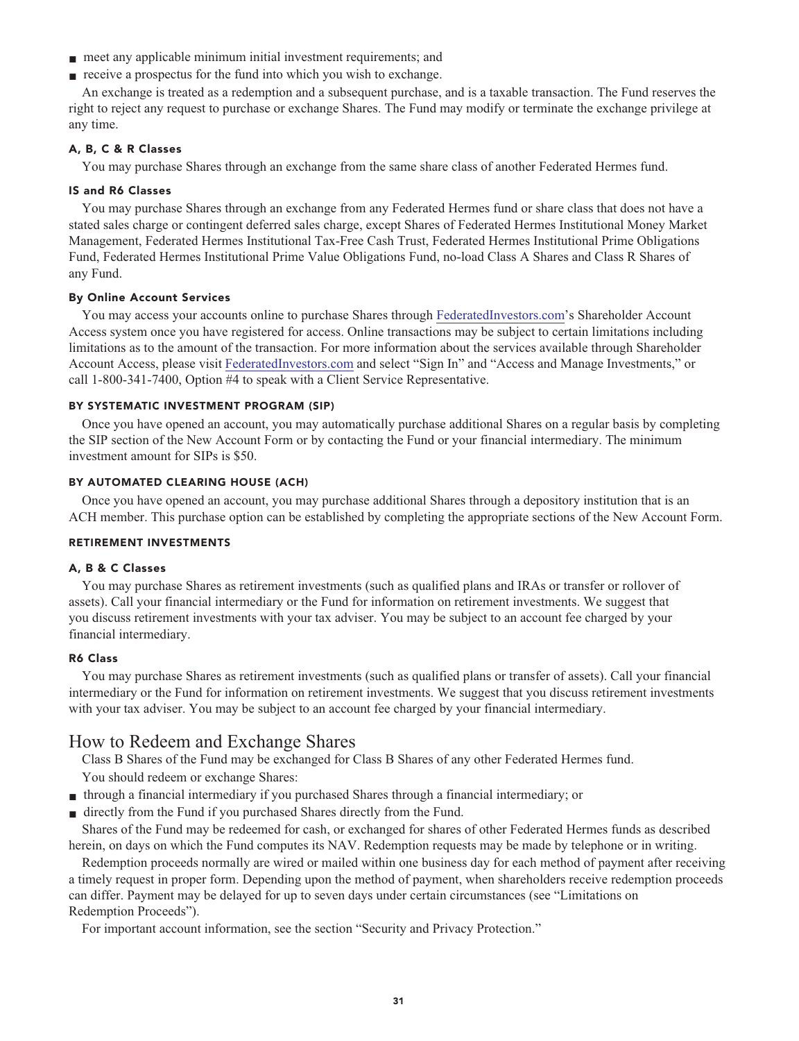- meet any applicable minimum initial investment requirements; and
- receive a prospectus for the fund into which you wish to exchange.

An exchange is treated as a redemption and a subsequent purchase, and is a taxable transaction. The Fund reserves the right to reject any request to purchase or exchange Shares. The Fund may modify or terminate the exchange privilege at any time.

#### A, B, C & R Classes

You may purchase Shares through an exchange from the same share class of another Federated Hermes fund.

#### IS and R6 Classes

You may purchase Shares through an exchange from any Federated Hermes fund or share class that does not have a stated sales charge or contingent deferred sales charge, except Shares of Federated Hermes Institutional Money Market Management, Federated Hermes Institutional Tax-Free Cash Trust, Federated Hermes Institutional Prime Obligations Fund, Federated Hermes Institutional Prime Value Obligations Fund, no-load Class A Shares and Class R Shares of any Fund.

#### By Online Account Services

You may access your accounts online to purchase Shares through FederatedInvestors.com's Shareholder Account Access system once you have registered for access. Online transactions may be subject to certain limitations including limitations as to the amount of the transaction. For more information about the services available through Shareholder Account Access, please visit FederatedInvestors.com and select "Sign In" and "Access and Manage Investments," or call 1-800-341-7400, Option #4 to speak with a Client Service Representative.

### BY SYSTEMATIC INVESTMENT PROGRAM (SIP)

Once you have opened an account, you may automatically purchase additional Shares on a regular basis by completing the SIP section of the New Account Form or by contacting the Fund or your financial intermediary. The minimum investment amount for SIPs is $50.

### BY AUTOMATED CLEARING HOUSE (ACH)

Once you have opened an account, you may purchase additional Shares through a depository institution that is an ACH member. This purchase option can be established by completing the appropriate sections of the New Account Form.

### RETIREMENT INVESTMENTS

#### A, B & C Classes

You may purchase Shares as retirement investments (such as qualified plans and IRAs or transfer or rollover of assets). Call your financial intermediary or the Fund for information on retirement investments. We suggest that you discuss retirement investments with your tax adviser. You may be subject to an account fee charged by your financial intermediary.

#### R6 Class

You may purchase Shares as retirement investments (such as qualified plans or transfer of assets). Call your financial intermediary or the Fund for information on retirement investments. We suggest that you discuss retirement investments with your tax adviser. You may be subject to an account fee charged by your financial intermediary.

## How to Redeem and Exchange Shares

Class B Shares of the Fund may be exchanged for Class B Shares of any other Federated Hermes fund.

You should redeem or exchange Shares:

- through a financial intermediary if you purchased Shares through a financial intermediary; or
- directly from the Fund if you purchased Shares directly from the Fund.

Shares of the Fund may be redeemed for cash, or exchanged for shares of other Federated Hermes funds as described herein, on days on which the Fund computes its NAV. Redemption requests may be made by telephone or in writing.

Redemption proceeds normally are wired or mailed within one business day for each method of payment after receiving a timely request in proper form. Depending upon the method of payment, when shareholders receive redemption proceeds can differ. Payment may be delayed for up to seven days under certain circumstances (see "Limitations on Redemption Proceeds").

For important account information, see the section "Security and Privacy Protection."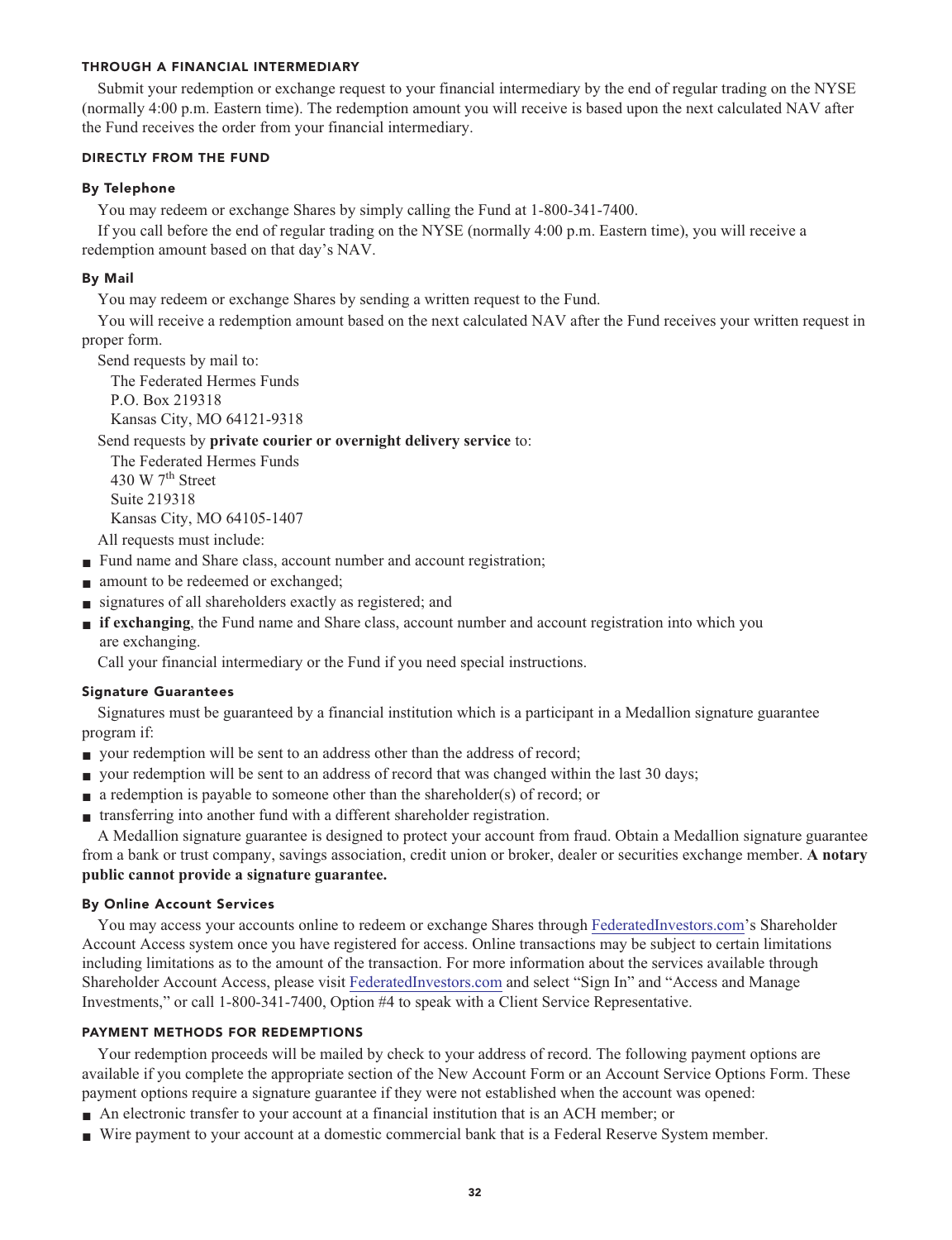### THROUGH A FINANCIAL INTERMEDIARY

Submit your redemption or exchange request to your financial intermediary by the end of regular trading on the NYSE (normally 4:00 p.m. Eastern time). The redemption amount you will receive is based upon the next calculated NAV after the Fund receives the order from your financial intermediary.

### DIRECTLY FROM THE FUND

#### By Telephone

You may redeem or exchange Shares by simply calling the Fund at 1-800-341-7400.

If you call before the end of regular trading on the NYSE (normally 4:00 p.m. Eastern time), you will receive a redemption amount based on that day's NAV.

#### By Mail

You may redeem or exchange Shares by sending a written request to the Fund.

You will receive a redemption amount based on the next calculated NAV after the Fund receives your written request in proper form.

Send requests by mail to:

The Federated Hermes Funds
P.O. Box 219318
Kansas City, MO 64121-9318

Send requests by **private courier or overnight delivery service** to:

The Federated Hermes Funds
430 W 7th Street
Suite 219318
Kansas City, MO 64105-1407

All requests must include:

- Fund name and Share class, account number and account registration;
- amount to be redeemed or exchanged;
- signatures of all shareholders exactly as registered; and
- **if exchanging**, the Fund name and Share class, account number and account registration into which you are exchanging.

Call your financial intermediary or the Fund if you need special instructions.

#### Signature Guarantees

Signatures must be guaranteed by a financial institution which is a participant in a Medallion signature guarantee program if:

- your redemption will be sent to an address other than the address of record;
- your redemption will be sent to an address of record that was changed within the last 30 days;
- a redemption is payable to someone other than the shareholder(s) of record; or
- transferring into another fund with a different shareholder registration.

A Medallion signature guarantee is designed to protect your account from fraud. Obtain a Medallion signature guarantee from a bank or trust company, savings association, credit union or broker, dealer or securities exchange member. **A notary public cannot provide a signature guarantee.**

#### By Online Account Services

You may access your accounts online to redeem or exchange Shares through FederatedInvestors.com's Shareholder Account Access system once you have registered for access. Online transactions may be subject to certain limitations including limitations as to the amount of the transaction. For more information about the services available through Shareholder Account Access, please visit FederatedInvestors.com and select "Sign In" and "Access and Manage Investments," or call 1-800-341-7400, Option #4 to speak with a Client Service Representative.

### PAYMENT METHODS FOR REDEMPTIONS

Your redemption proceeds will be mailed by check to your address of record. The following payment options are available if you complete the appropriate section of the New Account Form or an Account Service Options Form. These payment options require a signature guarantee if they were not established when the account was opened:

- An electronic transfer to your account at a financial institution that is an ACH member; or
- Wire payment to your account at a domestic commercial bank that is a Federal Reserve System member.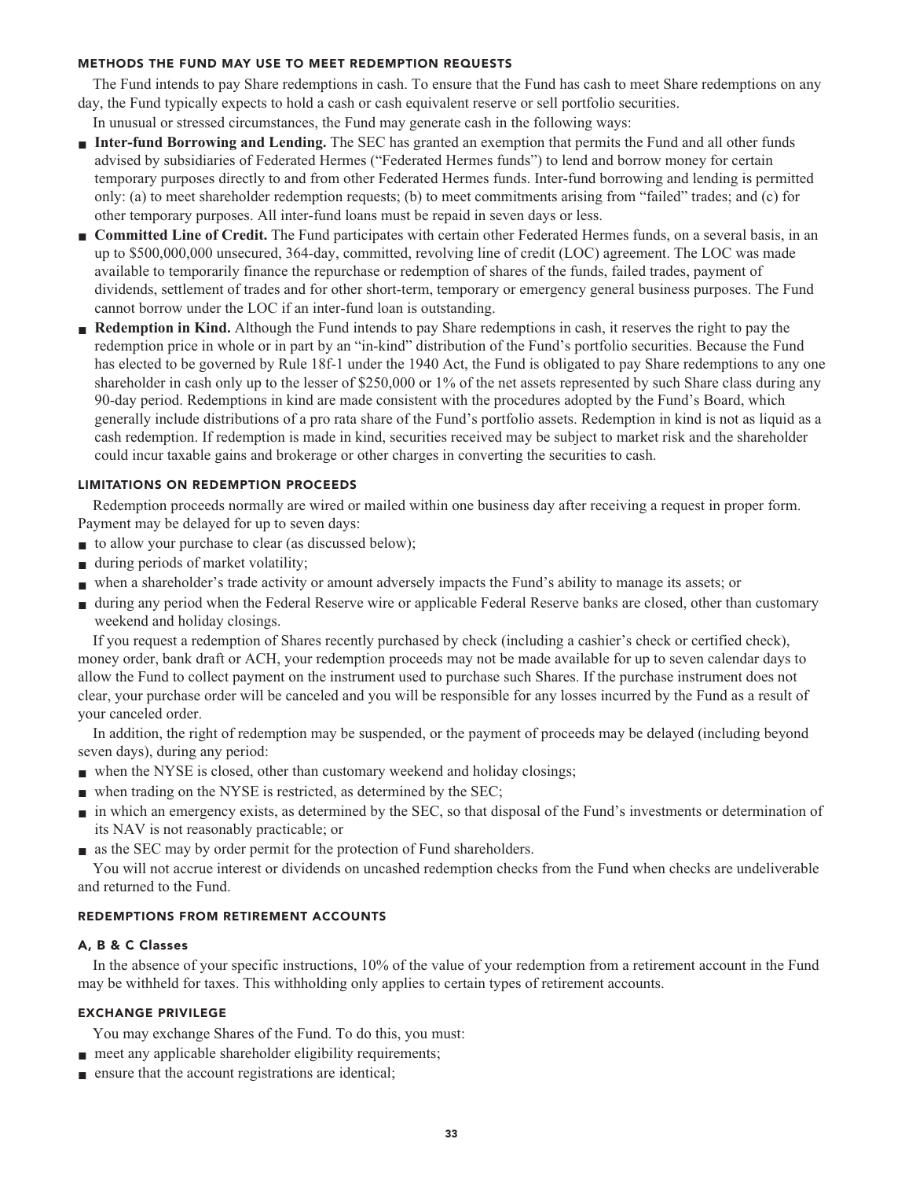### METHODS THE FUND MAY USE TO MEET REDEMPTION REQUESTS

The Fund intends to pay Share redemptions in cash. To ensure that the Fund has cash to meet Share redemptions on any day, the Fund typically expects to hold a cash or cash equivalent reserve or sell portfolio securities.

In unusual or stressed circumstances, the Fund may generate cash in the following ways:

- **Inter-fund Borrowing and Lending.** The SEC has granted an exemption that permits the Fund and all other funds advised by subsidiaries of Federated Hermes ("Federated Hermes funds") to lend and borrow money for certain temporary purposes directly to and from other Federated Hermes funds. Inter-fund borrowing and lending is permitted only: (a) to meet shareholder redemption requests; (b) to meet commitments arising from "failed" trades; and (c) for other temporary purposes. All inter-fund loans must be repaid in seven days or less.
- **Committed Line of Credit.** The Fund participates with certain other Federated Hermes funds, on a several basis, in an up to $500,000,000 unsecured, 364-day, committed, revolving line of credit (LOC) agreement. The LOC was made available to temporarily finance the repurchase or redemption of shares of the funds, failed trades, payment of dividends, settlement of trades and for other short-term, temporary or emergency general business purposes. The Fund cannot borrow under the LOC if an inter-fund loan is outstanding.
- **Redemption in Kind.** Although the Fund intends to pay Share redemptions in cash, it reserves the right to pay the redemption price in whole or in part by an "in-kind" distribution of the Fund's portfolio securities. Because the Fund has elected to be governed by Rule 18f-1 under the 1940 Act, the Fund is obligated to pay Share redemptions to any one shareholder in cash only up to the lesser of $250,000 or 1% of the net assets represented by such Share class during any 90-day period. Redemptions in kind are made consistent with the procedures adopted by the Fund's Board, which generally include distributions of a pro rata share of the Fund's portfolio assets. Redemption in kind is not as liquid as a cash redemption. If redemption is made in kind, securities received may be subject to market risk and the shareholder could incur taxable gains and brokerage or other charges in converting the securities to cash.

### LIMITATIONS ON REDEMPTION PROCEEDS

Redemption proceeds normally are wired or mailed within one business day after receiving a request in proper form. Payment may be delayed for up to seven days:

- to allow your purchase to clear (as discussed below);
- during periods of market volatility;
- when a shareholder's trade activity or amount adversely impacts the Fund's ability to manage its assets; or
- during any period when the Federal Reserve wire or applicable Federal Reserve banks are closed, other than customary weekend and holiday closings.

If you request a redemption of Shares recently purchased by check (including a cashier's check or certified check), money order, bank draft or ACH, your redemption proceeds may not be made available for up to seven calendar days to allow the Fund to collect payment on the instrument used to purchase such Shares. If the purchase instrument does not clear, your purchase order will be canceled and you will be responsible for any losses incurred by the Fund as a result of your canceled order.

In addition, the right of redemption may be suspended, or the payment of proceeds may be delayed (including beyond seven days), during any period:

- when the NYSE is closed, other than customary weekend and holiday closings;
- when trading on the NYSE is restricted, as determined by the SEC;
- in which an emergency exists, as determined by the SEC, so that disposal of the Fund's investments or determination of its NAV is not reasonably practicable; or
- as the SEC may by order permit for the protection of Fund shareholders.

You will not accrue interest or dividends on uncashed redemption checks from the Fund when checks are undeliverable and returned to the Fund.

### REDEMPTIONS FROM RETIREMENT ACCOUNTS

#### A, B & C Classes

In the absence of your specific instructions, 10% of the value of your redemption from a retirement account in the Fund may be withheld for taxes. This withholding only applies to certain types of retirement accounts.

### EXCHANGE PRIVILEGE

You may exchange Shares of the Fund. To do this, you must:

- meet any applicable shareholder eligibility requirements;
- ensure that the account registrations are identical;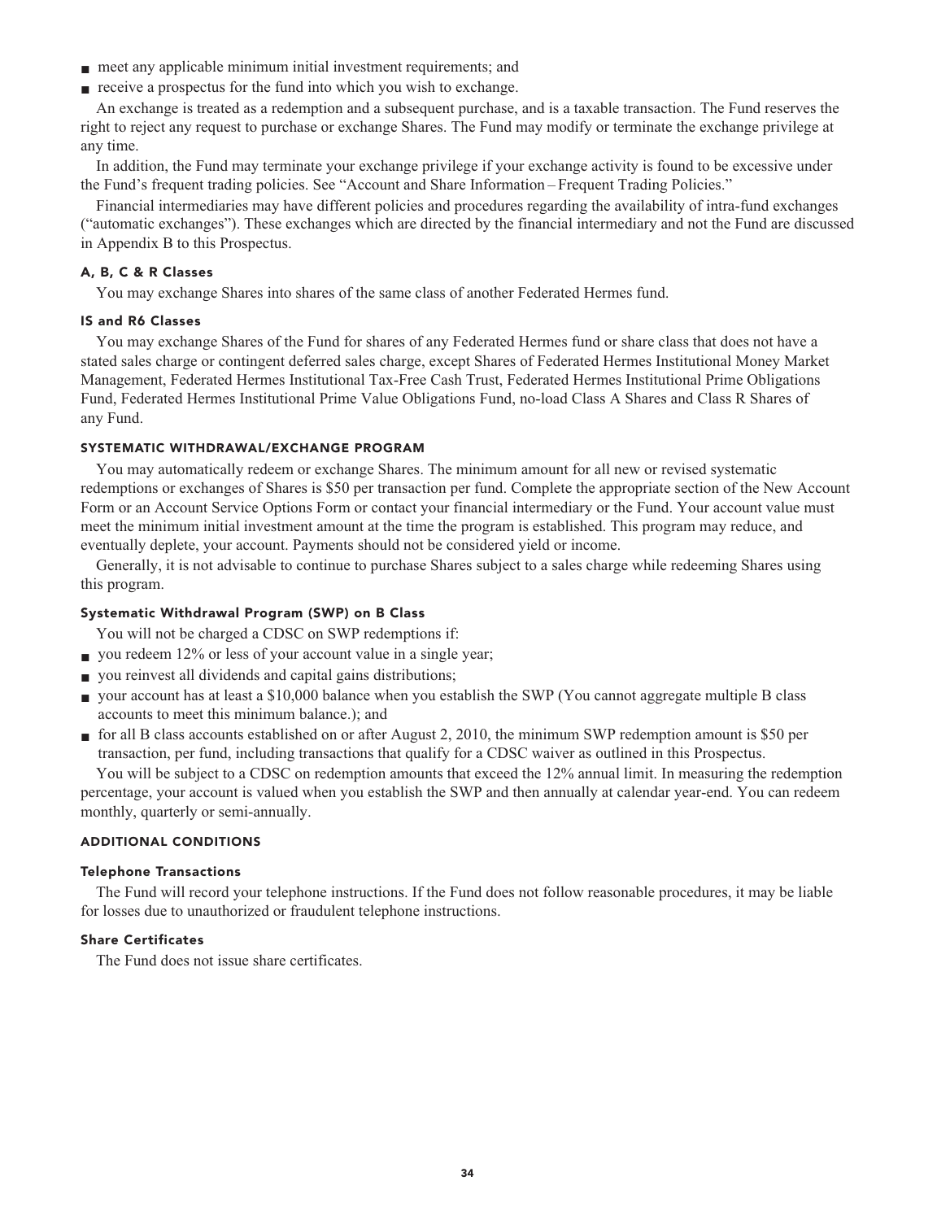- meet any applicable minimum initial investment requirements; and
- receive a prospectus for the fund into which you wish to exchange.

An exchange is treated as a redemption and a subsequent purchase, and is a taxable transaction. The Fund reserves the right to reject any request to purchase or exchange Shares. The Fund may modify or terminate the exchange privilege at any time.

In addition, the Fund may terminate your exchange privilege if your exchange activity is found to be excessive under the Fund's frequent trading policies. See "Account and Share Information – Frequent Trading Policies."

Financial intermediaries may have different policies and procedures regarding the availability of intra-fund exchanges ("automatic exchanges"). These exchanges which are directed by the financial intermediary and not the Fund are discussed in Appendix B to this Prospectus.

#### A, B, C & R Classes

You may exchange Shares into shares of the same class of another Federated Hermes fund.

#### IS and R6 Classes

You may exchange Shares of the Fund for shares of any Federated Hermes fund or share class that does not have a stated sales charge or contingent deferred sales charge, except Shares of Federated Hermes Institutional Money Market Management, Federated Hermes Institutional Tax-Free Cash Trust, Federated Hermes Institutional Prime Obligations Fund, Federated Hermes Institutional Prime Value Obligations Fund, no-load Class A Shares and Class R Shares of any Fund.

### SYSTEMATIC WITHDRAWAL/EXCHANGE PROGRAM

You may automatically redeem or exchange Shares. The minimum amount for all new or revised systematic redemptions or exchanges of Shares is $50 per transaction per fund. Complete the appropriate section of the New Account Form or an Account Service Options Form or contact your financial intermediary or the Fund. Your account value must meet the minimum initial investment amount at the time the program is established. This program may reduce, and eventually deplete, your account. Payments should not be considered yield or income.

Generally, it is not advisable to continue to purchase Shares subject to a sales charge while redeeming Shares using this program.

#### Systematic Withdrawal Program (SWP) on B Class

You will not be charged a CDSC on SWP redemptions if:

- you redeem 12% or less of your account value in a single year;
- you reinvest all dividends and capital gains distributions;
- your account has at least a $10,000 balance when you establish the SWP (You cannot aggregate multiple B class accounts to meet this minimum balance.); and
- for all B class accounts established on or after August 2, 2010, the minimum SWP redemption amount is $50 per transaction, per fund, including transactions that qualify for a CDSC waiver as outlined in this Prospectus.

You will be subject to a CDSC on redemption amounts that exceed the 12% annual limit. In measuring the redemption percentage, your account is valued when you establish the SWP and then annually at calendar year-end. You can redeem monthly, quarterly or semi-annually.

### ADDITIONAL CONDITIONS

#### Telephone Transactions

The Fund will record your telephone instructions. If the Fund does not follow reasonable procedures, it may be liable for losses due to unauthorized or fraudulent telephone instructions.

#### Share Certificates

The Fund does not issue share certificates.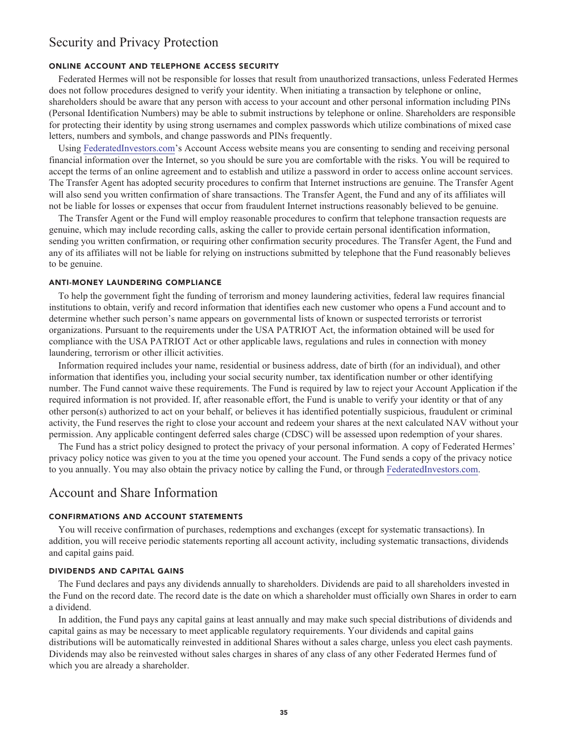## Security and Privacy Protection

### ONLINE ACCOUNT AND TELEPHONE ACCESS SECURITY

Federated Hermes will not be responsible for losses that result from unauthorized transactions, unless Federated Hermes does not follow procedures designed to verify your identity. When initiating a transaction by telephone or online, shareholders should be aware that any person with access to your account and other personal information including PINs (Personal Identification Numbers) may be able to submit instructions by telephone or online. Shareholders are responsible for protecting their identity by using strong usernames and complex passwords which utilize combinations of mixed case letters, numbers and symbols, and change passwords and PINs frequently.

Using FederatedInvestors.com's Account Access website means you are consenting to sending and receiving personal financial information over the Internet, so you should be sure you are comfortable with the risks. You will be required to accept the terms of an online agreement and to establish and utilize a password in order to access online account services. The Transfer Agent has adopted security procedures to confirm that Internet instructions are genuine. The Transfer Agent will also send you written confirmation of share transactions. The Transfer Agent, the Fund and any of its affiliates will not be liable for losses or expenses that occur from fraudulent Internet instructions reasonably believed to be genuine.

The Transfer Agent or the Fund will employ reasonable procedures to confirm that telephone transaction requests are genuine, which may include recording calls, asking the caller to provide certain personal identification information, sending you written confirmation, or requiring other confirmation security procedures. The Transfer Agent, the Fund and any of its affiliates will not be liable for relying on instructions submitted by telephone that the Fund reasonably believes to be genuine.

### ANTI-MONEY LAUNDERING COMPLIANCE

To help the government fight the funding of terrorism and money laundering activities, federal law requires financial institutions to obtain, verify and record information that identifies each new customer who opens a Fund account and to determine whether such person's name appears on governmental lists of known or suspected terrorists or terrorist organizations. Pursuant to the requirements under the USA PATRIOT Act, the information obtained will be used for compliance with the USA PATRIOT Act or other applicable laws, regulations and rules in connection with money laundering, terrorism or other illicit activities.

Information required includes your name, residential or business address, date of birth (for an individual), and other information that identifies you, including your social security number, tax identification number or other identifying number. The Fund cannot waive these requirements. The Fund is required by law to reject your Account Application if the required information is not provided. If, after reasonable effort, the Fund is unable to verify your identity or that of any other person(s) authorized to act on your behalf, or believes it has identified potentially suspicious, fraudulent or criminal activity, the Fund reserves the right to close your account and redeem your shares at the next calculated NAV without your permission. Any applicable contingent deferred sales charge (CDSC) will be assessed upon redemption of your shares.

The Fund has a strict policy designed to protect the privacy of your personal information. A copy of Federated Hermes' privacy policy notice was given to you at the time you opened your account. The Fund sends a copy of the privacy notice to you annually. You may also obtain the privacy notice by calling the Fund, or through FederatedInvestors.com.

## Account and Share Information

### CONFIRMATIONS AND ACCOUNT STATEMENTS

You will receive confirmation of purchases, redemptions and exchanges (except for systematic transactions). In addition, you will receive periodic statements reporting all account activity, including systematic transactions, dividends and capital gains paid.

### DIVIDENDS AND CAPITAL GAINS

The Fund declares and pays any dividends annually to shareholders. Dividends are paid to all shareholders invested in the Fund on the record date. The record date is the date on which a shareholder must officially own Shares in order to earn a dividend.

In addition, the Fund pays any capital gains at least annually and may make such special distributions of dividends and capital gains as may be necessary to meet applicable regulatory requirements. Your dividends and capital gains distributions will be automatically reinvested in additional Shares without a sales charge, unless you elect cash payments. Dividends may also be reinvested without sales charges in shares of any class of any other Federated Hermes fund of which you are already a shareholder.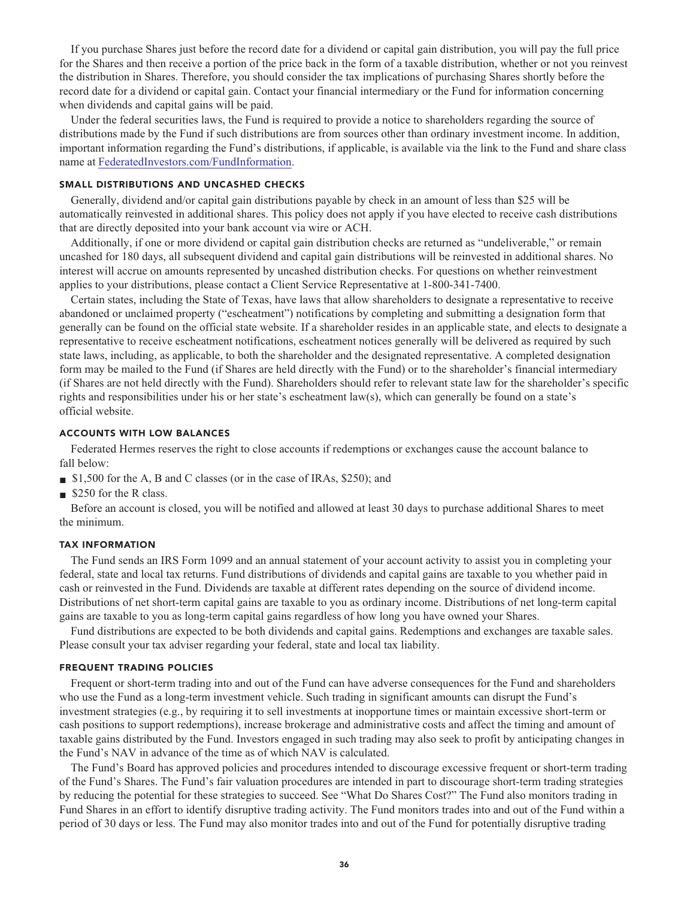If you purchase Shares just before the record date for a dividend or capital gain distribution, you will pay the full price for the Shares and then receive a portion of the price back in the form of a taxable distribution, whether or not you reinvest the distribution in Shares. Therefore, you should consider the tax implications of purchasing Shares shortly before the record date for a dividend or capital gain. Contact your financial intermediary or the Fund for information concerning when dividends and capital gains will be paid.

Under the federal securities laws, the Fund is required to provide a notice to shareholders regarding the source of distributions made by the Fund if such distributions are from sources other than ordinary investment income. In addition, important information regarding the Fund's distributions, if applicable, is available via the link to the Fund and share class name at FederatedInvestors.com/FundInformation.

### SMALL DISTRIBUTIONS AND UNCASHED CHECKS

Generally, dividend and/or capital gain distributions payable by check in an amount of less than $25 will be automatically reinvested in additional shares. This policy does not apply if you have elected to receive cash distributions that are directly deposited into your bank account via wire or ACH.

Additionally, if one or more dividend or capital gain distribution checks are returned as "undeliverable," or remain uncashed for 180 days, all subsequent dividend and capital gain distributions will be reinvested in additional shares. No interest will accrue on amounts represented by uncashed distribution checks. For questions on whether reinvestment applies to your distributions, please contact a Client Service Representative at 1-800-341-7400.

Certain states, including the State of Texas, have laws that allow shareholders to designate a representative to receive abandoned or unclaimed property ("escheatment") notifications by completing and submitting a designation form that generally can be found on the official state website. If a shareholder resides in an applicable state, and elects to designate a representative to receive escheatment notifications, escheatment notices generally will be delivered as required by such state laws, including, as applicable, to both the shareholder and the designated representative. A completed designation form may be mailed to the Fund (if Shares are held directly with the Fund) or to the shareholder's financial intermediary (if Shares are not held directly with the Fund). Shareholders should refer to relevant state law for the shareholder's specific rights and responsibilities under his or her state's escheatment law(s), which can generally be found on a state's official website.

### ACCOUNTS WITH LOW BALANCES

Federated Hermes reserves the right to close accounts if redemptions or exchanges cause the account balance to fall below:

- $1,500 for the A, B and C classes (or in the case of IRAs, $250); and
- $250 for the R class.

Before an account is closed, you will be notified and allowed at least 30 days to purchase additional Shares to meet the minimum.

### TAX INFORMATION

The Fund sends an IRS Form 1099 and an annual statement of your account activity to assist you in completing your federal, state and local tax returns. Fund distributions of dividends and capital gains are taxable to you whether paid in cash or reinvested in the Fund. Dividends are taxable at different rates depending on the source of dividend income. Distributions of net short-term capital gains are taxable to you as ordinary income. Distributions of net long-term capital gains are taxable to you as long-term capital gains regardless of how long you have owned your Shares.

Fund distributions are expected to be both dividends and capital gains. Redemptions and exchanges are taxable sales. Please consult your tax adviser regarding your federal, state and local tax liability.

### FREQUENT TRADING POLICIES

Frequent or short-term trading into and out of the Fund can have adverse consequences for the Fund and shareholders who use the Fund as a long-term investment vehicle. Such trading in significant amounts can disrupt the Fund's investment strategies (e.g., by requiring it to sell investments at inopportune times or maintain excessive short-term or cash positions to support redemptions), increase brokerage and administrative costs and affect the timing and amount of taxable gains distributed by the Fund. Investors engaged in such trading may also seek to profit by anticipating changes in the Fund's NAV in advance of the time as of which NAV is calculated.

The Fund's Board has approved policies and procedures intended to discourage excessive frequent or short-term trading of the Fund's Shares. The Fund's fair valuation procedures are intended in part to discourage short-term trading strategies by reducing the potential for these strategies to succeed. See "What Do Shares Cost?" The Fund also monitors trading in Fund Shares in an effort to identify disruptive trading activity. The Fund monitors trades into and out of the Fund within a period of 30 days or less. The Fund may also monitor trades into and out of the Fund for potentially disruptive trading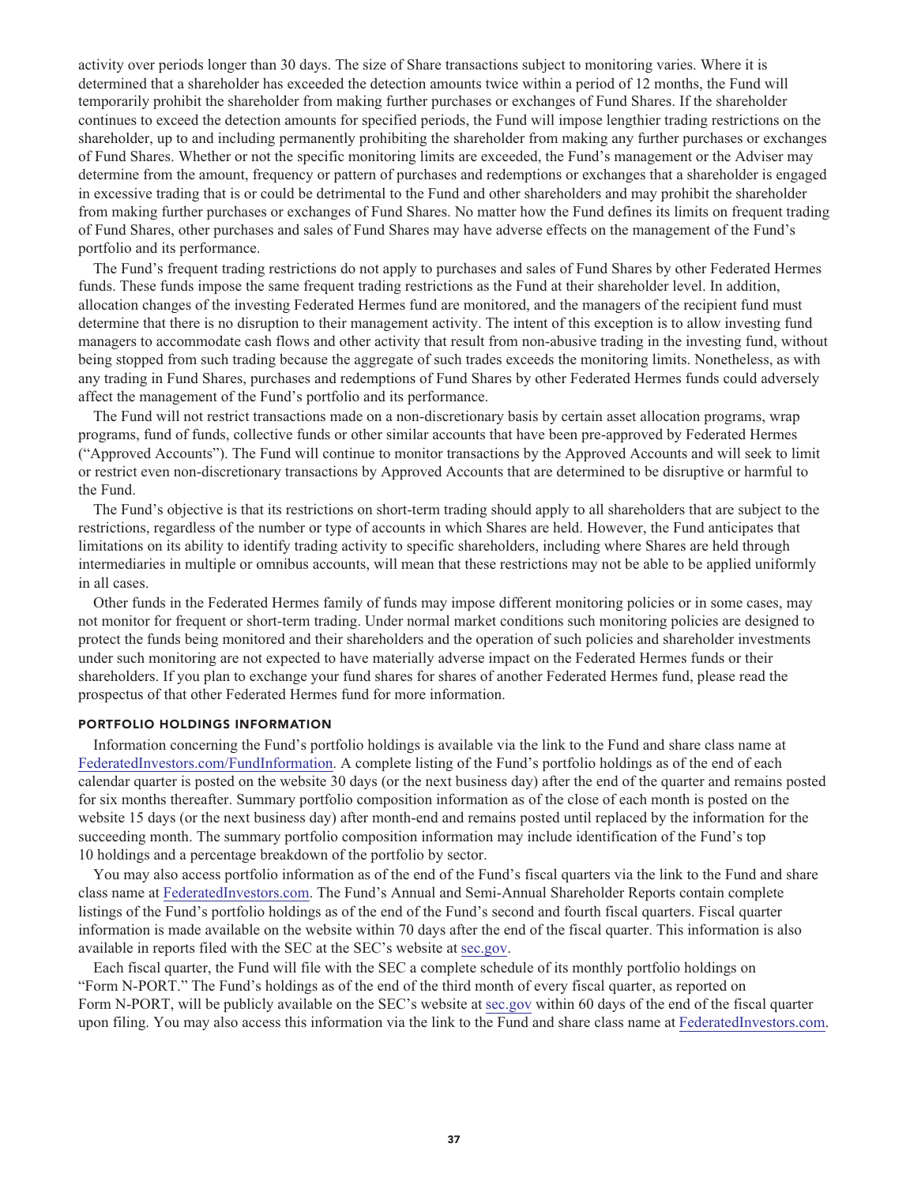activity over periods longer than 30 days. The size of Share transactions subject to monitoring varies. Where it is determined that a shareholder has exceeded the detection amounts twice within a period of 12 months, the Fund will temporarily prohibit the shareholder from making further purchases or exchanges of Fund Shares. If the shareholder continues to exceed the detection amounts for specified periods, the Fund will impose lengthier trading restrictions on the shareholder, up to and including permanently prohibiting the shareholder from making any further purchases or exchanges of Fund Shares. Whether or not the specific monitoring limits are exceeded, the Fund's management or the Adviser may determine from the amount, frequency or pattern of purchases and redemptions or exchanges that a shareholder is engaged in excessive trading that is or could be detrimental to the Fund and other shareholders and may prohibit the shareholder from making further purchases or exchanges of Fund Shares. No matter how the Fund defines its limits on frequent trading of Fund Shares, other purchases and sales of Fund Shares may have adverse effects on the management of the Fund's portfolio and its performance.

The Fund's frequent trading restrictions do not apply to purchases and sales of Fund Shares by other Federated Hermes funds. These funds impose the same frequent trading restrictions as the Fund at their shareholder level. In addition, allocation changes of the investing Federated Hermes fund are monitored, and the managers of the recipient fund must determine that there is no disruption to their management activity. The intent of this exception is to allow investing fund managers to accommodate cash flows and other activity that result from non-abusive trading in the investing fund, without being stopped from such trading because the aggregate of such trades exceeds the monitoring limits. Nonetheless, as with any trading in Fund Shares, purchases and redemptions of Fund Shares by other Federated Hermes funds could adversely affect the management of the Fund's portfolio and its performance.

The Fund will not restrict transactions made on a non-discretionary basis by certain asset allocation programs, wrap programs, fund of funds, collective funds or other similar accounts that have been pre-approved by Federated Hermes ("Approved Accounts"). The Fund will continue to monitor transactions by the Approved Accounts and will seek to limit or restrict even non-discretionary transactions by Approved Accounts that are determined to be disruptive or harmful to the Fund.

The Fund's objective is that its restrictions on short-term trading should apply to all shareholders that are subject to the restrictions, regardless of the number or type of accounts in which Shares are held. However, the Fund anticipates that limitations on its ability to identify trading activity to specific shareholders, including where Shares are held through intermediaries in multiple or omnibus accounts, will mean that these restrictions may not be able to be applied uniformly in all cases.

Other funds in the Federated Hermes family of funds may impose different monitoring policies or in some cases, may not monitor for frequent or short-term trading. Under normal market conditions such monitoring policies are designed to protect the funds being monitored and their shareholders and the operation of such policies and shareholder investments under such monitoring are not expected to have materially adverse impact on the Federated Hermes funds or their shareholders. If you plan to exchange your fund shares for shares of another Federated Hermes fund, please read the prospectus of that other Federated Hermes fund for more information.

## PORTFOLIO HOLDINGS INFORMATION

Information concerning the Fund's portfolio holdings is available via the link to the Fund and share class name at FederatedInvestors.com/FundInformation. A complete listing of the Fund's portfolio holdings as of the end of each calendar quarter is posted on the website 30 days (or the next business day) after the end of the quarter and remains posted for six months thereafter. Summary portfolio composition information as of the close of each month is posted on the website 15 days (or the next business day) after month-end and remains posted until replaced by the information for the succeeding month. The summary portfolio composition information may include identification of the Fund's top 10 holdings and a percentage breakdown of the portfolio by sector.

You may also access portfolio information as of the end of the Fund's fiscal quarters via the link to the Fund and share class name at FederatedInvestors.com. The Fund's Annual and Semi-Annual Shareholder Reports contain complete listings of the Fund's portfolio holdings as of the end of the Fund's second and fourth fiscal quarters. Fiscal quarter information is made available on the website within 70 days after the end of the fiscal quarter. This information is also available in reports filed with the SEC at the SEC's website at sec.gov.

Each fiscal quarter, the Fund will file with the SEC a complete schedule of its monthly portfolio holdings on "Form N-PORT." The Fund's holdings as of the end of the third month of every fiscal quarter, as reported on Form N-PORT, will be publicly available on the SEC's website at sec.gov within 60 days of the end of the fiscal quarter upon filing. You may also access this information via the link to the Fund and share class name at FederatedInvestors.com.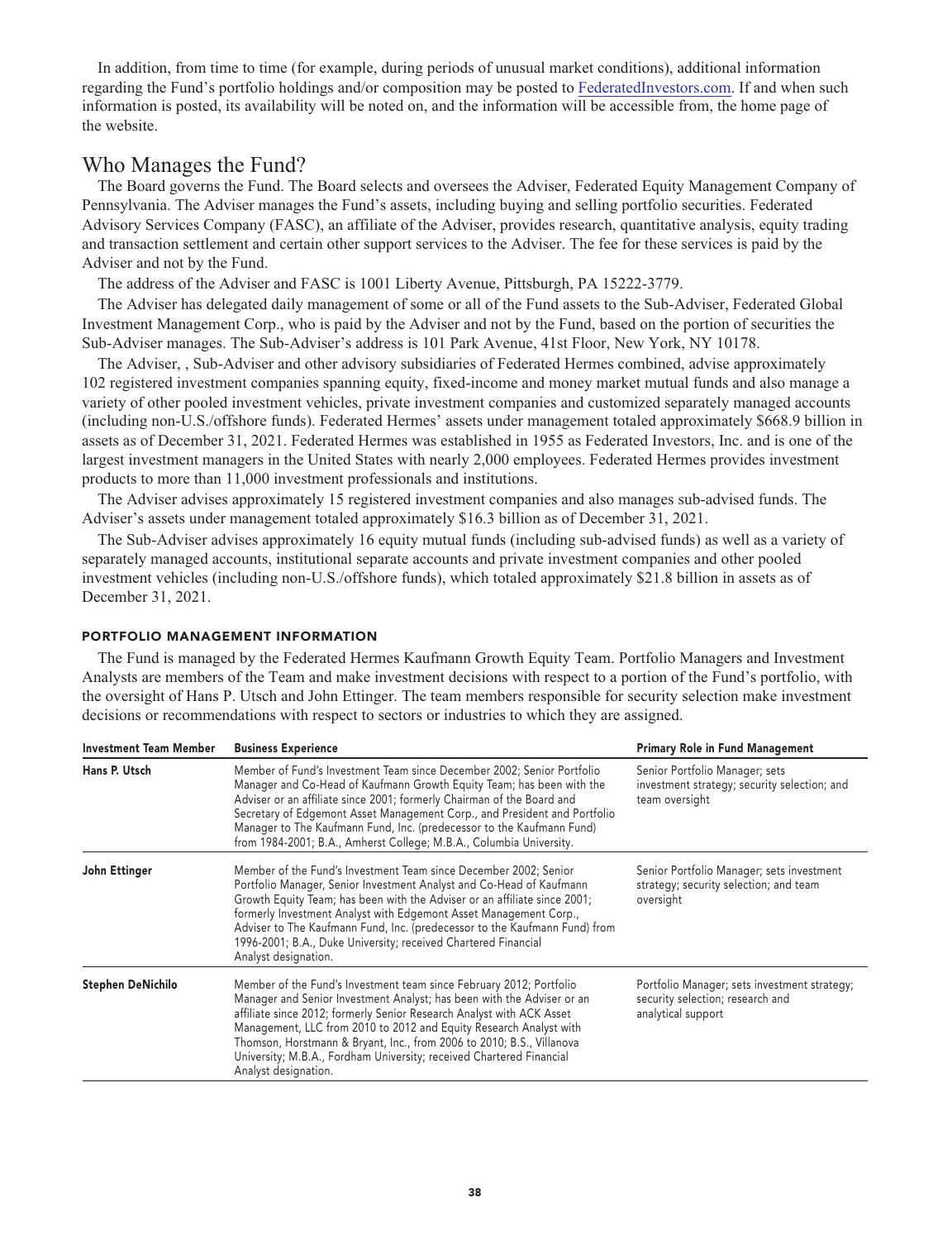In addition, from time to time (for example, during periods of unusual market conditions), additional information regarding the Fund's portfolio holdings and/or composition may be posted to FederatedInvestors.com. If and when such information is posted, its availability will be noted on, and the information will be accessible from, the home page of the website.

## Who Manages the Fund?

The Board governs the Fund. The Board selects and oversees the Adviser, Federated Equity Management Company of Pennsylvania. The Adviser manages the Fund's assets, including buying and selling portfolio securities. Federated Advisory Services Company (FASC), an affiliate of the Adviser, provides research, quantitative analysis, equity trading and transaction settlement and certain other support services to the Adviser. The fee for these services is paid by the Adviser and not by the Fund.

The address of the Adviser and FASC is 1001 Liberty Avenue, Pittsburgh, PA 15222-3779.

The Adviser has delegated daily management of some or all of the Fund assets to the Sub-Adviser, Federated Global Investment Management Corp., who is paid by the Adviser and not by the Fund, based on the portion of securities the Sub-Adviser manages. The Sub-Adviser's address is 101 Park Avenue, 41st Floor, New York, NY 10178.

The Adviser, , Sub-Adviser and other advisory subsidiaries of Federated Hermes combined, advise approximately 102 registered investment companies spanning equity, fixed-income and money market mutual funds and also manage a variety of other pooled investment vehicles, private investment companies and customized separately managed accounts (including non-U.S./offshore funds). Federated Hermes' assets under management totaled approximately $668.9 billion in assets as of December 31, 2021. Federated Hermes was established in 1955 as Federated Investors, Inc. and is one of the largest investment managers in the United States with nearly 2,000 employees. Federated Hermes provides investment products to more than 11,000 investment professionals and institutions.

The Adviser advises approximately 15 registered investment companies and also manages sub-advised funds. The Adviser's assets under management totaled approximately $16.3 billion as of December 31, 2021.

The Sub-Adviser advises approximately 16 equity mutual funds (including sub-advised funds) as well as a variety of separately managed accounts, institutional separate accounts and private investment companies and other pooled investment vehicles (including non-U.S./offshore funds), which totaled approximately $21.8 billion in assets as of December 31, 2021.

### PORTFOLIO MANAGEMENT INFORMATION

The Fund is managed by the Federated Hermes Kaufmann Growth Equity Team. Portfolio Managers and Investment Analysts are members of the Team and make investment decisions with respect to a portion of the Fund's portfolio, with the oversight of Hans P. Utsch and John Ettinger. The team members responsible for security selection make investment decisions or recommendations with respect to sectors or industries to which they are assigned.

| Investment Team Member | Business Experience | Primary Role in Fund Management |
|---|---|---|
| **Hans P. Utsch** | Member of Fund's Investment Team since December 2002; Senior Portfolio Manager and Co-Head of Kaufmann Growth Equity Team; has been with the Adviser or an affiliate since 2001; formerly Chairman of the Board and Secretary of Edgemont Asset Management Corp., and President and Portfolio Manager to The Kaufmann Fund, Inc. (predecessor to the Kaufmann Fund) from 1984-2001; B.A., Amherst College; M.B.A., Columbia University. | Senior Portfolio Manager; sets investment strategy; security selection; and team oversight |
| **John Ettinger** | Member of the Fund's Investment Team since December 2002; Senior Portfolio Manager, Senior Investment Analyst and Co-Head of Kaufmann Growth Equity Team; has been with the Adviser or an affiliate since 2001; formerly Investment Analyst with Edgemont Asset Management Corp., Adviser to The Kaufmann Fund, Inc. (predecessor to the Kaufmann Fund) from 1996-2001; B.A., Duke University; received Chartered Financial Analyst designation. | Senior Portfolio Manager; sets investment strategy; security selection; and team oversight |
| **Stephen DeNichilo** | Member of the Fund's Investment team since February 2012; Portfolio Manager and Senior Investment Analyst; has been with the Adviser or an affiliate since 2012; formerly Senior Research Analyst with ACK Asset Management, LLC from 2010 to 2012 and Equity Research Analyst with Thomson, Horstmann & Bryant, Inc., from 2006 to 2010; B.S., Villanova University; M.B.A., Fordham University; received Chartered Financial Analyst designation. | Portfolio Manager; sets investment strategy; security selection; research and analytical support |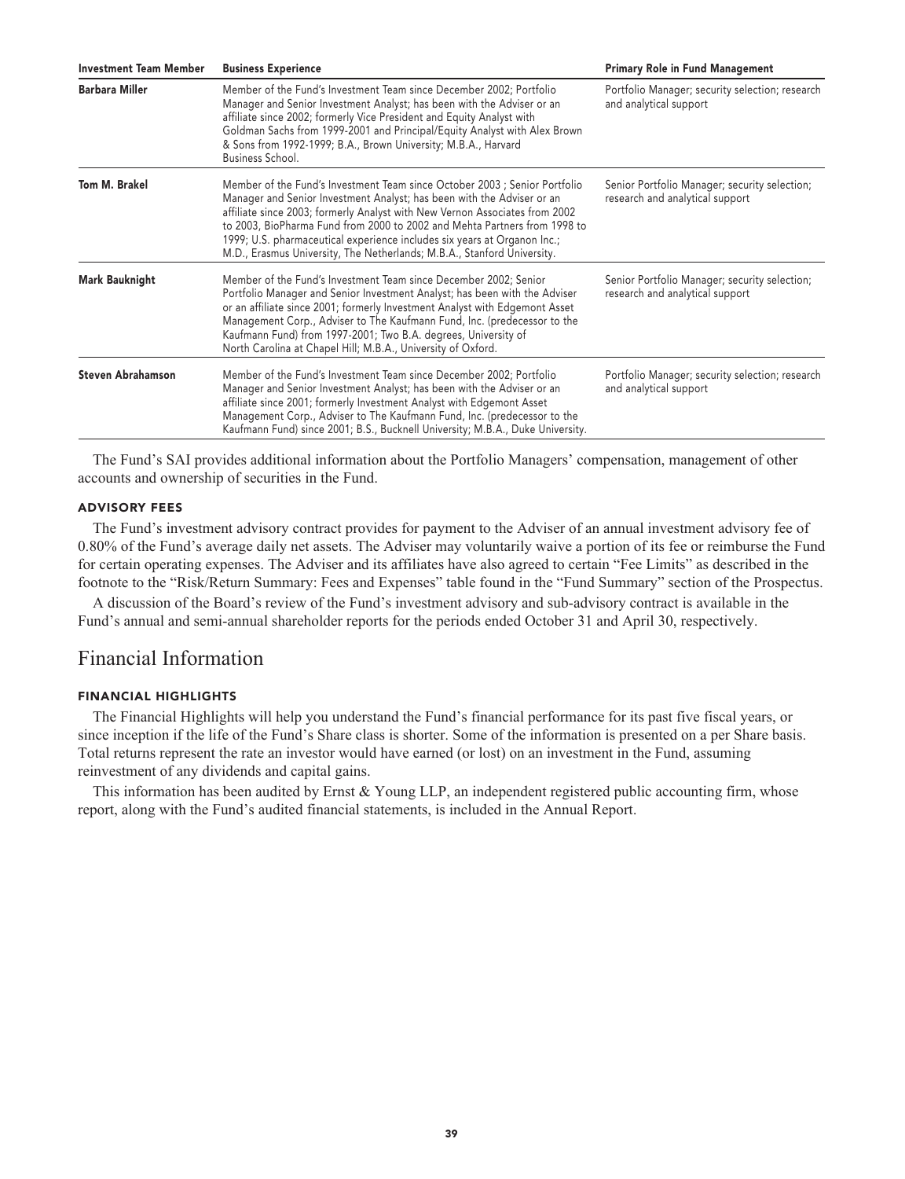| Investment Team Member | Business Experience | Primary Role in Fund Management |
| --- | --- | --- |
| **Barbara Miller** | Member of the Fund's Investment Team since December 2002; Portfolio Manager and Senior Investment Analyst; has been with the Adviser or an affiliate since 2002; formerly Vice President and Equity Analyst with Goldman Sachs from 1999-2001 and Principal/Equity Analyst with Alex Brown & Sons from 1992-1999; B.A., Brown University; M.B.A., Harvard Business School. | Portfolio Manager; security selection; research and analytical support |
| **Tom M. Brakel** | Member of the Fund's Investment Team since October 2003 ; Senior Portfolio Manager and Senior Investment Analyst; has been with the Adviser or an affiliate since 2003; formerly Analyst with New Vernon Associates from 2002 to 2003, BioPharma Fund from 2000 to 2002 and Mehta Partners from 1998 to 1999; U.S. pharmaceutical experience includes six years at Organon Inc.; M.D., Erasmus University, The Netherlands; M.B.A., Stanford University. | Senior Portfolio Manager; security selection; research and analytical support |
| **Mark Bauknight** | Member of the Fund's Investment Team since December 2002; Senior Portfolio Manager and Senior Investment Analyst; has been with the Adviser or an affiliate since 2001; formerly Investment Analyst with Edgemont Asset Management Corp., Adviser to The Kaufmann Fund, Inc. (predecessor to the Kaufmann Fund) from 1997-2001; Two B.A. degrees, University of North Carolina at Chapel Hill; M.B.A., University of Oxford. | Senior Portfolio Manager; security selection; research and analytical support |
| **Steven Abrahamson** | Member of the Fund's Investment Team since December 2002; Portfolio Manager and Senior Investment Analyst; has been with the Adviser or an affiliate since 2001; formerly Investment Analyst with Edgemont Asset Management Corp., Adviser to The Kaufmann Fund, Inc. (predecessor to the Kaufmann Fund) since 2001; B.S., Bucknell University; M.B.A., Duke University. | Portfolio Manager; security selection; research and analytical support |

The Fund's SAI provides additional information about the Portfolio Managers' compensation, management of other accounts and ownership of securities in the Fund.

### ADVISORY FEES

The Fund's investment advisory contract provides for payment to the Adviser of an annual investment advisory fee of 0.80% of the Fund's average daily net assets. The Adviser may voluntarily waive a portion of its fee or reimburse the Fund for certain operating expenses. The Adviser and its affiliates have also agreed to certain "Fee Limits" as described in the footnote to the "Risk/Return Summary: Fees and Expenses" table found in the "Fund Summary" section of the Prospectus.

A discussion of the Board's review of the Fund's investment advisory and sub-advisory contract is available in the Fund's annual and semi-annual shareholder reports for the periods ended October 31 and April 30, respectively.

## Financial Information

### FINANCIAL HIGHLIGHTS

The Financial Highlights will help you understand the Fund's financial performance for its past five fiscal years, or since inception if the life of the Fund's Share class is shorter. Some of the information is presented on a per Share basis. Total returns represent the rate an investor would have earned (or lost) on an investment in the Fund, assuming reinvestment of any dividends and capital gains.

This information has been audited by Ernst & Young LLP, an independent registered public accounting firm, whose report, along with the Fund's audited financial statements, is included in the Annual Report.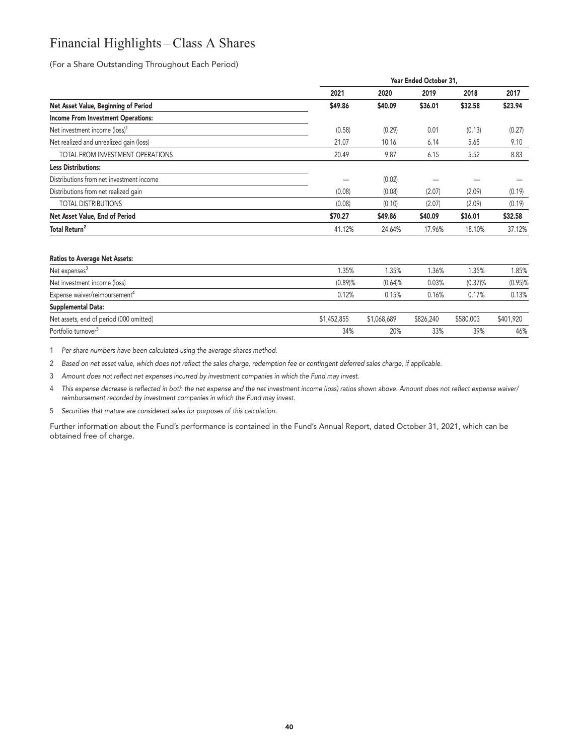# Financial Highlights – Class A Shares

(For a Share Outstanding Throughout Each Period)

| | Year Ended October 31, | | | | |
|---|---|---|---|---|---|
| | 2021 | 2020 | 2019 | 2018 | 2017 |
| **Net Asset Value, Beginning of Period** | **$49.86** | **$40.09** | **$36.01** | **$32.58** | **$23.94** |
| **Income From Investment Operations:** | | | | | |
| Net investment income (loss)[1] | (0.58) | (0.29) | 0.01 | (0.13) | (0.27) |
| Net realized and unrealized gain (loss) | 21.07 | 10.16 | 6.14 | 5.65 | 9.10 |
| TOTAL FROM INVESTMENT OPERATIONS | 20.49 | 9.87 | 6.15 | 5.52 | 8.83 |
| **Less Distributions:** | | | | | |
| Distributions from net investment income | — | (0.02) | — | — | — |
| Distributions from net realized gain | (0.08) | (0.08) | (2.07) | (2.09) | (0.19) |
| TOTAL DISTRIBUTIONS | (0.08) | (0.10) | (2.07) | (2.09) | (0.19) |
| **Net Asset Value, End of Period** | **$70.27** | **$49.86** | **$40.09** | **$36.01** | **$32.58** |
| **Total Return[2]** | 41.12% | 24.64% | 17.96% | 18.10% | 37.12% |
| | | | | | |
| **Ratios to Average Net Assets:** | | | | | |
| Net expenses[3] | 1.35% | 1.35% | 1.36% | 1.35% | 1.85% |
| Net investment income (loss) | (0.89)% | (0.64)% | 0.03% | (0.37)% | (0.95)% |
| Expense waiver/reimbursement[4] | 0.12% | 0.15% | 0.16% | 0.17% | 0.13% |
| **Supplemental Data:** | | | | | |
| Net assets, end of period (000 omitted) | $1,452,855 | $1,068,689 | $826,240 | $580,003 | $401,920 |
| Portfolio turnover[5] | 34% | 20% | 33% | 39% | 46% |

1 *Per share numbers have been calculated using the average shares method.*

2 *Based on net asset value, which does not reflect the sales charge, redemption fee or contingent deferred sales charge, if applicable.*

3 *Amount does not reflect net expenses incurred by investment companies in which the Fund may invest.*

4 *This expense decrease is reflected in both the net expense and the net investment income (loss) ratios shown above. Amount does not reflect expense waiver/reimbursement recorded by investment companies in which the Fund may invest.*

5 *Securities that mature are considered sales for purposes of this calculation.*

Further information about the Fund's performance is contained in the Fund's Annual Report, dated October 31, 2021, which can be obtained free of charge.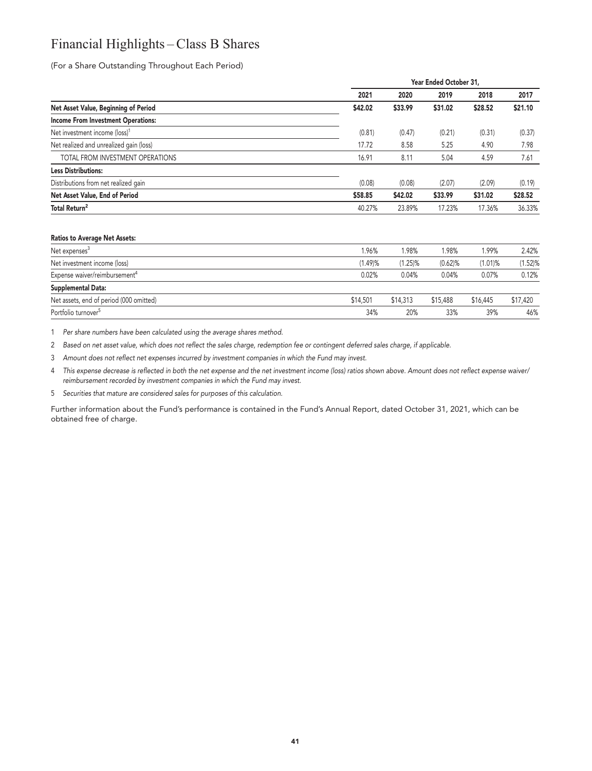# Financial Highlights – Class B Shares

(For a Share Outstanding Throughout Each Period)

| | Year Ended October 31, | | | | |
|---|---|---|---|---|---|
| | 2021 | 2020 | 2019 | 2018 | 2017 |
| **Net Asset Value, Beginning of Period** | **$42.02** | **$33.99** | **$31.02** | **$28.52** | **$21.10** |
| **Income From Investment Operations:** | | | | | |
| Net investment income (loss)[1] | (0.81) | (0.47) | (0.21) | (0.31) | (0.37) |
| Net realized and unrealized gain (loss) | 17.72 | 8.58 | 5.25 | 4.90 | 7.98 |
| TOTAL FROM INVESTMENT OPERATIONS | 16.91 | 8.11 | 5.04 | 4.59 | 7.61 |
| **Less Distributions:** | | | | | |
| Distributions from net realized gain | (0.08) | (0.08) | (2.07) | (2.09) | (0.19) |
| **Net Asset Value, End of Period** | **$58.85** | **$42.02** | **$33.99** | **$31.02** | **$28.52** |
| **Total Return[2]** | 40.27% | 23.89% | 17.23% | 17.36% | 36.33% |
| | | | | | |
| **Ratios to Average Net Assets:** | | | | | |
| Net expenses[3] | 1.96% | 1.98% | 1.98% | 1.99% | 2.42% |
| Net investment income (loss) | (1.49)% | (1.25)% | (0.62)% | (1.01)% | (1.52)% |
| Expense waiver/reimbursement[4] | 0.02% | 0.04% | 0.04% | 0.07% | 0.12% |
| **Supplemental Data:** | | | | | |
| Net assets, end of period (000 omitted) | $14,501 | $14,313 | $15,488 | $16,445 | $17,420 |
| Portfolio turnover[5] | 34% | 20% | 33% | 39% | 46% |

1 *Per share numbers have been calculated using the average shares method.*

2 *Based on net asset value, which does not reflect the sales charge, redemption fee or contingent deferred sales charge, if applicable.*

3 *Amount does not reflect net expenses incurred by investment companies in which the Fund may invest.*

4 *This expense decrease is reflected in both the net expense and the net investment income (loss) ratios shown above. Amount does not reflect expense waiver/reimbursement recorded by investment companies in which the Fund may invest.*

5 *Securities that mature are considered sales for purposes of this calculation.*

Further information about the Fund's performance is contained in the Fund's Annual Report, dated October 31, 2021, which can be obtained free of charge.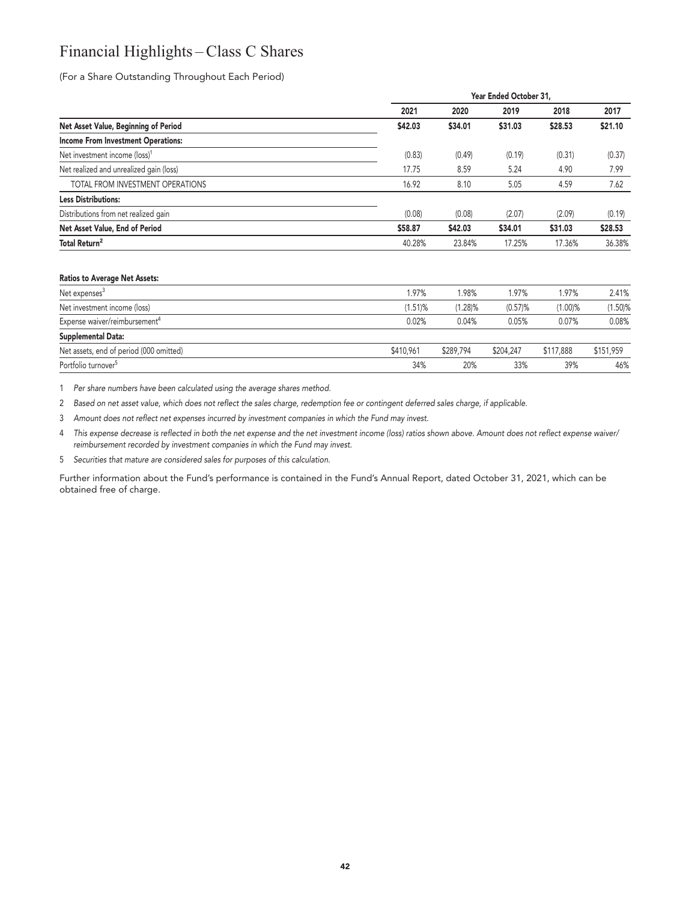# Financial Highlights – Class C Shares

(For a Share Outstanding Throughout Each Period)

| | Year Ended October 31, | | | | |
|---|---|---|---|---|---|
| | **2021** | **2020** | **2019** | **2018** | **2017** |
| **Net Asset Value, Beginning of Period** | **$42.03** | **$34.01** | **$31.03** | **$28.53** | **$21.10** |
| **Income From Investment Operations:** | | | | | |
| Net investment income (loss)[1] | (0.83) | (0.49) | (0.19) | (0.31) | (0.37) |
| Net realized and unrealized gain (loss) | 17.75 | 8.59 | 5.24 | 4.90 | 7.99 |
| TOTAL FROM INVESTMENT OPERATIONS | 16.92 | 8.10 | 5.05 | 4.59 | 7.62 |
| **Less Distributions:** | | | | | |
| Distributions from net realized gain | (0.08) | (0.08) | (2.07) | (2.09) | (0.19) |
| **Net Asset Value, End of Period** | **$58.87** | **$42.03** | **$34.01** | **$31.03** | **$28.53** |
| **Total Return[2]** | 40.28% | 23.84% | 17.25% | 17.36% | 36.38% |
| **Ratios to Average Net Assets:** | | | | | |
| Net expenses[3] | 1.97% | 1.98% | 1.97% | 1.97% | 2.41% |
| Net investment income (loss) | (1.51)% | (1.28)% | (0.57)% | (1.00)% | (1.50)% |
| Expense waiver/reimbursement[4] | 0.02% | 0.04% | 0.05% | 0.07% | 0.08% |
| **Supplemental Data:** | | | | | |
| Net assets, end of period (000 omitted) | $410,961 | $289,794 | $204,247 | $117,888 | $151,959 |
| Portfolio turnover[5] | 34% | 20% | 33% | 39% | 46% |

1 *Per share numbers have been calculated using the average shares method.*

2 *Based on net asset value, which does not reflect the sales charge, redemption fee or contingent deferred sales charge, if applicable.*

3 *Amount does not reflect net expenses incurred by investment companies in which the Fund may invest.*

4 *This expense decrease is reflected in both the net expense and the net investment income (loss) ratios shown above. Amount does not reflect expense waiver/reimbursement recorded by investment companies in which the Fund may invest.*

5 *Securities that mature are considered sales for purposes of this calculation.*

Further information about the Fund's performance is contained in the Fund's Annual Report, dated October 31, 2021, which can be obtained free of charge.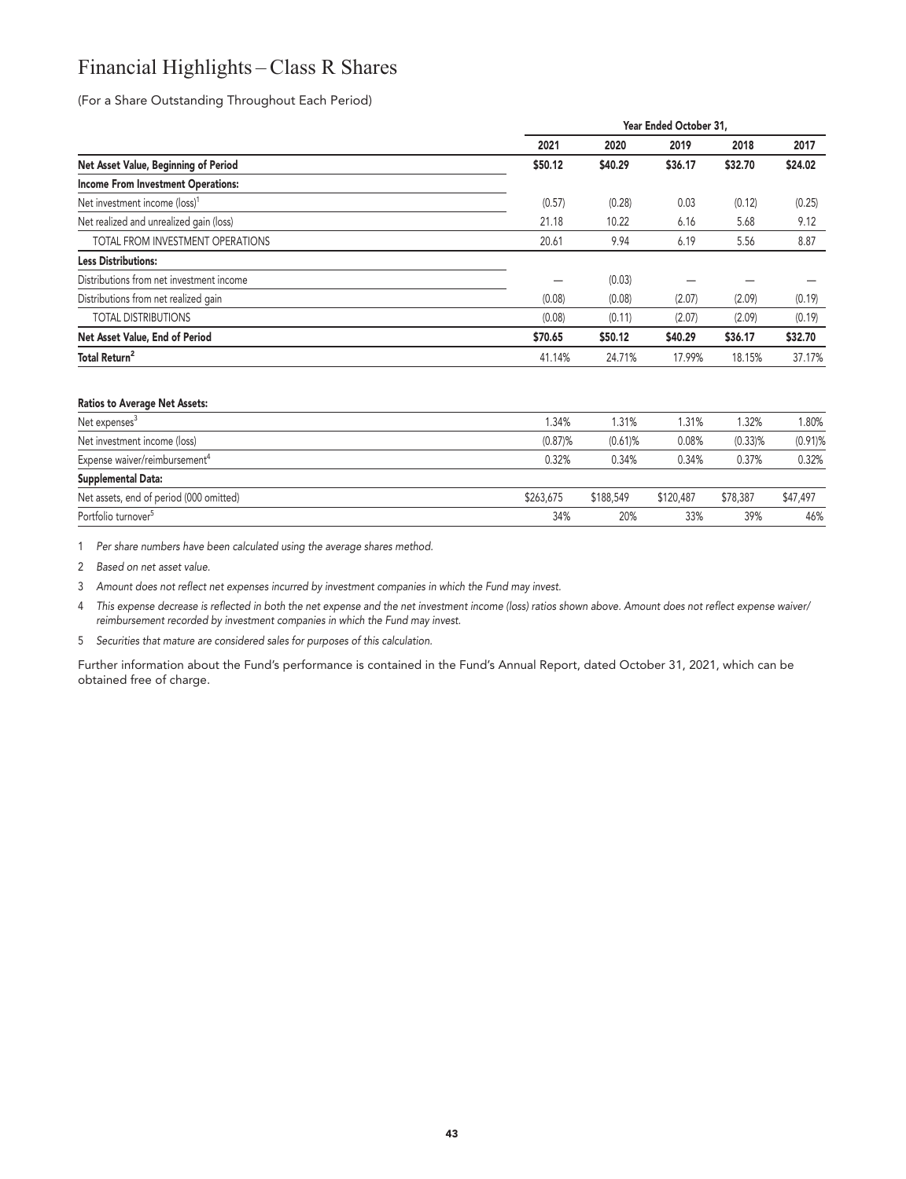# Financial Highlights – Class R Shares

(For a Share Outstanding Throughout Each Period)

| | Year Ended October 31, | | | | |
|---|---|---|---|---|---|
| | 2021 | 2020 | 2019 | 2018 | 2017 |
| **Net Asset Value, Beginning of Period** | **$50.12** | **$40.29** | **$36.17** | **$32.70** | **$24.02** |
| **Income From Investment Operations:** | | | | | |
| Net investment income (loss)[1] | (0.57) | (0.28) | 0.03 | (0.12) | (0.25) |
| Net realized and unrealized gain (loss) | 21.18 | 10.22 | 6.16 | 5.68 | 9.12 |
| TOTAL FROM INVESTMENT OPERATIONS | 20.61 | 9.94 | 6.19 | 5.56 | 8.87 |
| **Less Distributions:** | | | | | |
| Distributions from net investment income | — | (0.03) | — | — | — |
| Distributions from net realized gain | (0.08) | (0.08) | (2.07) | (2.09) | (0.19) |
| TOTAL DISTRIBUTIONS | (0.08) | (0.11) | (2.07) | (2.09) | (0.19) |
| **Net Asset Value, End of Period** | **$70.65** | **$50.12** | **$40.29** | **$36.17** | **$32.70** |
| **Total Return[2]** | 41.14% | 24.71% | 17.99% | 18.15% | 37.17% |
| | | | | | |
| **Ratios to Average Net Assets:** | | | | | |
| Net expenses[3] | 1.34% | 1.31% | 1.31% | 1.32% | 1.80% |
| Net investment income (loss) | (0.87)% | (0.61)% | 0.08% | (0.33)% | (0.91)% |
| Expense waiver/reimbursement[4] | 0.32% | 0.34% | 0.34% | 0.37% | 0.32% |
| **Supplemental Data:** | | | | | |
| Net assets, end of period (000 omitted) | $263,675 | $188,549 | $120,487 | $78,387 | $47,497 |
| Portfolio turnover[5] | 34% | 20% | 33% | 39% | 46% |

1 *Per share numbers have been calculated using the average shares method.*

2 *Based on net asset value.*

3 *Amount does not reflect net expenses incurred by investment companies in which the Fund may invest.*

4 *This expense decrease is reflected in both the net expense and the net investment income (loss) ratios shown above. Amount does not reflect expense waiver/reimbursement recorded by investment companies in which the Fund may invest.*

5 *Securities that mature are considered sales for purposes of this calculation.*

Further information about the Fund's performance is contained in the Fund's Annual Report, dated October 31, 2021, which can be obtained free of charge.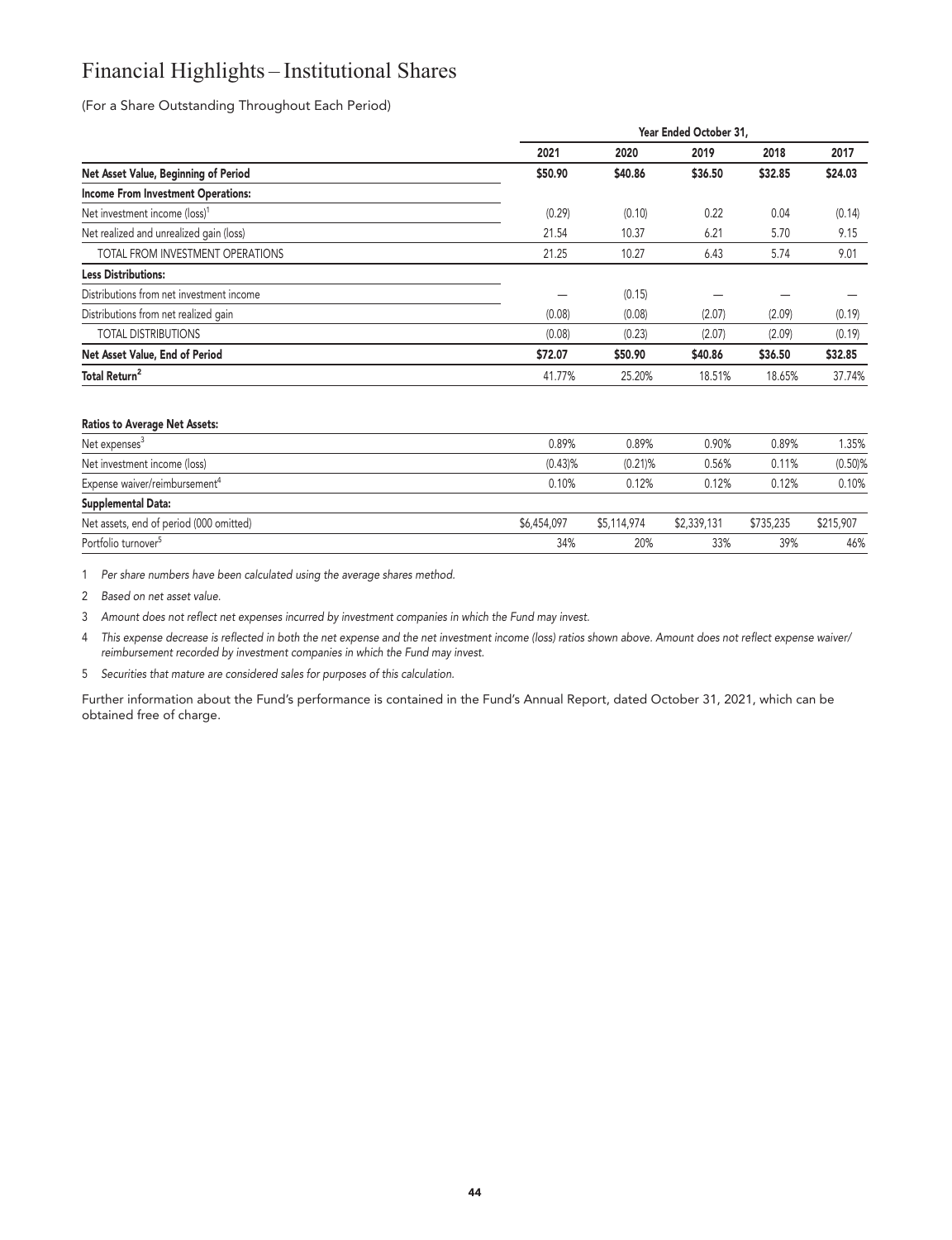# Financial Highlights – Institutional Shares

(For a Share Outstanding Throughout Each Period)

| | Year Ended October 31, | | | | |
|---|---|---|---|---|---|
| | 2021 | 2020 | 2019 | 2018 | 2017 |
| **Net Asset Value, Beginning of Period** | **$50.90** | **$40.86** | **$36.50** | **$32.85** | **$24.03** |
| **Income From Investment Operations:** | | | | | |
| Net investment income (loss)[1] | (0.29) | (0.10) | 0.22 | 0.04 | (0.14) |
| Net realized and unrealized gain (loss) | 21.54 | 10.37 | 6.21 | 5.70 | 9.15 |
| TOTAL FROM INVESTMENT OPERATIONS | 21.25 | 10.27 | 6.43 | 5.74 | 9.01 |
| **Less Distributions:** | | | | | |
| Distributions from net investment income | — | (0.15) | — | — | — |
| Distributions from net realized gain | (0.08) | (0.08) | (2.07) | (2.09) | (0.19) |
| TOTAL DISTRIBUTIONS | (0.08) | (0.23) | (2.07) | (2.09) | (0.19) |
| **Net Asset Value, End of Period** | **$72.07** | **$50.90** | **$40.86** | **$36.50** | **$32.85** |
| **Total Return[2]** | 41.77% | 25.20% | 18.51% | 18.65% | 37.74% |
| | | | | | |
| **Ratios to Average Net Assets:** | | | | | |
| Net expenses[3] | 0.89% | 0.89% | 0.90% | 0.89% | 1.35% |
| Net investment income (loss) | (0.43)% | (0.21)% | 0.56% | 0.11% | (0.50)% |
| Expense waiver/reimbursement[4] | 0.10% | 0.12% | 0.12% | 0.12% | 0.10% |
| **Supplemental Data:** | | | | | |
| Net assets, end of period (000 omitted) | $6,454,097 | $5,114,974 | $2,339,131 | $735,235 | $215,907 |
| Portfolio turnover[5] | 34% | 20% | 33% | 39% | 46% |

1 *Per share numbers have been calculated using the average shares method.*

2 *Based on net asset value.*

3 *Amount does not reflect net expenses incurred by investment companies in which the Fund may invest.*

4 *This expense decrease is reflected in both the net expense and the net investment income (loss) ratios shown above. Amount does not reflect expense waiver/reimbursement recorded by investment companies in which the Fund may invest.*

5 *Securities that mature are considered sales for purposes of this calculation.*

Further information about the Fund's performance is contained in the Fund's Annual Report, dated October 31, 2021, which can be obtained free of charge.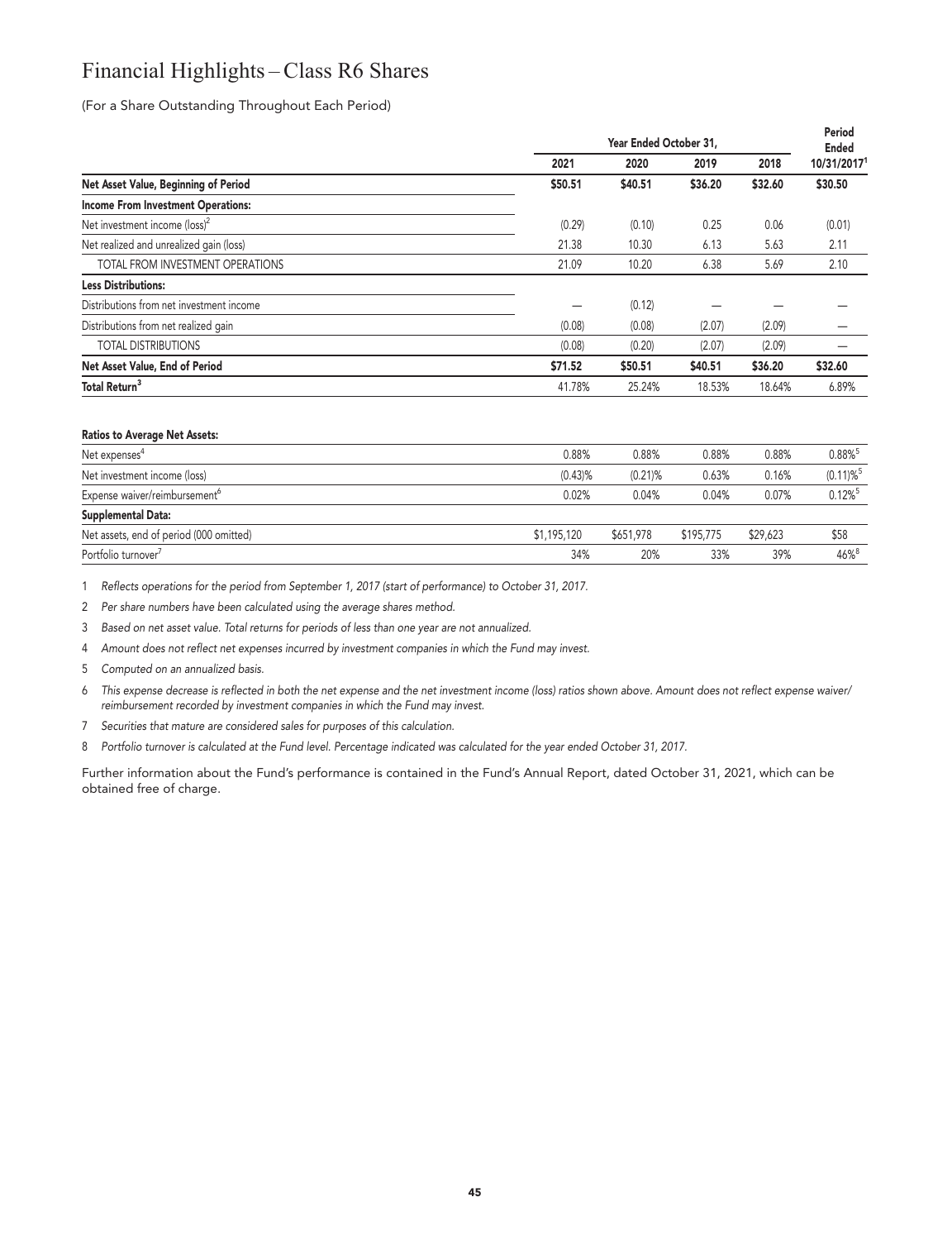# Financial Highlights – Class R6 Shares

(For a Share Outstanding Throughout Each Period)

| | Year Ended October 31, | | | | Period Ended |
|---|---|---|---|---|---|
| | 2021 | 2020 | 2019 | 2018 | 10/31/2017[1] |
| **Net Asset Value, Beginning of Period** | **$50.51** | **$40.51** | **$36.20** | **$32.60** | **$30.50** |
| **Income From Investment Operations:** | | | | | |
| Net investment income (loss)[2] | (0.29) | (0.10) | 0.25 | 0.06 | (0.01) |
| Net realized and unrealized gain (loss) | 21.38 | 10.30 | 6.13 | 5.63 | 2.11 |
| TOTAL FROM INVESTMENT OPERATIONS | 21.09 | 10.20 | 6.38 | 5.69 | 2.10 |
| **Less Distributions:** | | | | | |
| Distributions from net investment income | — | (0.12) | — | — | — |
| Distributions from net realized gain | (0.08) | (0.08) | (2.07) | (2.09) | — |
| TOTAL DISTRIBUTIONS | (0.08) | (0.20) | (2.07) | (2.09) | — |
| **Net Asset Value, End of Period** | **$71.52** | **$50.51** | **$40.51** | **$36.20** | **$32.60** |
| **Total Return**[3] | 41.78% | 25.24% | 18.53% | 18.64% | 6.89% |

| | | | | | |
|---|---|---|---|---|---|
| **Ratios to Average Net Assets:** | | | | | |
| Net expenses[4] | 0.88% | 0.88% | 0.88% | 0.88% | 0.88%[5] |
| Net investment income (loss) | (0.43)% | (0.21)% | 0.63% | 0.16% | (0.11)%[5] |
| Expense waiver/reimbursement[6] | 0.02% | 0.04% | 0.04% | 0.07% | 0.12%[5] |
| **Supplemental Data:** | | | | | |
| Net assets, end of period (000 omitted) | $1,195,120 | $651,978 | $195,775 | $29,623 | $58 |
| Portfolio turnover[7] | 34% | 20% | 33% | 39% | 46%[8] |

1 *Reflects operations for the period from September 1, 2017 (start of performance) to October 31, 2017.*

2 *Per share numbers have been calculated using the average shares method.*

3 *Based on net asset value. Total returns for periods of less than one year are not annualized.*

4 *Amount does not reflect net expenses incurred by investment companies in which the Fund may invest.*

5 *Computed on an annualized basis.*

6 *This expense decrease is reflected in both the net expense and the net investment income (loss) ratios shown above. Amount does not reflect expense waiver/reimbursement recorded by investment companies in which the Fund may invest.*

7 *Securities that mature are considered sales for purposes of this calculation.*

8 *Portfolio turnover is calculated at the Fund level. Percentage indicated was calculated for the year ended October 31, 2017.*

Further information about the Fund's performance is contained in the Fund's Annual Report, dated October 31, 2021, which can be obtained free of charge.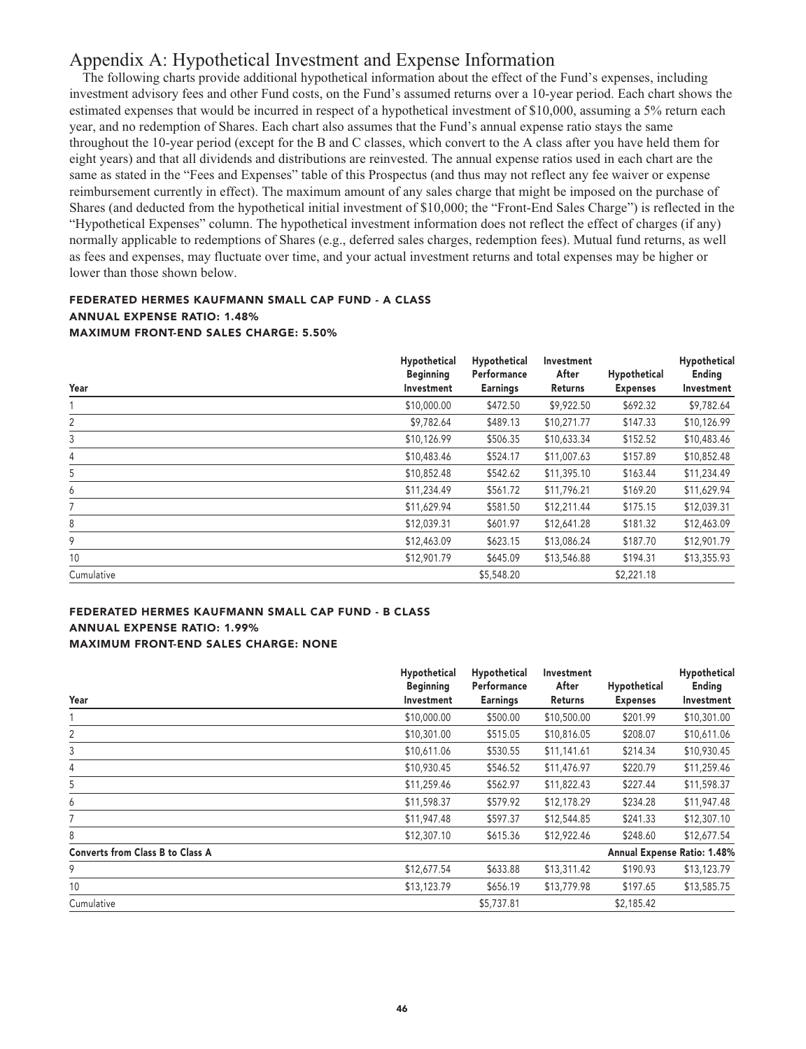# Appendix A: Hypothetical Investment and Expense Information

The following charts provide additional hypothetical information about the effect of the Fund's expenses, including investment advisory fees and other Fund costs, on the Fund's assumed returns over a 10-year period. Each chart shows the estimated expenses that would be incurred in respect of a hypothetical investment of $10,000, assuming a 5% return each year, and no redemption of Shares. Each chart also assumes that the Fund's annual expense ratio stays the same throughout the 10-year period (except for the B and C classes, which convert to the A class after you have held them for eight years) and that all dividends and distributions are reinvested. The annual expense ratios used in each chart are the same as stated in the "Fees and Expenses" table of this Prospectus (and thus may not reflect any fee waiver or expense reimbursement currently in effect). The maximum amount of any sales charge that might be imposed on the purchase of Shares (and deducted from the hypothetical initial investment of $10,000; the "Front-End Sales Charge") is reflected in the "Hypothetical Expenses" column. The hypothetical investment information does not reflect the effect of charges (if any) normally applicable to redemptions of Shares (e.g., deferred sales charges, redemption fees). Mutual fund returns, as well as fees and expenses, may fluctuate over time, and your actual investment returns and total expenses may be higher or lower than those shown below.

**FEDERATED HERMES KAUFMANN SMALL CAP FUND - A CLASS**
**ANNUAL EXPENSE RATIO: 1.48%**
**MAXIMUM FRONT-END SALES CHARGE: 5.50%**

| Year | Hypothetical Beginning Investment | Hypothetical Performance Earnings | Investment After Returns | Hypothetical Expenses | Hypothetical Ending Investment |
|---|---|---|---|---|---|
| 1 | $10,000.00 | $472.50 | $9,922.50 | $692.32 | $9,782.64 |
| 2 | $9,782.64 | $489.13 | $10,271.77 | $147.33 | $10,126.99 |
| 3 | $10,126.99 | $506.35 | $10,633.34 | $152.52 | $10,483.46 |
| 4 | $10,483.46 | $524.17 | $11,007.63 | $157.89 | $10,852.48 |
| 5 | $10,852.48 | $542.62 | $11,395.10 | $163.44 | $11,234.49 |
| 6 | $11,234.49 | $561.72 | $11,796.21 | $169.20 | $11,629.94 |
| 7 | $11,629.94 | $581.50 | $12,211.44 | $175.15 | $12,039.31 |
| 8 | $12,039.31 | $601.97 | $12,641.28 | $181.32 | $12,463.09 |
| 9 | $12,463.09 | $623.15 | $13,086.24 | $187.70 | $12,901.79 |
| 10 | $12,901.79 | $645.09 | $13,546.88 | $194.31 | $13,355.93 |
| Cumulative | | $5,548.20 | | $2,221.18 | |

**FEDERATED HERMES KAUFMANN SMALL CAP FUND - B CLASS**
**ANNUAL EXPENSE RATIO: 1.99%**
**MAXIMUM FRONT-END SALES CHARGE: NONE**

| Year | Hypothetical Beginning Investment | Hypothetical Performance Earnings | Investment After Returns | Hypothetical Expenses | Hypothetical Ending Investment |
|---|---|---|---|---|---|
| 1 | $10,000.00 | $500.00 | $10,500.00 | $201.99 | $10,301.00 |
| 2 | $10,301.00 | $515.05 | $10,816.05 | $208.07 | $10,611.06 |
| 3 | $10,611.06 | $530.55 | $11,141.61 | $214.34 | $10,930.45 |
| 4 | $10,930.45 | $546.52 | $11,476.97 | $220.79 | $11,259.46 |
| 5 | $11,259.46 | $562.97 | $11,822.43 | $227.44 | $11,598.37 |
| 6 | $11,598.37 | $579.92 | $12,178.29 | $234.28 | $11,947.48 |
| 7 | $11,947.48 | $597.37 | $12,544.85 | $241.33 | $12,307.10 |
| 8 | $12,307.10 | $615.36 | $12,922.46 | $248.60 | $12,677.54 |
| **Converts from Class B to Class A** | | | | **Annual Expense Ratio: 1.48%** | |
| 9 | $12,677.54 | $633.88 | $13,311.42 | $190.93 | $13,123.79 |
| 10 | $13,123.79 | $656.19 | $13,779.98 | $197.65 | $13,585.75 |
| Cumulative | | $5,737.81 | | $2,185.42 | |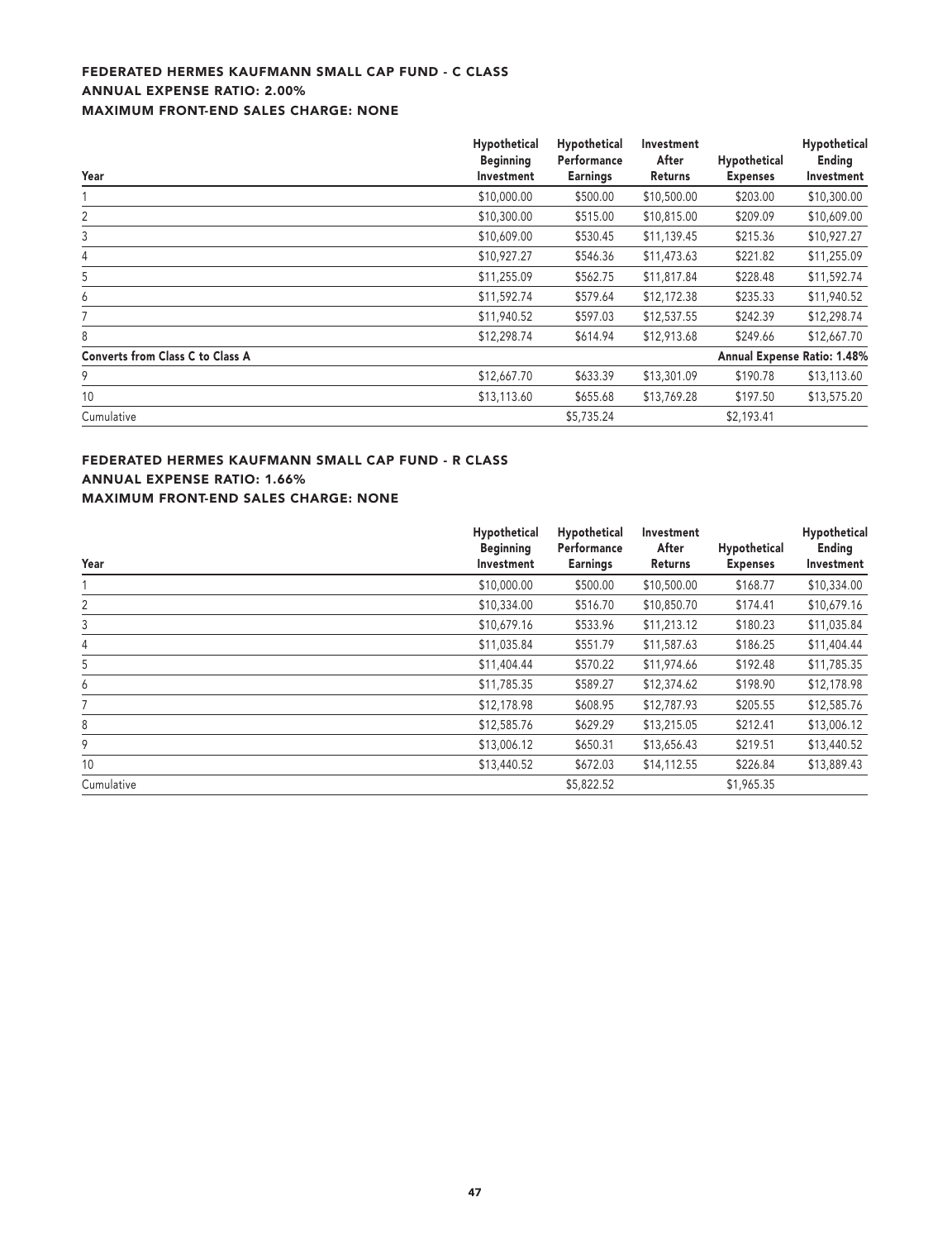### FEDERATED HERMES KAUFMANN SMALL CAP FUND - C CLASS
### ANNUAL EXPENSE RATIO: 2.00%
### MAXIMUM FRONT-END SALES CHARGE: NONE

| Year | Hypothetical Beginning Investment | Hypothetical Performance Earnings | Investment After Returns | Hypothetical Expenses | Hypothetical Ending Investment |
|---|---|---|---|---|---|
| 1 | $10,000.00 | $500.00 | $10,500.00 | $203.00 | $10,300.00 |
| 2 | $10,300.00 | $515.00 | $10,815.00 | $209.09 | $10,609.00 |
| 3 | $10,609.00 | $530.45 | $11,139.45 | $215.36 | $10,927.27 |
| 4 | $10,927.27 | $546.36 | $11,473.63 | $221.82 | $11,255.09 |
| 5 | $11,255.09 | $562.75 | $11,817.84 | $228.48 | $11,592.74 |
| 6 | $11,592.74 | $579.64 | $12,172.38 | $235.33 | $11,940.52 |
| 7 | $11,940.52 | $597.03 | $12,537.55 | $242.39 | $12,298.74 |
| 8 | $12,298.74 | $614.94 | $12,913.68 | $249.66 | $12,667.70 |
| **Converts from Class C to Class A** | | | | **Annual Expense Ratio: 1.48%** | |
| 9 | $12,667.70 | $633.39 | $13,301.09 | $190.78 | $13,113.60 |
| 10 | $13,113.60 | $655.68 | $13,769.28 | $197.50 | $13,575.20 |
| Cumulative | | $5,735.24 | | $2,193.41 | |

### FEDERATED HERMES KAUFMANN SMALL CAP FUND - R CLASS
### ANNUAL EXPENSE RATIO: 1.66%
### MAXIMUM FRONT-END SALES CHARGE: NONE

| Year | Hypothetical Beginning Investment | Hypothetical Performance Earnings | Investment After Returns | Hypothetical Expenses | Hypothetical Ending Investment |
|---|---|---|---|---|---|
| 1 | $10,000.00 | $500.00 | $10,500.00 | $168.77 | $10,334.00 |
| 2 | $10,334.00 | $516.70 | $10,850.70 | $174.41 | $10,679.16 |
| 3 | $10,679.16 | $533.96 | $11,213.12 | $180.23 | $11,035.84 |
| 4 | $11,035.84 | $551.79 | $11,587.63 | $186.25 | $11,404.44 |
| 5 | $11,404.44 | $570.22 | $11,974.66 | $192.48 | $11,785.35 |
| 6 | $11,785.35 | $589.27 | $12,374.62 | $198.90 | $12,178.98 |
| 7 | $12,178.98 | $608.95 | $12,787.93 | $205.55 | $12,585.76 |
| 8 | $12,585.76 | $629.29 | $13,215.05 | $212.41 | $13,006.12 |
| 9 | $13,006.12 | $650.31 | $13,656.43 | $219.51 | $13,440.52 |
| 10 | $13,440.52 | $672.03 | $14,112.55 | $226.84 | $13,889.43 |
| Cumulative | | $5,822.52 | | $1,965.35 | |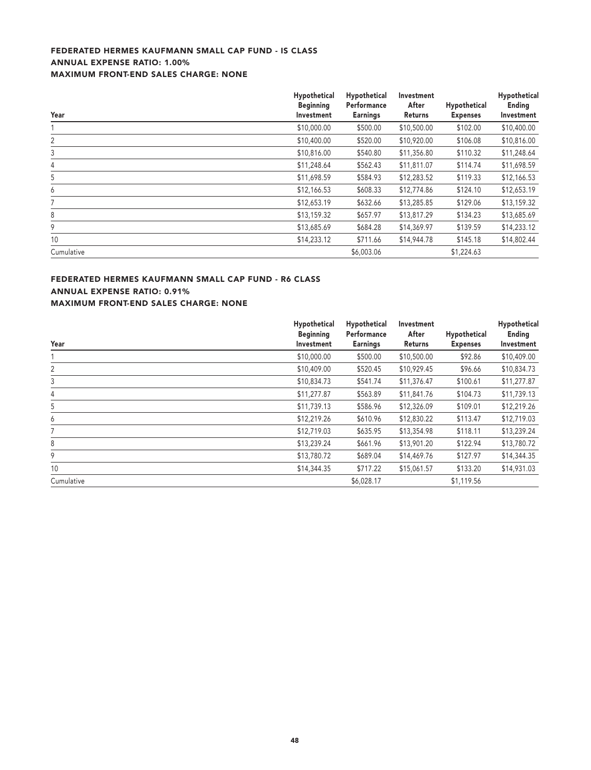**FEDERATED HERMES KAUFMANN SMALL CAP FUND - IS CLASS**
**ANNUAL EXPENSE RATIO: 1.00%**
**MAXIMUM FRONT-END SALES CHARGE: NONE**

| Year | Hypothetical Beginning Investment | Hypothetical Performance Earnings | Investment After Returns | Hypothetical Expenses | Hypothetical Ending Investment |
|---|---|---|---|---|---|
| 1 | $10,000.00 | $500.00 | $10,500.00 | $102.00 | $10,400.00 |
| 2 | $10,400.00 | $520.00 | $10,920.00 | $106.08 | $10,816.00 |
| 3 | $10,816.00 | $540.80 | $11,356.80 | $110.32 | $11,248.64 |
| 4 | $11,248.64 | $562.43 | $11,811.07 | $114.74 | $11,698.59 |
| 5 | $11,698.59 | $584.93 | $12,283.52 | $119.33 | $12,166.53 |
| 6 | $12,166.53 | $608.33 | $12,774.86 | $124.10 | $12,653.19 |
| 7 | $12,653.19 | $632.66 | $13,285.85 | $129.06 | $13,159.32 |
| 8 | $13,159.32 | $657.97 | $13,817.29 | $134.23 | $13,685.69 |
| 9 | $13,685.69 | $684.28 | $14,369.97 | $139.59 | $14,233.12 |
| 10 | $14,233.12 | $711.66 | $14,944.78 | $145.18 | $14,802.44 |
| Cumulative | | $6,003.06 | | $1,224.63 | |

**FEDERATED HERMES KAUFMANN SMALL CAP FUND - R6 CLASS**
**ANNUAL EXPENSE RATIO: 0.91%**
**MAXIMUM FRONT-END SALES CHARGE: NONE**

| Year | Hypothetical Beginning Investment | Hypothetical Performance Earnings | Investment After Returns | Hypothetical Expenses | Hypothetical Ending Investment |
|---|---|---|---|---|---|
| 1 | $10,000.00 | $500.00 | $10,500.00 | $92.86 | $10,409.00 |
| 2 | $10,409.00 | $520.45 | $10,929.45 | $96.66 | $10,834.73 |
| 3 | $10,834.73 | $541.74 | $11,376.47 | $100.61 | $11,277.87 |
| 4 | $11,277.87 | $563.89 | $11,841.76 | $104.73 | $11,739.13 |
| 5 | $11,739.13 | $586.96 | $12,326.09 | $109.01 | $12,219.26 |
| 6 | $12,219.26 | $610.96 | $12,830.22 | $113.47 | $12,719.03 |
| 7 | $12,719.03 | $635.95 | $13,354.98 | $118.11 | $13,239.24 |
| 8 | $13,239.24 | $661.96 | $13,901.20 | $122.94 | $13,780.72 |
| 9 | $13,780.72 | $689.04 | $14,469.76 | $127.97 | $14,344.35 |
| 10 | $14,344.35 | $717.22 | $15,061.57 | $133.20 | $14,931.03 |
| Cumulative | | $6,028.17 | | $1,119.56 | |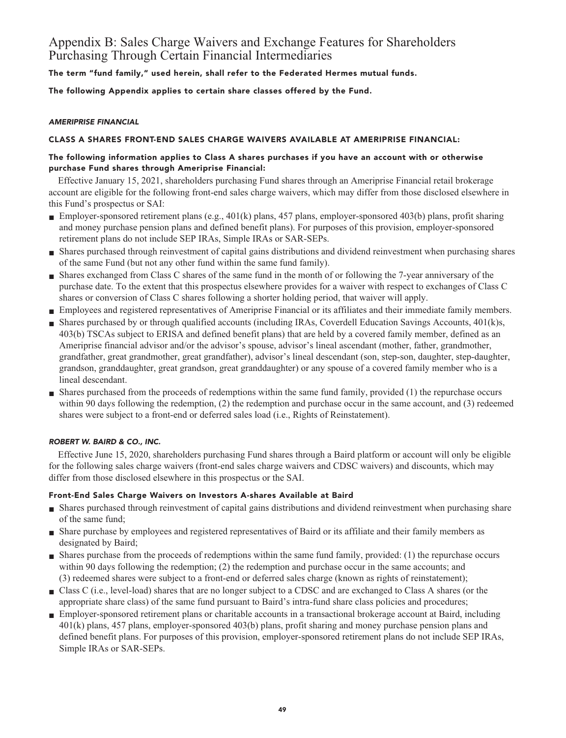# Appendix B: Sales Charge Waivers and Exchange Features for Shareholders Purchasing Through Certain Financial Intermediaries

**The term "fund family," used herein, shall refer to the Federated Hermes mutual funds.**

**The following Appendix applies to certain share classes offered by the Fund.**

### *AMERIPRISE FINANCIAL*

#### CLASS A SHARES FRONT-END SALES CHARGE WAIVERS AVAILABLE AT AMERIPRISE FINANCIAL:

**The following information applies to Class A shares purchases if you have an account with or otherwise purchase Fund shares through Ameriprise Financial:**

Effective January 15, 2021, shareholders purchasing Fund shares through an Ameriprise Financial retail brokerage account are eligible for the following front-end sales charge waivers, which may differ from those disclosed elsewhere in this Fund's prospectus or SAI:

- Employer-sponsored retirement plans (e.g., 401(k) plans, 457 plans, employer-sponsored 403(b) plans, profit sharing and money purchase pension plans and defined benefit plans). For purposes of this provision, employer-sponsored retirement plans do not include SEP IRAs, Simple IRAs or SAR-SEPs.
- Shares purchased through reinvestment of capital gains distributions and dividend reinvestment when purchasing shares of the same Fund (but not any other fund within the same fund family).
- Shares exchanged from Class C shares of the same fund in the month of or following the 7-year anniversary of the purchase date. To the extent that this prospectus elsewhere provides for a waiver with respect to exchanges of Class C shares or conversion of Class C shares following a shorter holding period, that waiver will apply.
- Employees and registered representatives of Ameriprise Financial or its affiliates and their immediate family members.
- Shares purchased by or through qualified accounts (including IRAs, Coverdell Education Savings Accounts, 401(k)s, 403(b) TSCAs subject to ERISA and defined benefit plans) that are held by a covered family member, defined as an Ameriprise financial advisor and/or the advisor's spouse, advisor's lineal ascendant (mother, father, grandmother, grandfather, great grandmother, great grandfather), advisor's lineal descendant (son, step-son, daughter, step-daughter, grandson, granddaughter, great grandson, great granddaughter) or any spouse of a covered family member who is a lineal descendant.
- Shares purchased from the proceeds of redemptions within the same fund family, provided (1) the repurchase occurs within 90 days following the redemption, (2) the redemption and purchase occur in the same account, and (3) redeemed shares were subject to a front-end or deferred sales load (i.e., Rights of Reinstatement).

### *ROBERT W. BAIRD & CO., INC.*

Effective June 15, 2020, shareholders purchasing Fund shares through a Baird platform or account will only be eligible for the following sales charge waivers (front-end sales charge waivers and CDSC waivers) and discounts, which may differ from those disclosed elsewhere in this prospectus or the SAI.

#### Front-End Sales Charge Waivers on Investors A-shares Available at Baird

- Shares purchased through reinvestment of capital gains distributions and dividend reinvestment when purchasing share of the same fund;
- Share purchase by employees and registered representatives of Baird or its affiliate and their family members as designated by Baird;
- Shares purchase from the proceeds of redemptions within the same fund family, provided: (1) the repurchase occurs within 90 days following the redemption; (2) the redemption and purchase occur in the same accounts; and (3) redeemed shares were subject to a front-end or deferred sales charge (known as rights of reinstatement);
- Class C (i.e., level-load) shares that are no longer subject to a CDSC and are exchanged to Class A shares (or the appropriate share class) of the same fund pursuant to Baird's intra-fund share class policies and procedures;
- Employer-sponsored retirement plans or charitable accounts in a transactional brokerage account at Baird, including 401(k) plans, 457 plans, employer-sponsored 403(b) plans, profit sharing and money purchase pension plans and defined benefit plans. For purposes of this provision, employer-sponsored retirement plans do not include SEP IRAs, Simple IRAs or SAR-SEPs.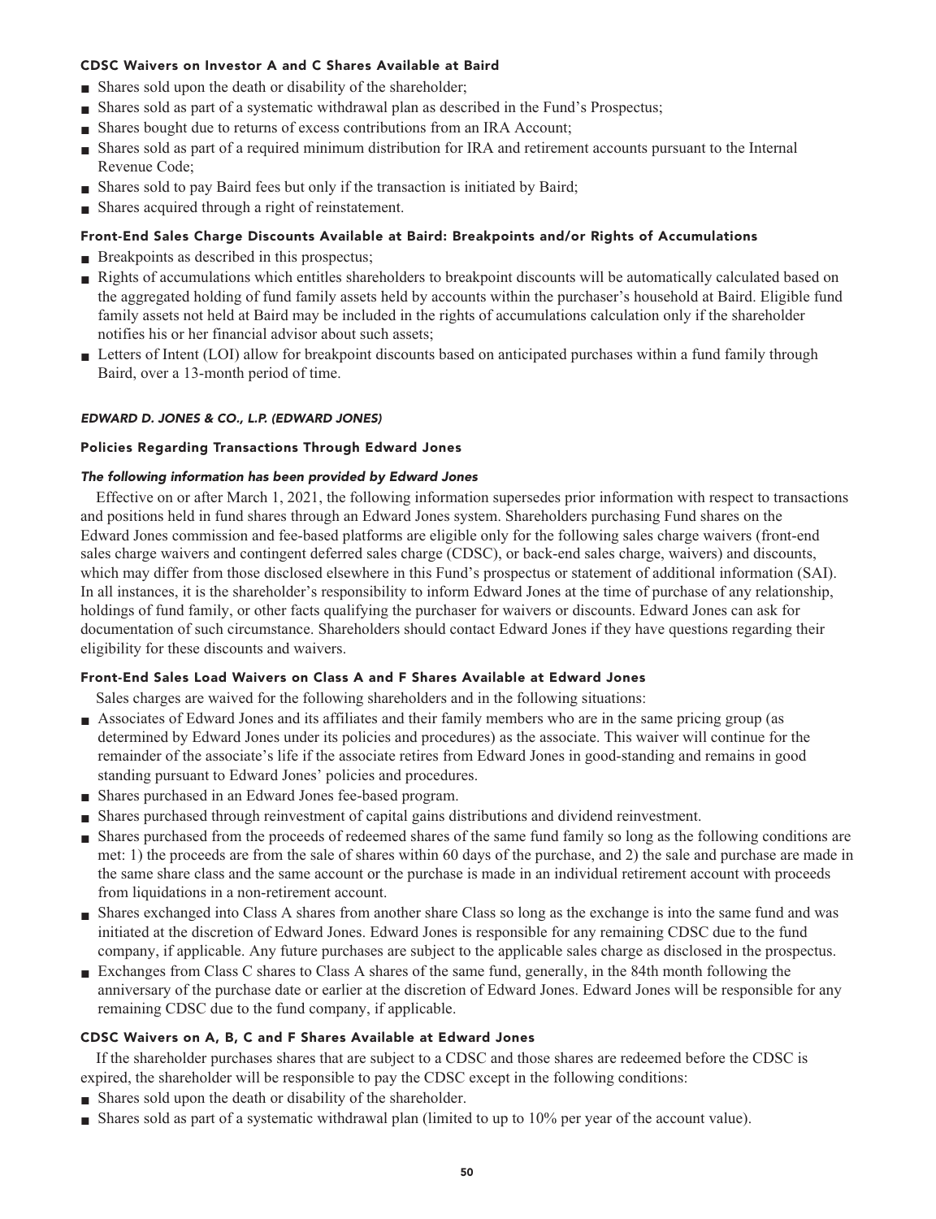#### CDSC Waivers on Investor A and C Shares Available at Baird

- Shares sold upon the death or disability of the shareholder;
- Shares sold as part of a systematic withdrawal plan as described in the Fund's Prospectus;
- Shares bought due to returns of excess contributions from an IRA Account;
- Shares sold as part of a required minimum distribution for IRA and retirement accounts pursuant to the Internal Revenue Code;
- Shares sold to pay Baird fees but only if the transaction is initiated by Baird;
- Shares acquired through a right of reinstatement.

#### Front-End Sales Charge Discounts Available at Baird: Breakpoints and/or Rights of Accumulations

- Breakpoints as described in this prospectus;
- Rights of accumulations which entitles shareholders to breakpoint discounts will be automatically calculated based on the aggregated holding of fund family assets held by accounts within the purchaser's household at Baird. Eligible fund family assets not held at Baird may be included in the rights of accumulations calculation only if the shareholder notifies his or her financial advisor about such assets;
- Letters of Intent (LOI) allow for breakpoint discounts based on anticipated purchases within a fund family through Baird, over a 13-month period of time.

### *EDWARD D. JONES & CO., L.P. (EDWARD JONES)*

#### Policies Regarding Transactions Through Edward Jones

##### *The following information has been provided by Edward Jones*

Effective on or after March 1, 2021, the following information supersedes prior information with respect to transactions and positions held in fund shares through an Edward Jones system. Shareholders purchasing Fund shares on the Edward Jones commission and fee-based platforms are eligible only for the following sales charge waivers (front-end sales charge waivers and contingent deferred sales charge (CDSC), or back-end sales charge, waivers) and discounts, which may differ from those disclosed elsewhere in this Fund's prospectus or statement of additional information (SAI). In all instances, it is the shareholder's responsibility to inform Edward Jones at the time of purchase of any relationship, holdings of fund family, or other facts qualifying the purchaser for waivers or discounts. Edward Jones can ask for documentation of such circumstance. Shareholders should contact Edward Jones if they have questions regarding their eligibility for these discounts and waivers.

#### Front-End Sales Load Waivers on Class A and F Shares Available at Edward Jones

Sales charges are waived for the following shareholders and in the following situations:

- Associates of Edward Jones and its affiliates and their family members who are in the same pricing group (as determined by Edward Jones under its policies and procedures) as the associate. This waiver will continue for the remainder of the associate's life if the associate retires from Edward Jones in good-standing and remains in good standing pursuant to Edward Jones' policies and procedures.
- Shares purchased in an Edward Jones fee-based program.
- Shares purchased through reinvestment of capital gains distributions and dividend reinvestment.
- Shares purchased from the proceeds of redeemed shares of the same fund family so long as the following conditions are met: 1) the proceeds are from the sale of shares within 60 days of the purchase, and 2) the sale and purchase are made in the same share class and the same account or the purchase is made in an individual retirement account with proceeds from liquidations in a non-retirement account.
- Shares exchanged into Class A shares from another share Class so long as the exchange is into the same fund and was initiated at the discretion of Edward Jones. Edward Jones is responsible for any remaining CDSC due to the fund company, if applicable. Any future purchases are subject to the applicable sales charge as disclosed in the prospectus.
- Exchanges from Class C shares to Class A shares of the same fund, generally, in the 84th month following the anniversary of the purchase date or earlier at the discretion of Edward Jones. Edward Jones will be responsible for any remaining CDSC due to the fund company, if applicable.

#### CDSC Waivers on A, B, C and F Shares Available at Edward Jones

If the shareholder purchases shares that are subject to a CDSC and those shares are redeemed before the CDSC is expired, the shareholder will be responsible to pay the CDSC except in the following conditions:

- Shares sold upon the death or disability of the shareholder.
- Shares sold as part of a systematic withdrawal plan (limited to up to 10% per year of the account value).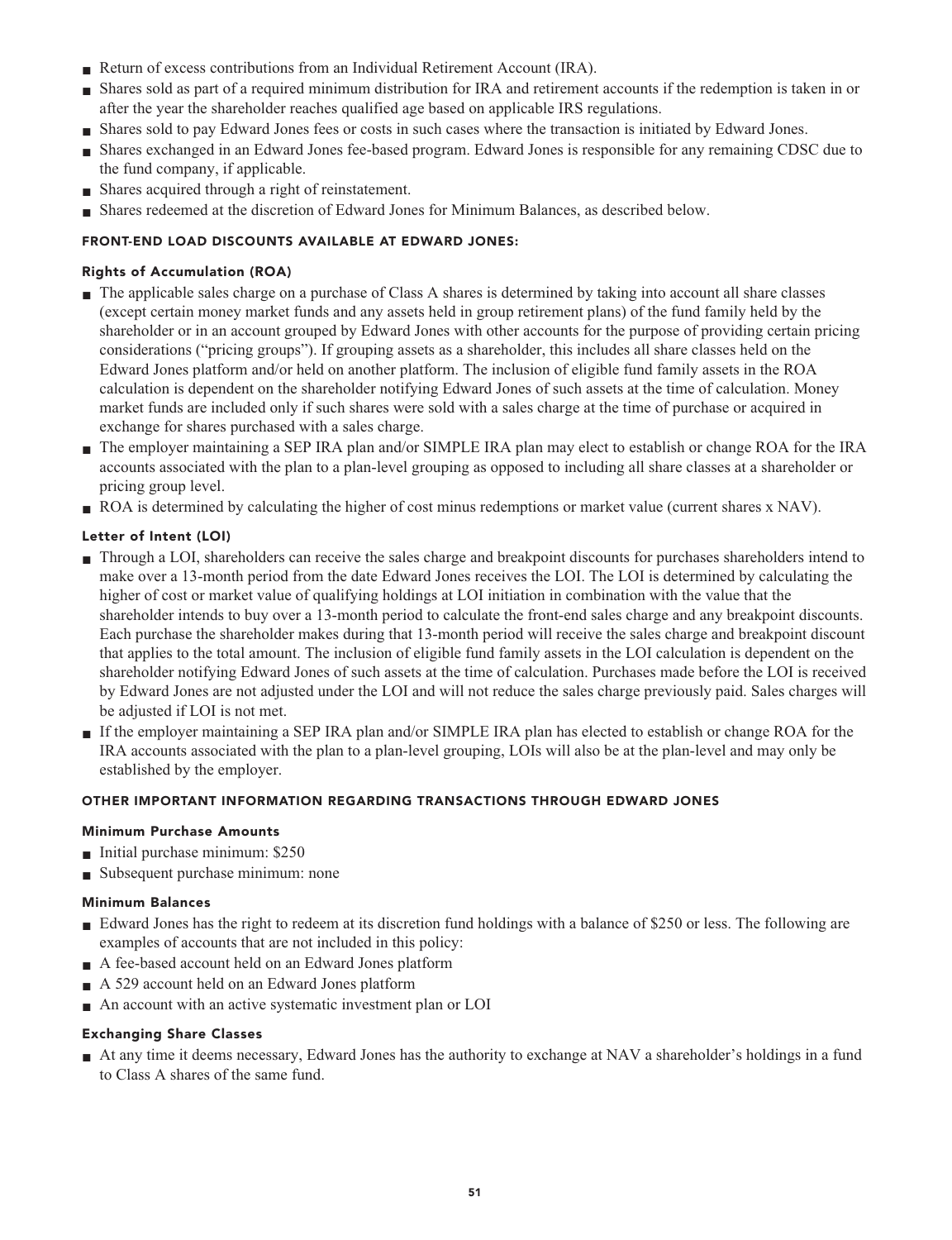- Return of excess contributions from an Individual Retirement Account (IRA).
- Shares sold as part of a required minimum distribution for IRA and retirement accounts if the redemption is taken in or after the year the shareholder reaches qualified age based on applicable IRS regulations.
- Shares sold to pay Edward Jones fees or costs in such cases where the transaction is initiated by Edward Jones.
- Shares exchanged in an Edward Jones fee-based program. Edward Jones is responsible for any remaining CDSC due to the fund company, if applicable.
- Shares acquired through a right of reinstatement.
- Shares redeemed at the discretion of Edward Jones for Minimum Balances, as described below.

## FRONT-END LOAD DISCOUNTS AVAILABLE AT EDWARD JONES:

### Rights of Accumulation (ROA)

- The applicable sales charge on a purchase of Class A shares is determined by taking into account all share classes (except certain money market funds and any assets held in group retirement plans) of the fund family held by the shareholder or in an account grouped by Edward Jones with other accounts for the purpose of providing certain pricing considerations ("pricing groups"). If grouping assets as a shareholder, this includes all share classes held on the Edward Jones platform and/or held on another platform. The inclusion of eligible fund family assets in the ROA calculation is dependent on the shareholder notifying Edward Jones of such assets at the time of calculation. Money market funds are included only if such shares were sold with a sales charge at the time of purchase or acquired in exchange for shares purchased with a sales charge.
- The employer maintaining a SEP IRA plan and/or SIMPLE IRA plan may elect to establish or change ROA for the IRA accounts associated with the plan to a plan-level grouping as opposed to including all share classes at a shareholder or pricing group level.
- ROA is determined by calculating the higher of cost minus redemptions or market value (current shares x NAV).

### Letter of Intent (LOI)

- Through a LOI, shareholders can receive the sales charge and breakpoint discounts for purchases shareholders intend to make over a 13-month period from the date Edward Jones receives the LOI. The LOI is determined by calculating the higher of cost or market value of qualifying holdings at LOI initiation in combination with the value that the shareholder intends to buy over a 13-month period to calculate the front-end sales charge and any breakpoint discounts. Each purchase the shareholder makes during that 13-month period will receive the sales charge and breakpoint discount that applies to the total amount. The inclusion of eligible fund family assets in the LOI calculation is dependent on the shareholder notifying Edward Jones of such assets at the time of calculation. Purchases made before the LOI is received by Edward Jones are not adjusted under the LOI and will not reduce the sales charge previously paid. Sales charges will be adjusted if LOI is not met.
- If the employer maintaining a SEP IRA plan and/or SIMPLE IRA plan has elected to establish or change ROA for the IRA accounts associated with the plan to a plan-level grouping, LOIs will also be at the plan-level and may only be established by the employer.

## OTHER IMPORTANT INFORMATION REGARDING TRANSACTIONS THROUGH EDWARD JONES

### Minimum Purchase Amounts

- Initial purchase minimum: $250
- Subsequent purchase minimum: none

### Minimum Balances

- Edward Jones has the right to redeem at its discretion fund holdings with a balance of $250 or less. The following are examples of accounts that are not included in this policy:
- A fee-based account held on an Edward Jones platform
- A 529 account held on an Edward Jones platform
- An account with an active systematic investment plan or LOI

### Exchanging Share Classes

- At any time it deems necessary, Edward Jones has the authority to exchange at NAV a shareholder's holdings in a fund to Class A shares of the same fund.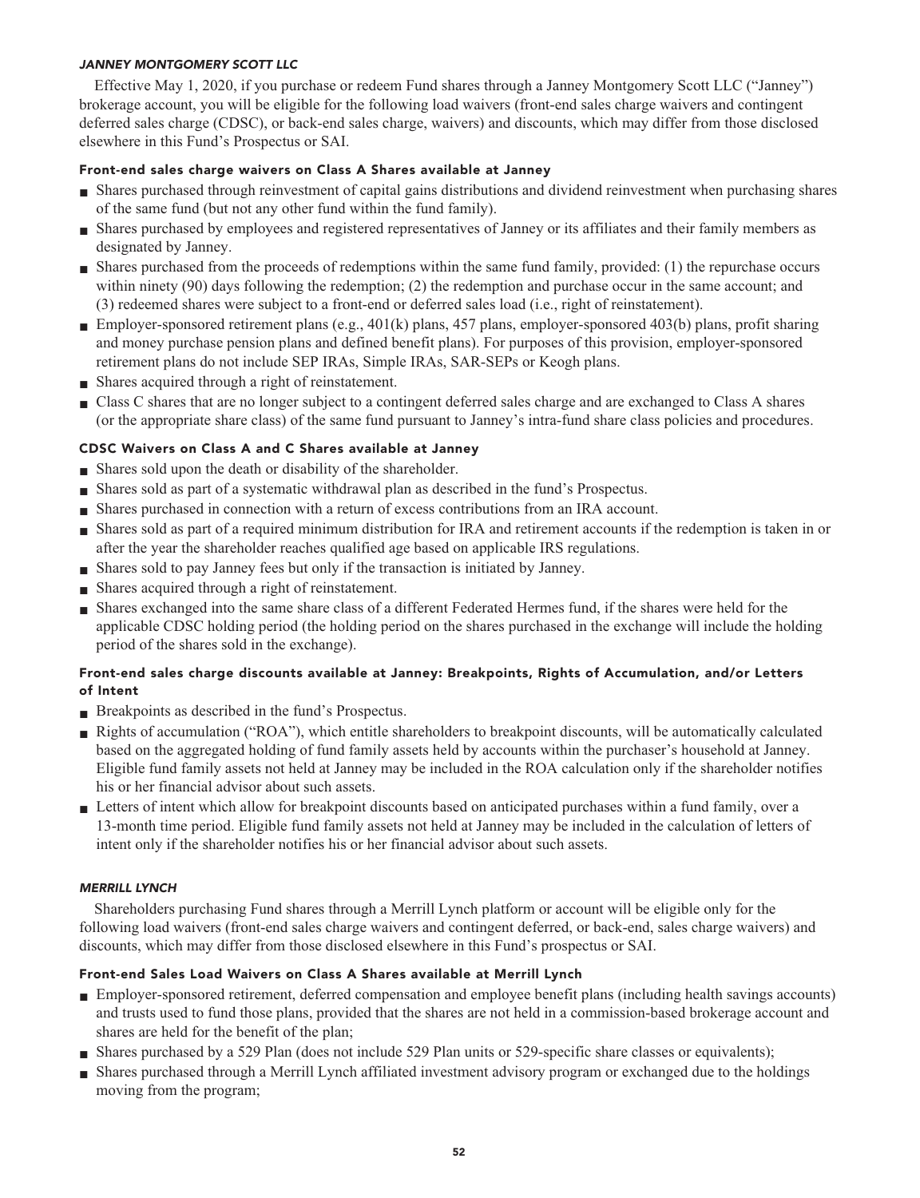#### *JANNEY MONTGOMERY SCOTT LLC*

Effective May 1, 2020, if you purchase or redeem Fund shares through a Janney Montgomery Scott LLC ("Janney") brokerage account, you will be eligible for the following load waivers (front-end sales charge waivers and contingent deferred sales charge (CDSC), or back-end sales charge, waivers) and discounts, which may differ from those disclosed elsewhere in this Fund's Prospectus or SAI.

#### Front-end sales charge waivers on Class A Shares available at Janney

- Shares purchased through reinvestment of capital gains distributions and dividend reinvestment when purchasing shares of the same fund (but not any other fund within the fund family).
- Shares purchased by employees and registered representatives of Janney or its affiliates and their family members as designated by Janney.
- Shares purchased from the proceeds of redemptions within the same fund family, provided: (1) the repurchase occurs within ninety (90) days following the redemption; (2) the redemption and purchase occur in the same account; and (3) redeemed shares were subject to a front-end or deferred sales load (i.e., right of reinstatement).
- Employer-sponsored retirement plans (e.g., 401(k) plans, 457 plans, employer-sponsored 403(b) plans, profit sharing and money purchase pension plans and defined benefit plans). For purposes of this provision, employer-sponsored retirement plans do not include SEP IRAs, Simple IRAs, SAR-SEPs or Keogh plans.
- Shares acquired through a right of reinstatement.
- Class C shares that are no longer subject to a contingent deferred sales charge and are exchanged to Class A shares (or the appropriate share class) of the same fund pursuant to Janney's intra-fund share class policies and procedures.

#### CDSC Waivers on Class A and C Shares available at Janney

- Shares sold upon the death or disability of the shareholder.
- Shares sold as part of a systematic withdrawal plan as described in the fund's Prospectus.
- Shares purchased in connection with a return of excess contributions from an IRA account.
- Shares sold as part of a required minimum distribution for IRA and retirement accounts if the redemption is taken in or after the year the shareholder reaches qualified age based on applicable IRS regulations.
- Shares sold to pay Janney fees but only if the transaction is initiated by Janney.
- Shares acquired through a right of reinstatement.
- Shares exchanged into the same share class of a different Federated Hermes fund, if the shares were held for the applicable CDSC holding period (the holding period on the shares purchased in the exchange will include the holding period of the shares sold in the exchange).

#### Front-end sales charge discounts available at Janney: Breakpoints, Rights of Accumulation, and/or Letters of Intent

- Breakpoints as described in the fund's Prospectus.
- Rights of accumulation ("ROA"), which entitle shareholders to breakpoint discounts, will be automatically calculated based on the aggregated holding of fund family assets held by accounts within the purchaser's household at Janney. Eligible fund family assets not held at Janney may be included in the ROA calculation only if the shareholder notifies his or her financial advisor about such assets.
- Letters of intent which allow for breakpoint discounts based on anticipated purchases within a fund family, over a 13-month time period. Eligible fund family assets not held at Janney may be included in the calculation of letters of intent only if the shareholder notifies his or her financial advisor about such assets.

#### *MERRILL LYNCH*

Shareholders purchasing Fund shares through a Merrill Lynch platform or account will be eligible only for the following load waivers (front-end sales charge waivers and contingent deferred, or back-end, sales charge waivers) and discounts, which may differ from those disclosed elsewhere in this Fund's prospectus or SAI.

#### Front-end Sales Load Waivers on Class A Shares available at Merrill Lynch

- Employer-sponsored retirement, deferred compensation and employee benefit plans (including health savings accounts) and trusts used to fund those plans, provided that the shares are not held in a commission-based brokerage account and shares are held for the benefit of the plan;
- Shares purchased by a 529 Plan (does not include 529 Plan units or 529-specific share classes or equivalents);
- Shares purchased through a Merrill Lynch affiliated investment advisory program or exchanged due to the holdings moving from the program;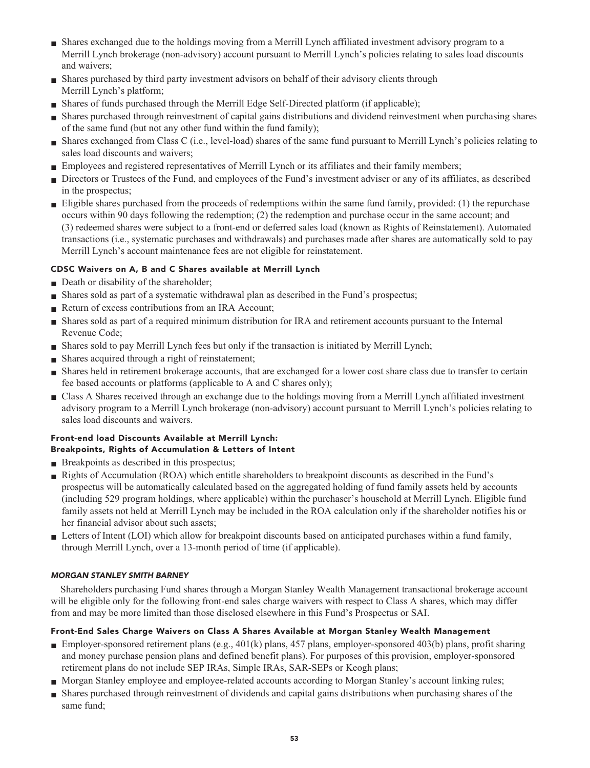- Shares exchanged due to the holdings moving from a Merrill Lynch affiliated investment advisory program to a Merrill Lynch brokerage (non-advisory) account pursuant to Merrill Lynch's policies relating to sales load discounts and waivers;
- Shares purchased by third party investment advisors on behalf of their advisory clients through Merrill Lynch's platform;
- Shares of funds purchased through the Merrill Edge Self-Directed platform (if applicable);
- Shares purchased through reinvestment of capital gains distributions and dividend reinvestment when purchasing shares of the same fund (but not any other fund within the fund family);
- Shares exchanged from Class C (i.e., level-load) shares of the same fund pursuant to Merrill Lynch's policies relating to sales load discounts and waivers;
- Employees and registered representatives of Merrill Lynch or its affiliates and their family members;
- Directors or Trustees of the Fund, and employees of the Fund's investment adviser or any of its affiliates, as described in the prospectus;
- Eligible shares purchased from the proceeds of redemptions within the same fund family, provided: (1) the repurchase occurs within 90 days following the redemption; (2) the redemption and purchase occur in the same account; and (3) redeemed shares were subject to a front-end or deferred sales load (known as Rights of Reinstatement). Automated transactions (i.e., systematic purchases and withdrawals) and purchases made after shares are automatically sold to pay Merrill Lynch's account maintenance fees are not eligible for reinstatement.

#### CDSC Waivers on A, B and C Shares available at Merrill Lynch

- Death or disability of the shareholder;
- Shares sold as part of a systematic withdrawal plan as described in the Fund's prospectus;
- Return of excess contributions from an IRA Account;
- Shares sold as part of a required minimum distribution for IRA and retirement accounts pursuant to the Internal Revenue Code;
- Shares sold to pay Merrill Lynch fees but only if the transaction is initiated by Merrill Lynch;
- Shares acquired through a right of reinstatement;
- Shares held in retirement brokerage accounts, that are exchanged for a lower cost share class due to transfer to certain fee based accounts or platforms (applicable to A and C shares only);
- Class A Shares received through an exchange due to the holdings moving from a Merrill Lynch affiliated investment advisory program to a Merrill Lynch brokerage (non-advisory) account pursuant to Merrill Lynch's policies relating to sales load discounts and waivers.

#### Front-end load Discounts Available at Merrill Lynch: Breakpoints, Rights of Accumulation & Letters of Intent

- Breakpoints as described in this prospectus;
- Rights of Accumulation (ROA) which entitle shareholders to breakpoint discounts as described in the Fund's prospectus will be automatically calculated based on the aggregated holding of fund family assets held by accounts (including 529 program holdings, where applicable) within the purchaser's household at Merrill Lynch. Eligible fund family assets not held at Merrill Lynch may be included in the ROA calculation only if the shareholder notifies his or her financial advisor about such assets;
- Letters of Intent (LOI) which allow for breakpoint discounts based on anticipated purchases within a fund family, through Merrill Lynch, over a 13-month period of time (if applicable).

### *MORGAN STANLEY SMITH BARNEY*

Shareholders purchasing Fund shares through a Morgan Stanley Wealth Management transactional brokerage account will be eligible only for the following front-end sales charge waivers with respect to Class A shares, which may differ from and may be more limited than those disclosed elsewhere in this Fund's Prospectus or SAI.

#### Front-End Sales Charge Waivers on Class A Shares Available at Morgan Stanley Wealth Management

- Employer-sponsored retirement plans (e.g., 401(k) plans, 457 plans, employer-sponsored 403(b) plans, profit sharing and money purchase pension plans and defined benefit plans). For purposes of this provision, employer-sponsored retirement plans do not include SEP IRAs, Simple IRAs, SAR-SEPs or Keogh plans;
- Morgan Stanley employee and employee-related accounts according to Morgan Stanley's account linking rules;
- Shares purchased through reinvestment of dividends and capital gains distributions when purchasing shares of the same fund;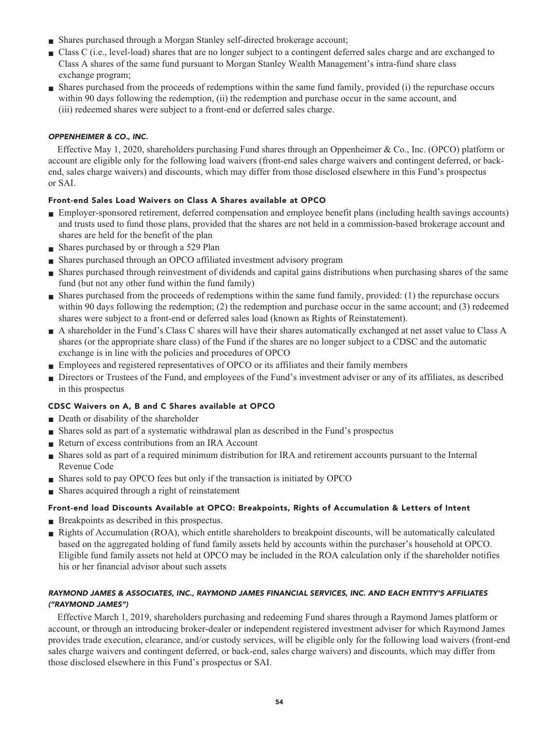- Shares purchased through a Morgan Stanley self-directed brokerage account;
- Class C (i.e., level-load) shares that are no longer subject to a contingent deferred sales charge and are exchanged to Class A shares of the same fund pursuant to Morgan Stanley Wealth Management's intra-fund share class exchange program;
- Shares purchased from the proceeds of redemptions within the same fund family, provided (i) the repurchase occurs within 90 days following the redemption, (ii) the redemption and purchase occur in the same account, and (iii) redeemed shares were subject to a front-end or deferred sales charge.

### *OPPENHEIMER & CO., INC.*

Effective May 1, 2020, shareholders purchasing Fund shares through an Oppenheimer & Co., Inc. (OPCO) platform or account are eligible only for the following load waivers (front-end sales charge waivers and contingent deferred, or back-end, sales charge waivers) and discounts, which may differ from those disclosed elsewhere in this Fund's prospectus or SAI.

#### Front-end Sales Load Waivers on Class A Shares available at OPCO

- Employer-sponsored retirement, deferred compensation and employee benefit plans (including health savings accounts) and trusts used to fund those plans, provided that the shares are not held in a commission-based brokerage account and shares are held for the benefit of the plan
- Shares purchased by or through a 529 Plan
- Shares purchased through an OPCO affiliated investment advisory program
- Shares purchased through reinvestment of dividends and capital gains distributions when purchasing shares of the same fund (but not any other fund within the fund family)
- Shares purchased from the proceeds of redemptions within the same fund family, provided: (1) the repurchase occurs within 90 days following the redemption; (2) the redemption and purchase occur in the same account; and (3) redeemed shares were subject to a front-end or deferred sales load (known as Rights of Reinstatement).
- A shareholder in the Fund's Class C shares will have their shares automatically exchanged at net asset value to Class A shares (or the appropriate share class) of the Fund if the shares are no longer subject to a CDSC and the automatic exchange is in line with the policies and procedures of OPCO
- Employees and registered representatives of OPCO or its affiliates and their family members
- Directors or Trustees of the Fund, and employees of the Fund's investment adviser or any of its affiliates, as described in this prospectus

#### CDSC Waivers on A, B and C Shares available at OPCO

- Death or disability of the shareholder
- Shares sold as part of a systematic withdrawal plan as described in the Fund's prospectus
- Return of excess contributions from an IRA Account
- Shares sold as part of a required minimum distribution for IRA and retirement accounts pursuant to the Internal Revenue Code
- Shares sold to pay OPCO fees but only if the transaction is initiated by OPCO
- Shares acquired through a right of reinstatement

#### Front-end load Discounts Available at OPCO: Breakpoints, Rights of Accumulation & Letters of Intent

- Breakpoints as described in this prospectus.
- Rights of Accumulation (ROA), which entitle shareholders to breakpoint discounts, will be automatically calculated based on the aggregated holding of fund family assets held by accounts within the purchaser's household at OPCO. Eligible fund family assets not held at OPCO may be included in the ROA calculation only if the shareholder notifies his or her financial advisor about such assets

### *RAYMOND JAMES & ASSOCIATES, INC., RAYMOND JAMES FINANCIAL SERVICES, INC. AND EACH ENTITY'S AFFILIATES ("RAYMOND JAMES")*

Effective March 1, 2019, shareholders purchasing and redeeming Fund shares through a Raymond James platform or account, or through an introducing broker-dealer or independent registered investment adviser for which Raymond James provides trade execution, clearance, and/or custody services, will be eligible only for the following load waivers (front-end sales charge waivers and contingent deferred, or back-end, sales charge waivers) and discounts, which may differ from those disclosed elsewhere in this Fund's prospectus or SAI.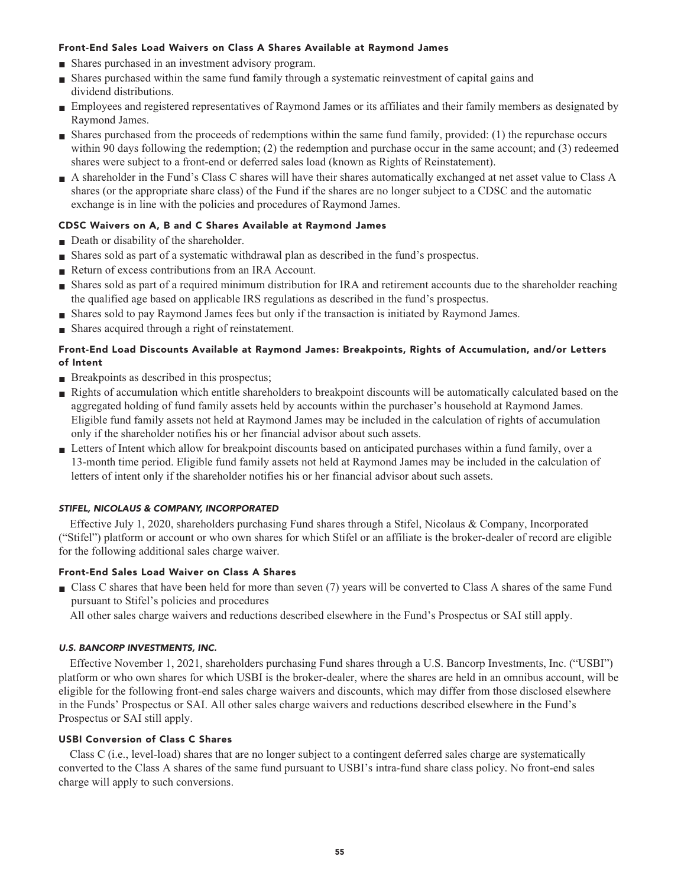#### Front-End Sales Load Waivers on Class A Shares Available at Raymond James

- Shares purchased in an investment advisory program.
- Shares purchased within the same fund family through a systematic reinvestment of capital gains and dividend distributions.
- Employees and registered representatives of Raymond James or its affiliates and their family members as designated by Raymond James.
- Shares purchased from the proceeds of redemptions within the same fund family, provided: (1) the repurchase occurs within 90 days following the redemption; (2) the redemption and purchase occur in the same account; and (3) redeemed shares were subject to a front-end or deferred sales load (known as Rights of Reinstatement).
- A shareholder in the Fund's Class C shares will have their shares automatically exchanged at net asset value to Class A shares (or the appropriate share class) of the Fund if the shares are no longer subject to a CDSC and the automatic exchange is in line with the policies and procedures of Raymond James.

#### CDSC Waivers on A, B and C Shares Available at Raymond James

- Death or disability of the shareholder.
- Shares sold as part of a systematic withdrawal plan as described in the fund's prospectus.
- Return of excess contributions from an IRA Account.
- Shares sold as part of a required minimum distribution for IRA and retirement accounts due to the shareholder reaching the qualified age based on applicable IRS regulations as described in the fund's prospectus.
- Shares sold to pay Raymond James fees but only if the transaction is initiated by Raymond James.
- Shares acquired through a right of reinstatement.

#### Front-End Load Discounts Available at Raymond James: Breakpoints, Rights of Accumulation, and/or Letters of Intent

- Breakpoints as described in this prospectus;
- Rights of accumulation which entitle shareholders to breakpoint discounts will be automatically calculated based on the aggregated holding of fund family assets held by accounts within the purchaser's household at Raymond James. Eligible fund family assets not held at Raymond James may be included in the calculation of rights of accumulation only if the shareholder notifies his or her financial advisor about such assets.
- Letters of Intent which allow for breakpoint discounts based on anticipated purchases within a fund family, over a 13-month time period. Eligible fund family assets not held at Raymond James may be included in the calculation of letters of intent only if the shareholder notifies his or her financial advisor about such assets.

### *STIFEL, NICOLAUS & COMPANY, INCORPORATED*

Effective July 1, 2020, shareholders purchasing Fund shares through a Stifel, Nicolaus & Company, Incorporated ("Stifel") platform or account or who own shares for which Stifel or an affiliate is the broker-dealer of record are eligible for the following additional sales charge waiver.

#### Front-End Sales Load Waiver on Class A Shares

- Class C shares that have been held for more than seven (7) years will be converted to Class A shares of the same Fund pursuant to Stifel's policies and procedures

All other sales charge waivers and reductions described elsewhere in the Fund's Prospectus or SAI still apply.

### *U.S. BANCORP INVESTMENTS, INC.*

Effective November 1, 2021, shareholders purchasing Fund shares through a U.S. Bancorp Investments, Inc. ("USBI") platform or who own shares for which USBI is the broker-dealer, where the shares are held in an omnibus account, will be eligible for the following front-end sales charge waivers and discounts, which may differ from those disclosed elsewhere in the Funds' Prospectus or SAI. All other sales charge waivers and reductions described elsewhere in the Fund's Prospectus or SAI still apply.

#### USBI Conversion of Class C Shares

Class C (i.e., level-load) shares that are no longer subject to a contingent deferred sales charge are systematically converted to the Class A shares of the same fund pursuant to USBI's intra-fund share class policy. No front-end sales charge will apply to such conversions.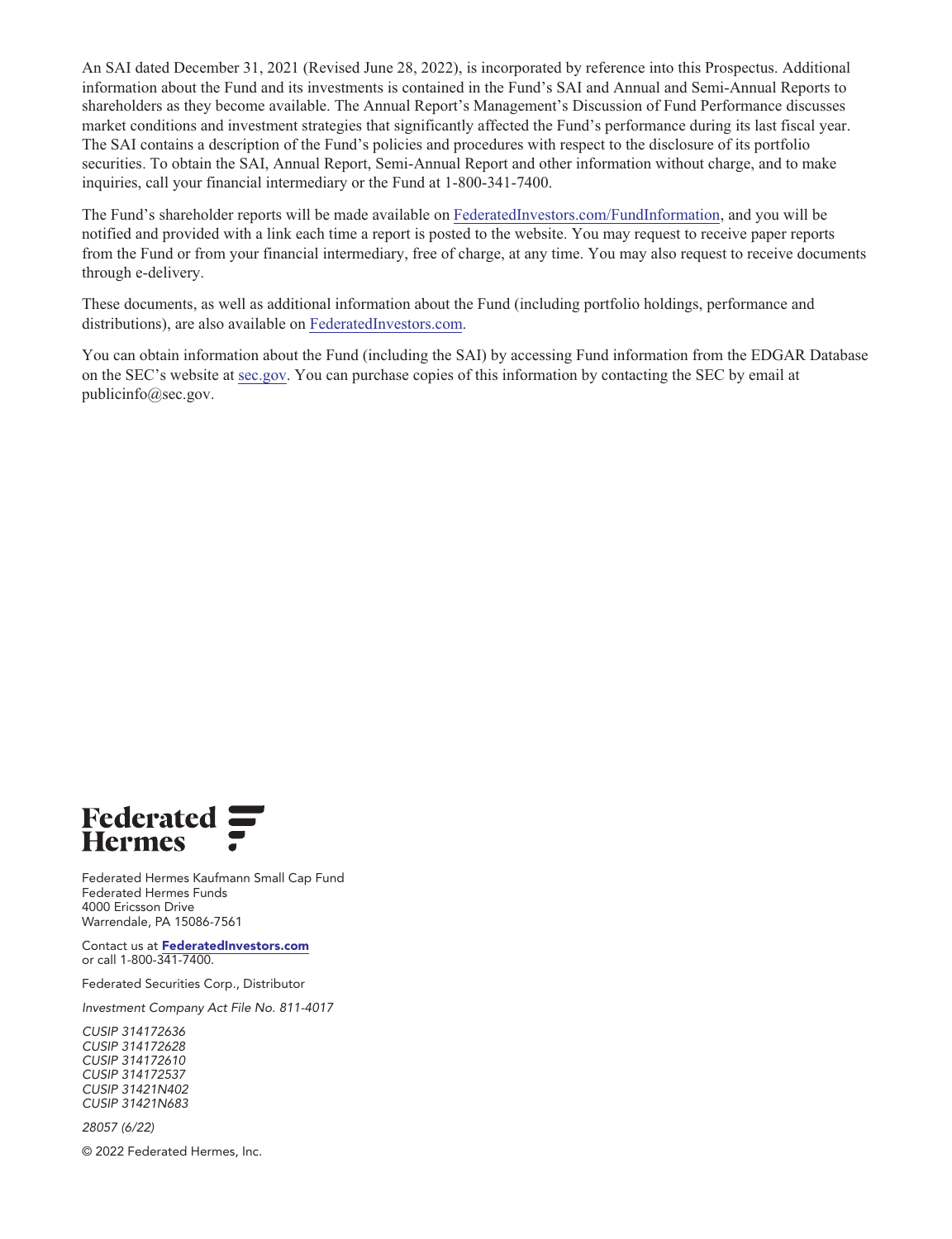An SAI dated December 31, 2021 (Revised June 28, 2022), is incorporated by reference into this Prospectus. Additional information about the Fund and its investments is contained in the Fund's SAI and Annual and Semi-Annual Reports to shareholders as they become available. The Annual Report's Management's Discussion of Fund Performance discusses market conditions and investment strategies that significantly affected the Fund's performance during its last fiscal year. The SAI contains a description of the Fund's policies and procedures with respect to the disclosure of its portfolio securities. To obtain the SAI, Annual Report, Semi-Annual Report and other information without charge, and to make inquiries, call your financial intermediary or the Fund at 1-800-341-7400.

The Fund's shareholder reports will be made available on FederatedInvestors.com/FundInformation, and you will be notified and provided with a link each time a report is posted to the website. You may request to receive paper reports from the Fund or from your financial intermediary, free of charge, at any time. You may also request to receive documents through e-delivery.

These documents, as well as additional information about the Fund (including portfolio holdings, performance and distributions), are also available on FederatedInvestors.com.

You can obtain information about the Fund (including the SAI) by accessing Fund information from the EDGAR Database on the SEC's website at sec.gov. You can purchase copies of this information by contacting the SEC by email at publicinfo@sec.gov.

**Federated Hermes**

Federated Hermes Kaufmann Small Cap Fund
Federated Hermes Funds
4000 Ericsson Drive
Warrendale, PA 15086-7561

Contact us at **FederatedInvestors.com**
or call 1-800-341-7400.

Federated Securities Corp., Distributor

*Investment Company Act File No. 811-4017*

*CUSIP 314172636*
*CUSIP 314172628*
*CUSIP 314172610*
*CUSIP 314172537*
*CUSIP 31421N402*
*CUSIP 31421N683*

*28057 (6/22)*

© 2022 Federated Hermes, Inc.